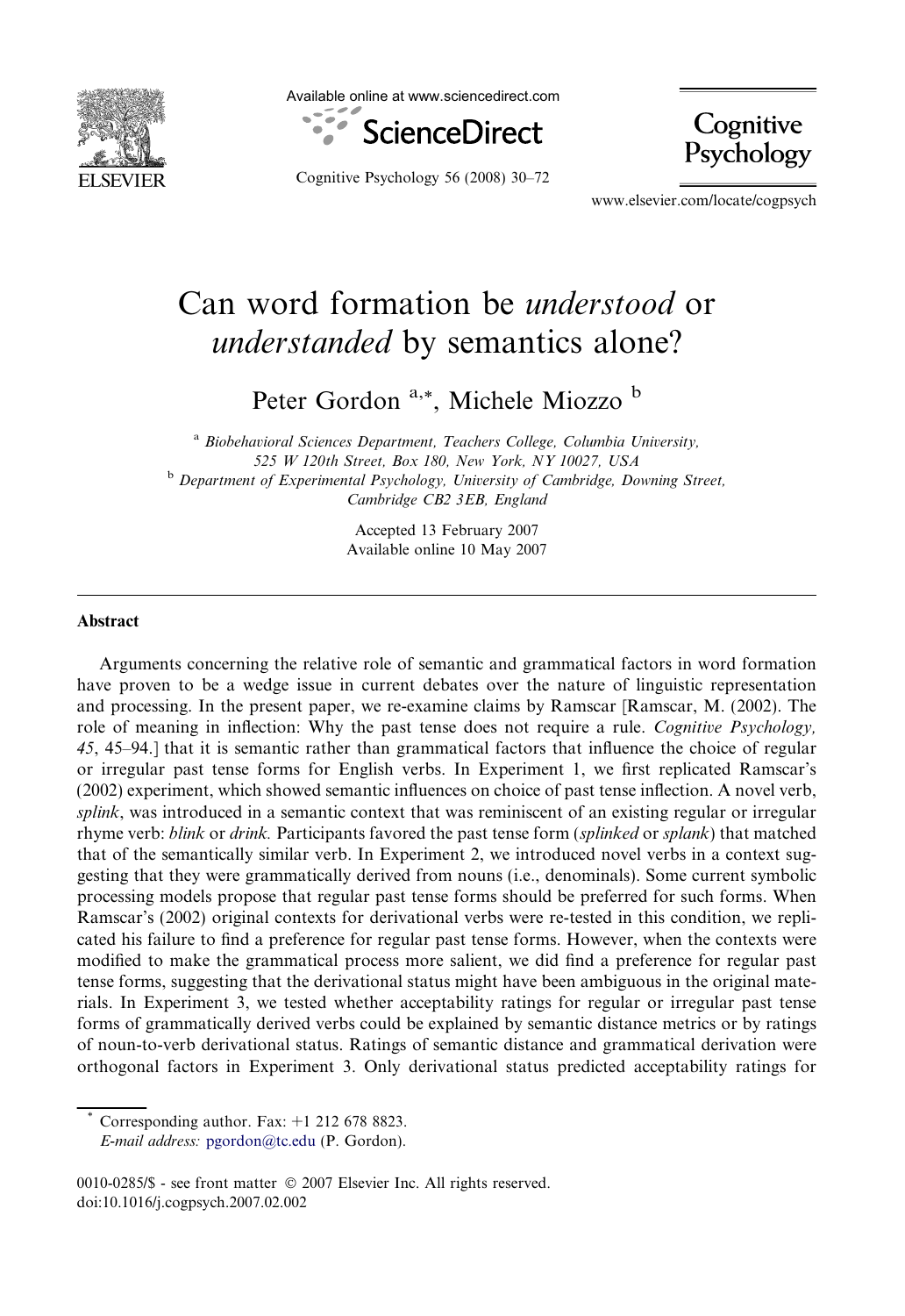# Can word formation be *understood* or *understanded* by semantics alone?

Peter Gordon [a,*], Michele Miozzo [b]

[a] Biobehavioral Sciences Department, Teachers College, Columbia University, 525 W 120th Street, Box 180, New York, NY 10027, USA

[b] Department of Experimental Psychology, University of Cambridge, Downing Street, Cambridge CB2 3EB, England

Accepted 13 February 2007
Available online 10 May 2007

## Abstract

Arguments concerning the relative role of semantic and grammatical factors in word formation have proven to be a wedge issue in current debates over the nature of linguistic representation and processing. In the present paper, we re-examine claims by Ramscar [Ramscar, M. (2002). The role of meaning in inflection: Why the past tense does not require a rule. *Cognitive Psychology, 45*, 45–94.] that it is semantic rather than grammatical factors that influence the choice of regular or irregular past tense forms for English verbs. In Experiment 1, we first replicated Ramscar's (2002) experiment, which showed semantic influences on choice of past tense inflection. A novel verb, *splink*, was introduced in a semantic context that was reminiscent of an existing regular or irregular rhyme verb: *blink* or *drink.* Participants favored the past tense form (*splinked* or *splank*) that matched that of the semantically similar verb. In Experiment 2, we introduced novel verbs in a context suggesting that they were grammatically derived from nouns (i.e., denominals). Some current symbolic processing models propose that regular past tense forms should be preferred for such forms. When Ramscar's (2002) original contexts for derivational verbs were re-tested in this condition, we replicated his failure to find a preference for regular past tense forms. However, when the contexts were modified to make the grammatical process more salient, we did find a preference for regular past tense forms, suggesting that the derivational status might have been ambiguous in the original materials. In Experiment 3, we tested whether acceptability ratings for regular or irregular past tense forms of grammatically derived verbs could be explained by semantic distance metrics or by ratings of noun-to-verb derivational status. Ratings of semantic distance and grammatical derivation were orthogonal factors in Experiment 3. Only derivational status predicted acceptability ratings for

* Corresponding author. Fax: +1 212 678 8823.
*E-mail address:* pgordon@tc.edu (P. Gordon).

0010-0285/$ - see front matter © 2007 Elsevier Inc. All rights reserved.
doi:10.1016/j.cogpsych.2007.02.002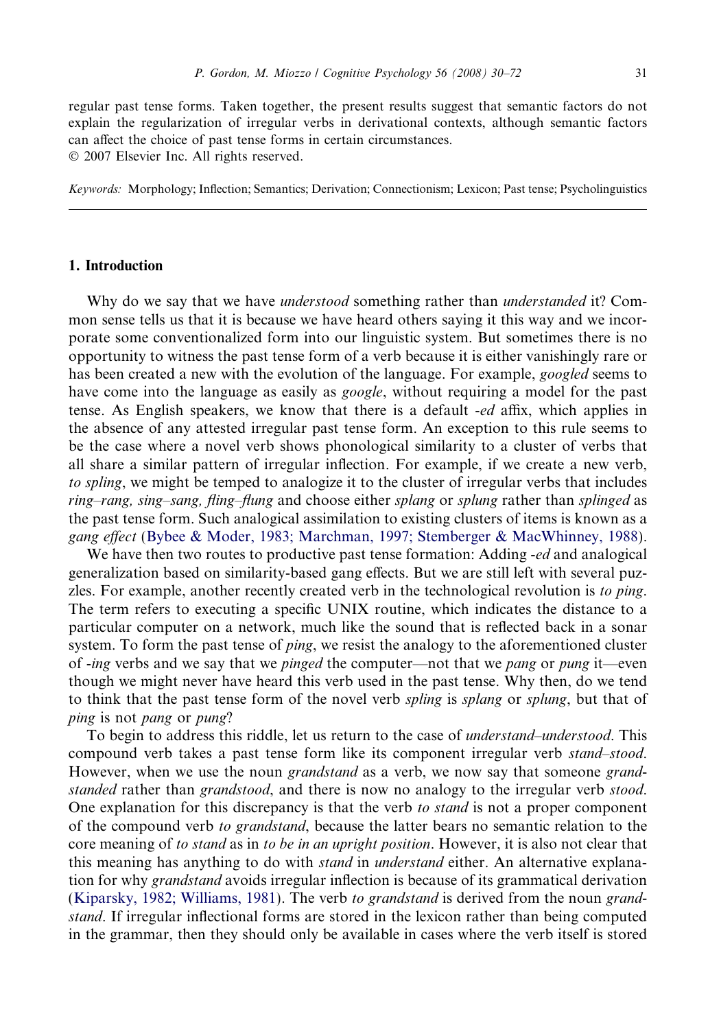regular past tense forms. Taken together, the present results suggest that semantic factors do not explain the regularization of irregular verbs in derivational contexts, although semantic factors can affect the choice of past tense forms in certain circumstances.
© 2007 Elsevier Inc. All rights reserved.

*Keywords:* Morphology; Inflection; Semantics; Derivation; Connectionism; Lexicon; Past tense; Psycholinguistics

## 1. Introduction

Why do we say that we have *understood* something rather than *understanded* it? Common sense tells us that it is because we have heard others saying it this way and we incorporate some conventionalized form into our linguistic system. But sometimes there is no opportunity to witness the past tense form of a verb because it is either vanishingly rare or has been created a new with the evolution of the language. For example, *googled* seems to have come into the language as easily as *google*, without requiring a model for the past tense. As English speakers, we know that there is a default *-ed* affix, which applies in the absence of any attested irregular past tense form. An exception to this rule seems to be the case where a novel verb shows phonological similarity to a cluster of verbs that all share a similar pattern of irregular inflection. For example, if we create a new verb, *to spling*, we might be temped to analogize it to the cluster of irregular verbs that includes *ring–rang, sing–sang, fling–flung* and choose either *splang* or *splung* rather than *splinged* as the past tense form. Such analogical assimilation to existing clusters of items is known as a *gang effect* (Bybee & Moder, 1983; Marchman, 1997; Stemberger & MacWhinney, 1988).

We have then two routes to productive past tense formation: Adding *-ed* and analogical generalization based on similarity-based gang effects. But we are still left with several puzzles. For example, another recently created verb in the technological revolution is *to ping*. The term refers to executing a specific UNIX routine, which indicates the distance to a particular computer on a network, much like the sound that is reflected back in a sonar system. To form the past tense of *ping*, we resist the analogy to the aforementioned cluster of *-ing* verbs and we say that we *pinged* the computer—not that we *pang* or *pung* it—even though we might never have heard this verb used in the past tense. Why then, do we tend to think that the past tense form of the novel verb *spling* is *splang* or *splung*, but that of *ping* is not *pang* or *pung*?

To begin to address this riddle, let us return to the case of *understand–understood*. This compound verb takes a past tense form like its component irregular verb *stand–stood*. However, when we use the noun *grandstand* as a verb, we now say that someone *grandstanded* rather than *grandstood*, and there is now no analogy to the irregular verb *stood*. One explanation for this discrepancy is that the verb *to stand* is not a proper component of the compound verb *to grandstand*, because the latter bears no semantic relation to the core meaning of *to stand* as in *to be in an upright position*. However, it is also not clear that this meaning has anything to do with *stand* in *understand* either. An alternative explanation for why *grandstand* avoids irregular inflection is because of its grammatical derivation (Kiparsky, 1982; Williams, 1981). The verb *to grandstand* is derived from the noun *grandstand*. If irregular inflectional forms are stored in the lexicon rather than being computed in the grammar, then they should only be available in cases where the verb itself is stored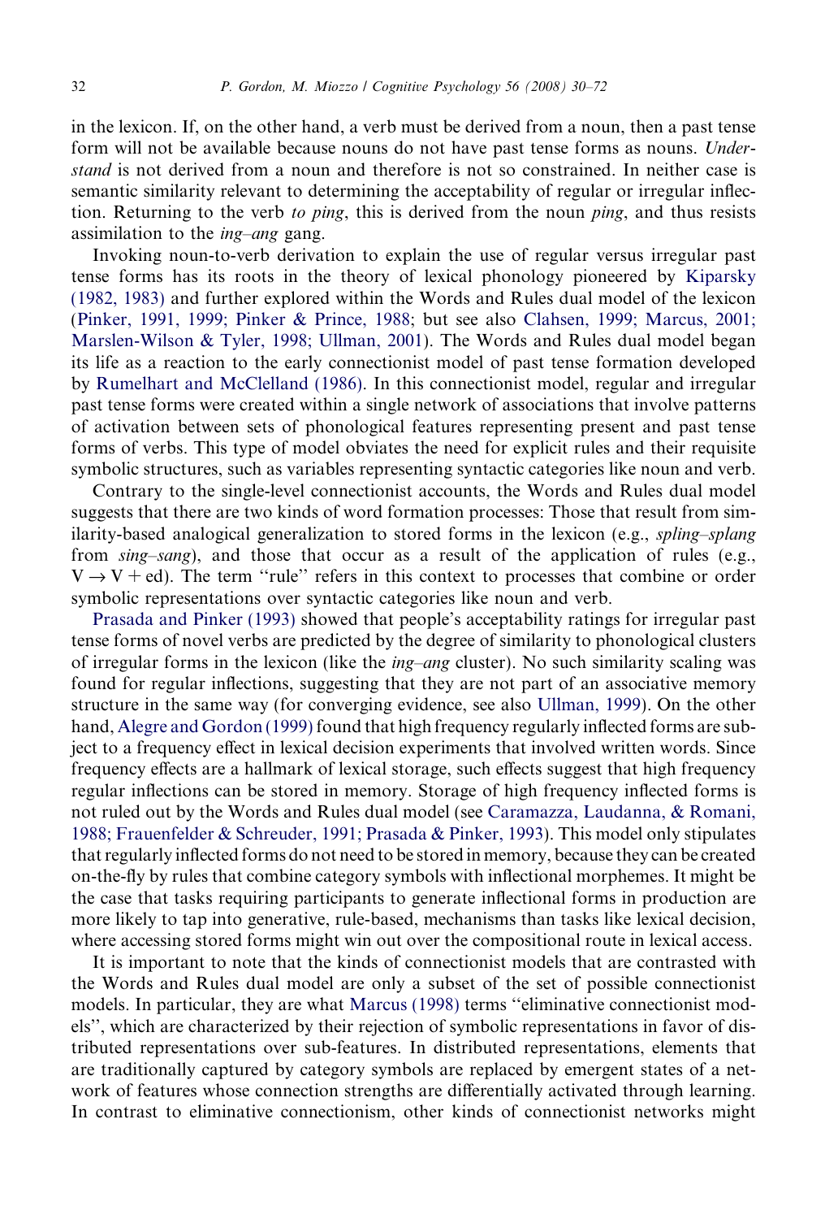in the lexicon. If, on the other hand, a verb must be derived from a noun, then a past tense form will not be available because nouns do not have past tense forms as nouns. *Understand* is not derived from a noun and therefore is not so constrained. In neither case is semantic similarity relevant to determining the acceptability of regular or irregular inflection. Returning to the verb *to ping*, this is derived from the noun *ping*, and thus resists assimilation to the *ing–ang* gang.

Invoking noun-to-verb derivation to explain the use of regular versus irregular past tense forms has its roots in the theory of lexical phonology pioneered by Kiparsky (1982, 1983) and further explored within the Words and Rules dual model of the lexicon (Pinker, 1991, 1999; Pinker & Prince, 1988; but see also Clahsen, 1999; Marcus, 2001; Marslen-Wilson & Tyler, 1998; Ullman, 2001). The Words and Rules dual model began its life as a reaction to the early connectionist model of past tense formation developed by Rumelhart and McClelland (1986). In this connectionist model, regular and irregular past tense forms were created within a single network of associations that involve patterns of activation between sets of phonological features representing present and past tense forms of verbs. This type of model obviates the need for explicit rules and their requisite symbolic structures, such as variables representing syntactic categories like noun and verb.

Contrary to the single-level connectionist accounts, the Words and Rules dual model suggests that there are two kinds of word formation processes: Those that result from similarity-based analogical generalization to stored forms in the lexicon (e.g., *spling–splang* from *sing–sang*), and those that occur as a result of the application of rules (e.g., $V \rightarrow V + \text{ed}$). The term "rule" refers in this context to processes that combine or order symbolic representations over syntactic categories like noun and verb.

Prasada and Pinker (1993) showed that people's acceptability ratings for irregular past tense forms of novel verbs are predicted by the degree of similarity to phonological clusters of irregular forms in the lexicon (like the *ing–ang* cluster). No such similarity scaling was found for regular inflections, suggesting that they are not part of an associative memory structure in the same way (for converging evidence, see also Ullman, 1999). On the other hand, Alegre and Gordon (1999) found that high frequency regularly inflected forms are subject to a frequency effect in lexical decision experiments that involved written words. Since frequency effects are a hallmark of lexical storage, such effects suggest that high frequency regular inflections can be stored in memory. Storage of high frequency inflected forms is not ruled out by the Words and Rules dual model (see Caramazza, Laudanna, & Romani, 1988; Frauenfelder & Schreuder, 1991; Prasada & Pinker, 1993). This model only stipulates that regularly inflected forms do not need to be stored in memory, because they can be created on-the-fly by rules that combine category symbols with inflectional morphemes. It might be the case that tasks requiring participants to generate inflectional forms in production are more likely to tap into generative, rule-based, mechanisms than tasks like lexical decision, where accessing stored forms might win out over the compositional route in lexical access.

It is important to note that the kinds of connectionist models that are contrasted with the Words and Rules dual model are only a subset of the set of possible connectionist models. In particular, they are what Marcus (1998) terms "eliminative connectionist models", which are characterized by their rejection of symbolic representations in favor of distributed representations over sub-features. In distributed representations, elements that are traditionally captured by category symbols are replaced by emergent states of a network of features whose connection strengths are differentially activated through learning. In contrast to eliminative connectionism, other kinds of connectionist networks might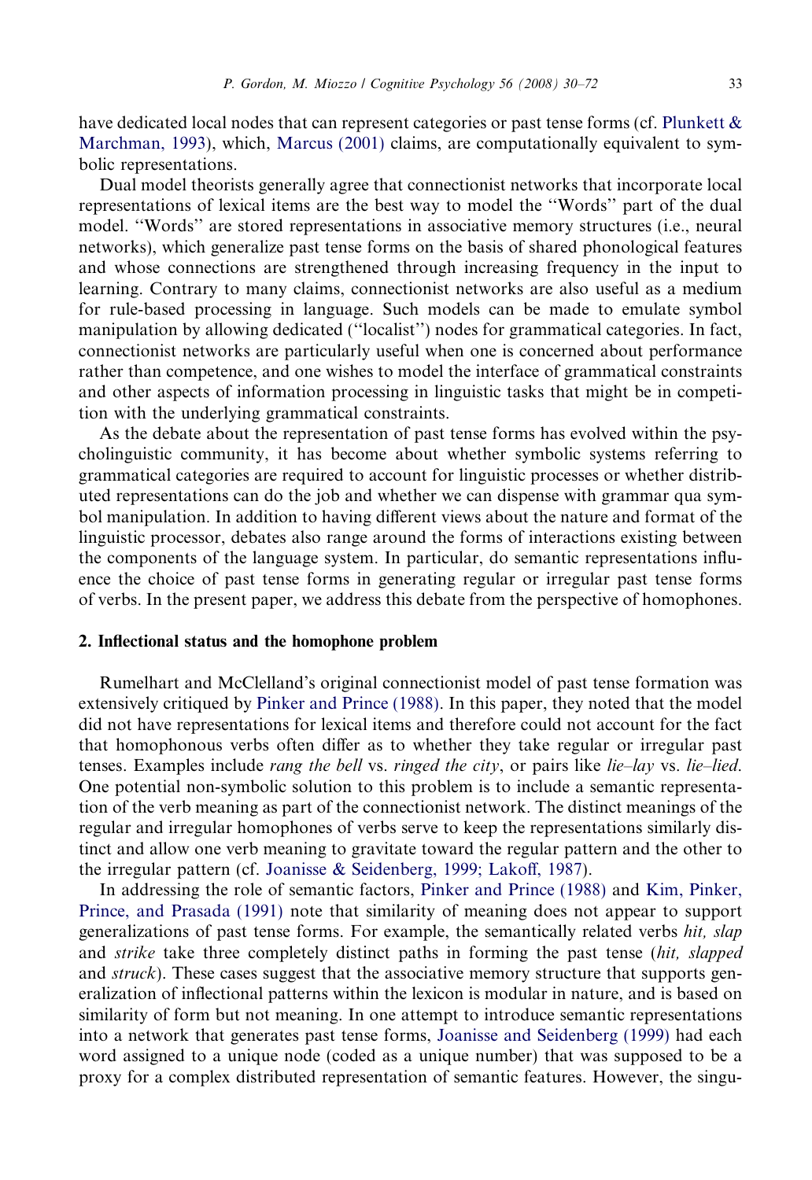have dedicated local nodes that can represent categories or past tense forms (cf. Plunkett & Marchman, 1993), which, Marcus (2001) claims, are computationally equivalent to symbolic representations.

Dual model theorists generally agree that connectionist networks that incorporate local representations of lexical items are the best way to model the ''Words'' part of the dual model. ''Words'' are stored representations in associative memory structures (i.e., neural networks), which generalize past tense forms on the basis of shared phonological features and whose connections are strengthened through increasing frequency in the input to learning. Contrary to many claims, connectionist networks are also useful as a medium for rule-based processing in language. Such models can be made to emulate symbol manipulation by allowing dedicated (''localist'') nodes for grammatical categories. In fact, connectionist networks are particularly useful when one is concerned about performance rather than competence, and one wishes to model the interface of grammatical constraints and other aspects of information processing in linguistic tasks that might be in competition with the underlying grammatical constraints.

As the debate about the representation of past tense forms has evolved within the psycholinguistic community, it has become about whether symbolic systems referring to grammatical categories are required to account for linguistic processes or whether distributed representations can do the job and whether we can dispense with grammar qua symbol manipulation. In addition to having different views about the nature and format of the linguistic processor, debates also range around the forms of interactions existing between the components of the language system. In particular, do semantic representations influence the choice of past tense forms in generating regular or irregular past tense forms of verbs. In the present paper, we address this debate from the perspective of homophones.

## 2. Inflectional status and the homophone problem

Rumelhart and McClelland's original connectionist model of past tense formation was extensively critiqued by Pinker and Prince (1988). In this paper, they noted that the model did not have representations for lexical items and therefore could not account for the fact that homophonous verbs often differ as to whether they take regular or irregular past tenses. Examples include *rang the bell* vs. *ringed the city*, or pairs like *lie–lay* vs. *lie–lied*. One potential non-symbolic solution to this problem is to include a semantic representation of the verb meaning as part of the connectionist network. The distinct meanings of the regular and irregular homophones of verbs serve to keep the representations similarly distinct and allow one verb meaning to gravitate toward the regular pattern and the other to the irregular pattern (cf. Joanisse & Seidenberg, 1999; Lakoff, 1987).

In addressing the role of semantic factors, Pinker and Prince (1988) and Kim, Pinker, Prince, and Prasada (1991) note that similarity of meaning does not appear to support generalizations of past tense forms. For example, the semantically related verbs *hit, slap* and *strike* take three completely distinct paths in forming the past tense (*hit, slapped* and *struck*). These cases suggest that the associative memory structure that supports generalization of inflectional patterns within the lexicon is modular in nature, and is based on similarity of form but not meaning. In one attempt to introduce semantic representations into a network that generates past tense forms, Joanisse and Seidenberg (1999) had each word assigned to a unique node (coded as a unique number) that was supposed to be a proxy for a complex distributed representation of semantic features. However, the singu-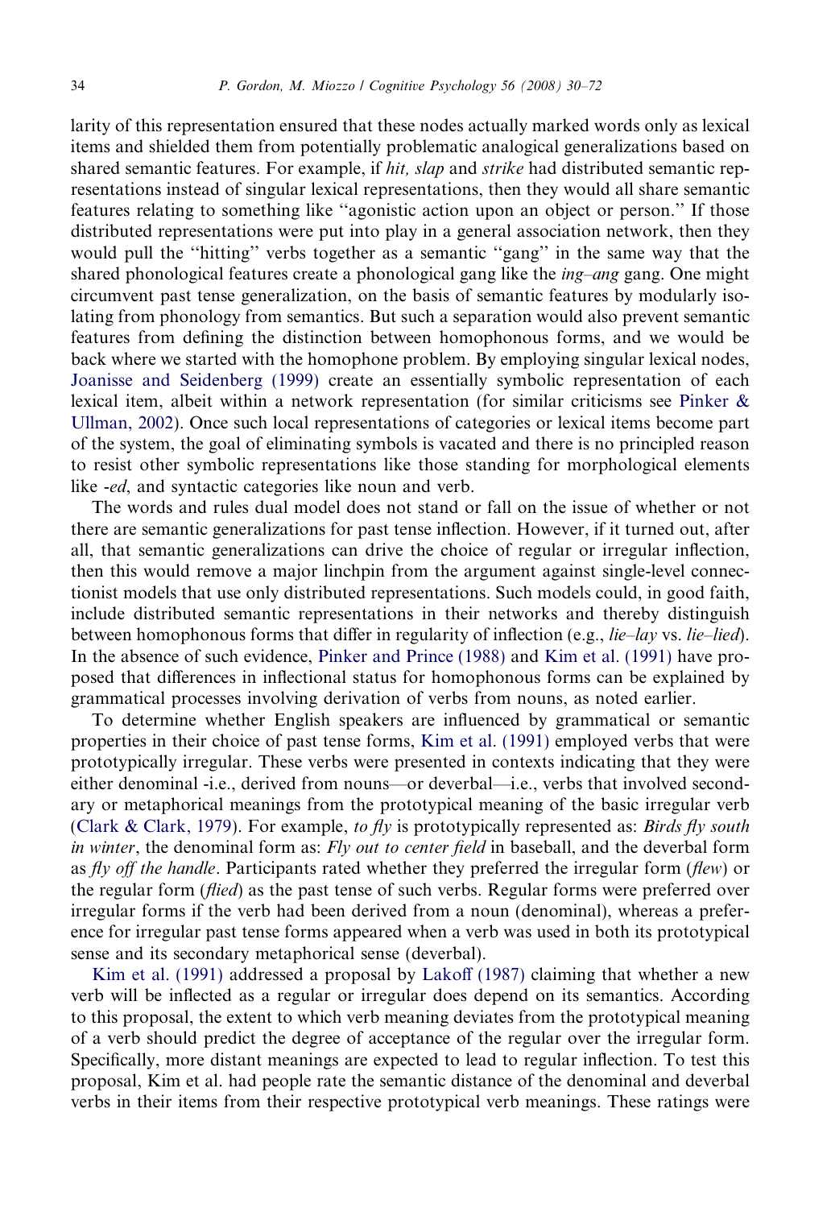larity of this representation ensured that these nodes actually marked words only as lexical items and shielded them from potentially problematic analogical generalizations based on shared semantic features. For example, if *hit, slap* and *strike* had distributed semantic representations instead of singular lexical representations, then they would all share semantic features relating to something like ''agonistic action upon an object or person.'' If those distributed representations were put into play in a general association network, then they would pull the ''hitting'' verbs together as a semantic ''gang'' in the same way that the shared phonological features create a phonological gang like the *ing–ang* gang. One might circumvent past tense generalization, on the basis of semantic features by modularly isolating from phonology from semantics. But such a separation would also prevent semantic features from defining the distinction between homophonous forms, and we would be back where we started with the homophone problem. By employing singular lexical nodes, Joanisse and Seidenberg (1999) create an essentially symbolic representation of each lexical item, albeit within a network representation (for similar criticisms see Pinker & Ullman, 2002). Once such local representations of categories or lexical items become part of the system, the goal of eliminating symbols is vacated and there is no principled reason to resist other symbolic representations like those standing for morphological elements like *-ed*, and syntactic categories like noun and verb.

The words and rules dual model does not stand or fall on the issue of whether or not there are semantic generalizations for past tense inflection. However, if it turned out, after all, that semantic generalizations can drive the choice of regular or irregular inflection, then this would remove a major linchpin from the argument against single-level connectionist models that use only distributed representations. Such models could, in good faith, include distributed semantic representations in their networks and thereby distinguish between homophonous forms that differ in regularity of inflection (e.g., *lie–lay* vs. *lie–lied*). In the absence of such evidence, Pinker and Prince (1988) and Kim et al. (1991) have proposed that differences in inflectional status for homophonous forms can be explained by grammatical processes involving derivation of verbs from nouns, as noted earlier.

To determine whether English speakers are influenced by grammatical or semantic properties in their choice of past tense forms, Kim et al. (1991) employed verbs that were prototypically irregular. These verbs were presented in contexts indicating that they were either denominal -i.e., derived from nouns—or deverbal—i.e., verbs that involved secondary or metaphorical meanings from the prototypical meaning of the basic irregular verb (Clark & Clark, 1979). For example, *to fly* is prototypically represented as: *Birds fly south in winter*, the denominal form as: *Fly out to center field* in baseball, and the deverbal form as *fly off the handle*. Participants rated whether they preferred the irregular form (*flew*) or the regular form (*flied*) as the past tense of such verbs. Regular forms were preferred over irregular forms if the verb had been derived from a noun (denominal), whereas a preference for irregular past tense forms appeared when a verb was used in both its prototypical sense and its secondary metaphorical sense (deverbal).

Kim et al. (1991) addressed a proposal by Lakoff (1987) claiming that whether a new verb will be inflected as a regular or irregular does depend on its semantics. According to this proposal, the extent to which verb meaning deviates from the prototypical meaning of a verb should predict the degree of acceptance of the regular over the irregular form. Specifically, more distant meanings are expected to lead to regular inflection. To test this proposal, Kim et al. had people rate the semantic distance of the denominal and deverbal verbs in their items from their respective prototypical verb meanings. These ratings were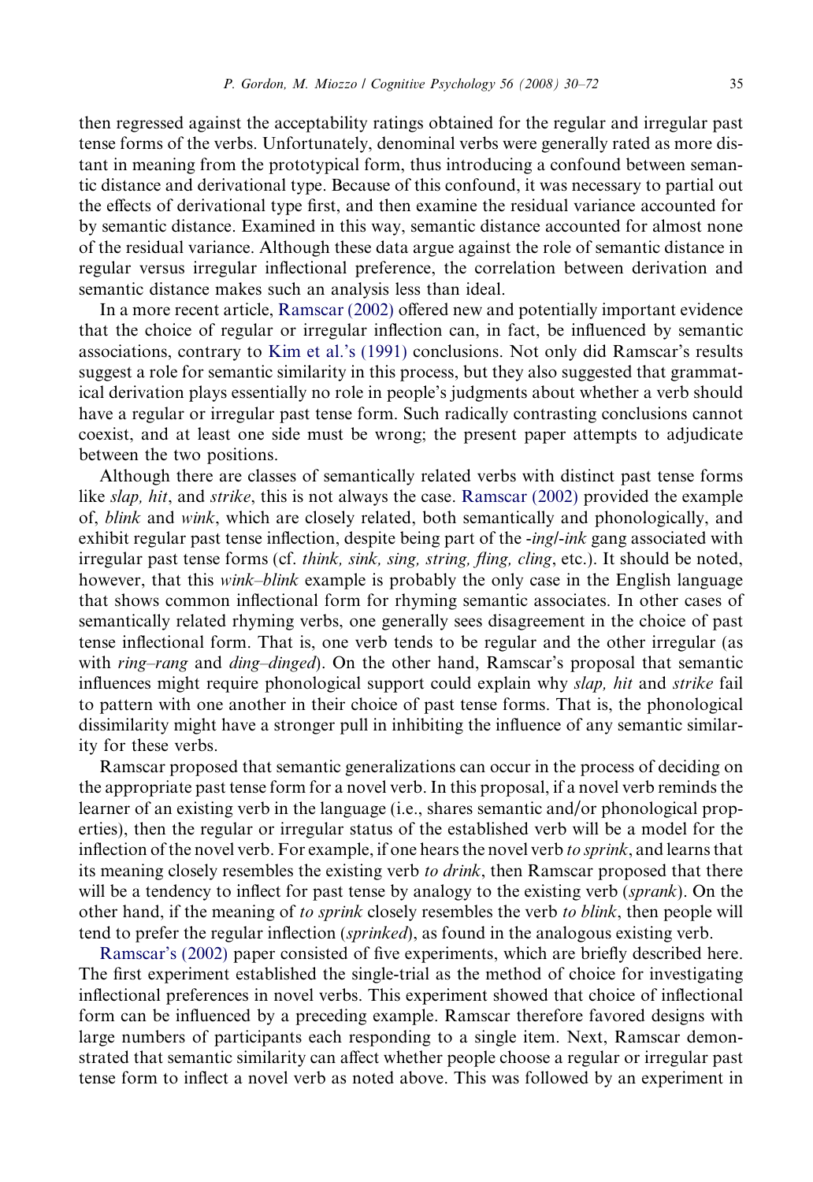then regressed against the acceptability ratings obtained for the regular and irregular past tense forms of the verbs. Unfortunately, denominal verbs were generally rated as more distant in meaning from the prototypical form, thus introducing a confound between semantic distance and derivational type. Because of this confound, it was necessary to partial out the effects of derivational type first, and then examine the residual variance accounted for by semantic distance. Examined in this way, semantic distance accounted for almost none of the residual variance. Although these data argue against the role of semantic distance in regular versus irregular inflectional preference, the correlation between derivation and semantic distance makes such an analysis less than ideal.

In a more recent article, Ramscar (2002) offered new and potentially important evidence that the choice of regular or irregular inflection can, in fact, be influenced by semantic associations, contrary to Kim et al.'s (1991) conclusions. Not only did Ramscar's results suggest a role for semantic similarity in this process, but they also suggested that grammatical derivation plays essentially no role in people's judgments about whether a verb should have a regular or irregular past tense form. Such radically contrasting conclusions cannot coexist, and at least one side must be wrong; the present paper attempts to adjudicate between the two positions.

Although there are classes of semantically related verbs with distinct past tense forms like *slap, hit*, and *strike*, this is not always the case. Ramscar (2002) provided the example of, *blink* and *wink*, which are closely related, both semantically and phonologically, and exhibit regular past tense inflection, despite being part of the *-ing*/*-ink* gang associated with irregular past tense forms (cf. *think, sink, sing, string, fling, cling*, etc.). It should be noted, however, that this *wink–blink* example is probably the only case in the English language that shows common inflectional form for rhyming semantic associates. In other cases of semantically related rhyming verbs, one generally sees disagreement in the choice of past tense inflectional form. That is, one verb tends to be regular and the other irregular (as with *ring–rang* and *ding–dinged*). On the other hand, Ramscar's proposal that semantic influences might require phonological support could explain why *slap, hit* and *strike* fail to pattern with one another in their choice of past tense forms. That is, the phonological dissimilarity might have a stronger pull in inhibiting the influence of any semantic similarity for these verbs.

Ramscar proposed that semantic generalizations can occur in the process of deciding on the appropriate past tense form for a novel verb. In this proposal, if a novel verb reminds the learner of an existing verb in the language (i.e., shares semantic and/or phonological properties), then the regular or irregular status of the established verb will be a model for the inflection of the novel verb. For example, if one hears the novel verb *to sprink*, and learns that its meaning closely resembles the existing verb *to drink*, then Ramscar proposed that there will be a tendency to inflect for past tense by analogy to the existing verb (*sprank*). On the other hand, if the meaning of *to sprink* closely resembles the verb *to blink*, then people will tend to prefer the regular inflection (*sprinked*), as found in the analogous existing verb.

Ramscar's (2002) paper consisted of five experiments, which are briefly described here. The first experiment established the single-trial as the method of choice for investigating inflectional preferences in novel verbs. This experiment showed that choice of inflectional form can be influenced by a preceding example. Ramscar therefore favored designs with large numbers of participants each responding to a single item. Next, Ramscar demonstrated that semantic similarity can affect whether people choose a regular or irregular past tense form to inflect a novel verb as noted above. This was followed by an experiment in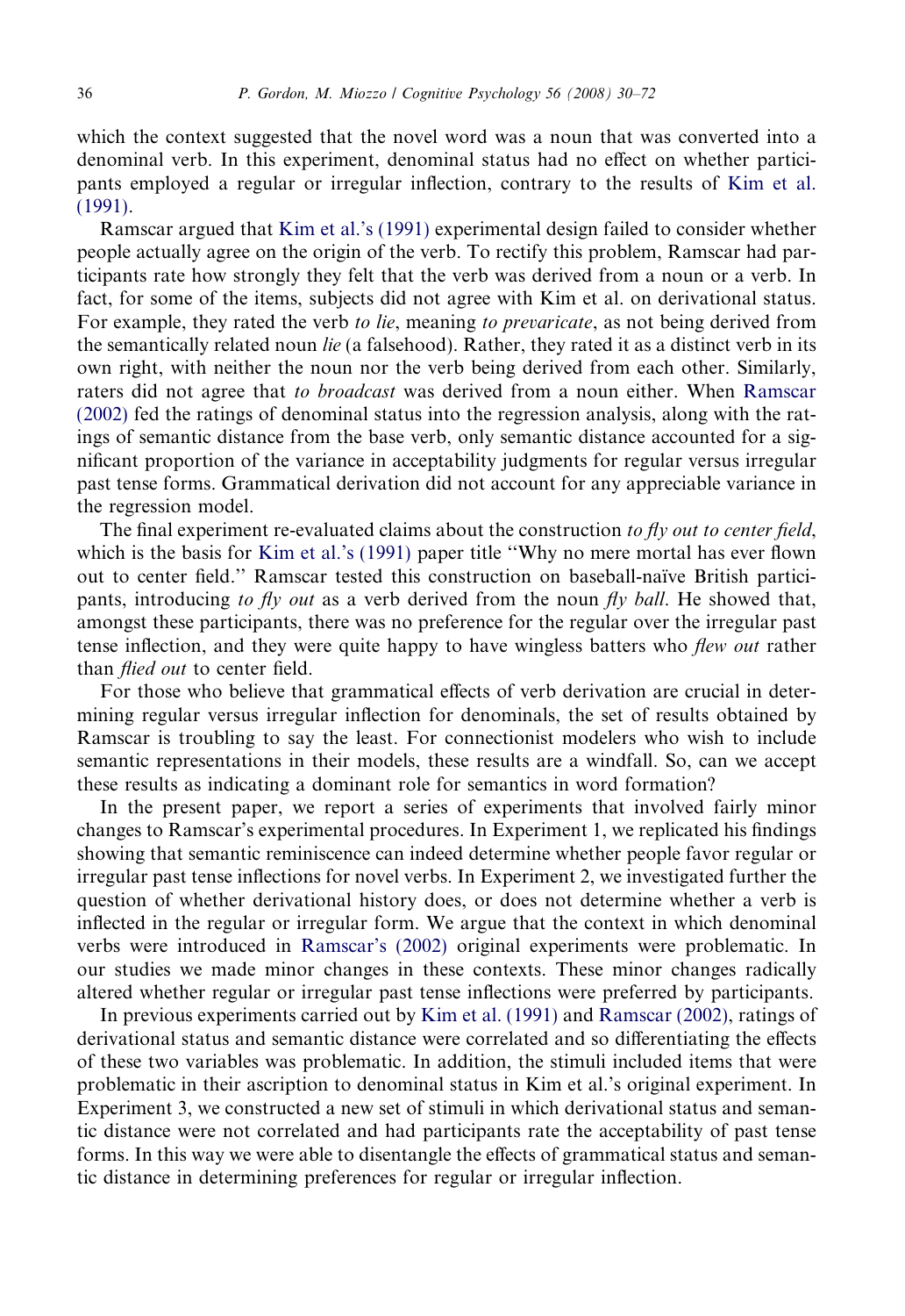which the context suggested that the novel word was a noun that was converted into a denominal verb. In this experiment, denominal status had no effect on whether participants employed a regular or irregular inflection, contrary to the results of Kim et al. (1991).

Ramscar argued that Kim et al.'s (1991) experimental design failed to consider whether people actually agree on the origin of the verb. To rectify this problem, Ramscar had participants rate how strongly they felt that the verb was derived from a noun or a verb. In fact, for some of the items, subjects did not agree with Kim et al. on derivational status. For example, they rated the verb *to lie*, meaning *to prevaricate*, as not being derived from the semantically related noun *lie* (a falsehood). Rather, they rated it as a distinct verb in its own right, with neither the noun nor the verb being derived from each other. Similarly, raters did not agree that *to broadcast* was derived from a noun either. When Ramscar (2002) fed the ratings of denominal status into the regression analysis, along with the ratings of semantic distance from the base verb, only semantic distance accounted for a significant proportion of the variance in acceptability judgments for regular versus irregular past tense forms. Grammatical derivation did not account for any appreciable variance in the regression model.

The final experiment re-evaluated claims about the construction *to fly out to center field*, which is the basis for Kim et al.'s (1991) paper title "Why no mere mortal has ever flown out to center field." Ramscar tested this construction on baseball-naïve British participants, introducing *to fly out* as a verb derived from the noun *fly ball*. He showed that, amongst these participants, there was no preference for the regular over the irregular past tense inflection, and they were quite happy to have wingless batters who *flew out* rather than *flied out* to center field.

For those who believe that grammatical effects of verb derivation are crucial in determining regular versus irregular inflection for denominals, the set of results obtained by Ramscar is troubling to say the least. For connectionist modelers who wish to include semantic representations in their models, these results are a windfall. So, can we accept these results as indicating a dominant role for semantics in word formation?

In the present paper, we report a series of experiments that involved fairly minor changes to Ramscar's experimental procedures. In Experiment 1, we replicated his findings showing that semantic reminiscence can indeed determine whether people favor regular or irregular past tense inflections for novel verbs. In Experiment 2, we investigated further the question of whether derivational history does, or does not determine whether a verb is inflected in the regular or irregular form. We argue that the context in which denominal verbs were introduced in Ramscar's (2002) original experiments were problematic. In our studies we made minor changes in these contexts. These minor changes radically altered whether regular or irregular past tense inflections were preferred by participants.

In previous experiments carried out by Kim et al. (1991) and Ramscar (2002), ratings of derivational status and semantic distance were correlated and so differentiating the effects of these two variables was problematic. In addition, the stimuli included items that were problematic in their ascription to denominal status in Kim et al.'s original experiment. In Experiment 3, we constructed a new set of stimuli in which derivational status and semantic distance were not correlated and had participants rate the acceptability of past tense forms. In this way we were able to disentangle the effects of grammatical status and semantic distance in determining preferences for regular or irregular inflection.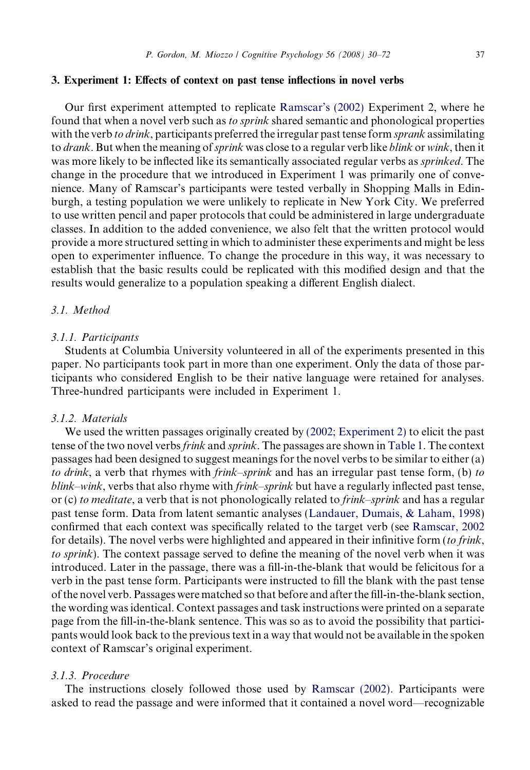## 3. Experiment 1: Effects of context on past tense inflections in novel verbs

Our first experiment attempted to replicate Ramscar's (2002) Experiment 2, where he found that when a novel verb such as *to sprink* shared semantic and phonological properties with the verb *to drink*, participants preferred the irregular past tense form *sprank* assimilating to *drank*. But when the meaning of *sprink* was close to a regular verb like *blink* or *wink*, then it was more likely to be inflected like its semantically associated regular verbs as *sprinked*. The change in the procedure that we introduced in Experiment 1 was primarily one of convenience. Many of Ramscar's participants were tested verbally in Shopping Malls in Edinburgh, a testing population we were unlikely to replicate in New York City. We preferred to use written pencil and paper protocols that could be administered in large undergraduate classes. In addition to the added convenience, we also felt that the written protocol would provide a more structured setting in which to administer these experiments and might be less open to experimenter influence. To change the procedure in this way, it was necessary to establish that the basic results could be replicated with this modified design and that the results would generalize to a population speaking a different English dialect.

### 3.1. Method

#### 3.1.1. Participants

Students at Columbia University volunteered in all of the experiments presented in this paper. No participants took part in more than one experiment. Only the data of those participants who considered English to be their native language were retained for analyses. Three-hundred participants were included in Experiment 1.

#### 3.1.2. Materials

We used the written passages originally created by (2002; Experiment 2) to elicit the past tense of the two novel verbs *frink* and *sprink*. The passages are shown in Table 1. The context passages had been designed to suggest meanings for the novel verbs to be similar to either (a) *to drink*, a verb that rhymes with *frink–sprink* and has an irregular past tense form, (b) *to blink–wink*, verbs that also rhyme with *frink–sprink* but have a regularly inflected past tense, or (c) *to meditate*, a verb that is not phonologically related to *frink–sprink* and has a regular past tense form. Data from latent semantic analyses (Landauer, Dumais, & Laham, 1998) confirmed that each context was specifically related to the target verb (see Ramscar, 2002 for details). The novel verbs were highlighted and appeared in their infinitive form (*to frink*, *to sprink*). The context passage served to define the meaning of the novel verb when it was introduced. Later in the passage, there was a fill-in-the-blank that would be felicitous for a verb in the past tense form. Participants were instructed to fill the blank with the past tense of the novel verb. Passages were matched so that before and after the fill-in-the-blank section, the wording was identical. Context passages and task instructions were printed on a separate page from the fill-in-the-blank sentence. This was so as to avoid the possibility that participants would look back to the previous text in a way that would not be available in the spoken context of Ramscar's original experiment.

#### 3.1.3. Procedure

The instructions closely followed those used by Ramscar (2002). Participants were asked to read the passage and were informed that it contained a novel word—recognizable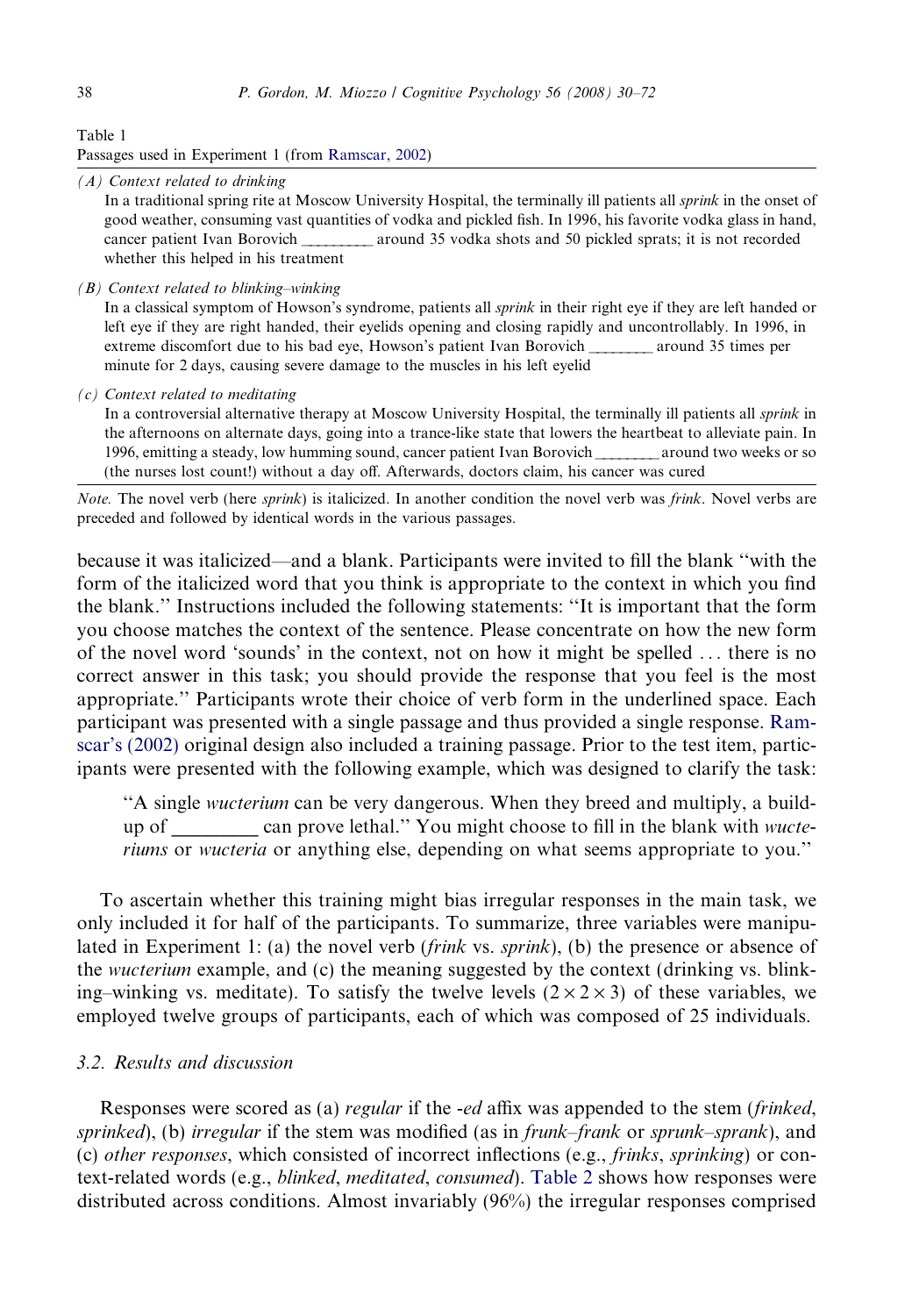Table 1
Passages used in Experiment 1 (from Ramscar, 2002)

*(A) Context related to drinking*

In a traditional spring rite at Moscow University Hospital, the terminally ill patients all *sprink* in the onset of good weather, consuming vast quantities of vodka and pickled fish. In 1996, his favorite vodka glass in hand, cancer patient Ivan Borovich _________ around 35 vodka shots and 50 pickled sprats; it is not recorded whether this helped in his treatment

*(B) Context related to blinking–winking*

In a classical symptom of Howson's syndrome, patients all *sprink* in their right eye if they are left handed or left eye if they are right handed, their eyelids opening and closing rapidly and uncontrollably. In 1996, in extreme discomfort due to his bad eye, Howson's patient Ivan Borovich ________ around 35 times per minute for 2 days, causing severe damage to the muscles in his left eyelid

*(c) Context related to meditating*

In a controversial alternative therapy at Moscow University Hospital, the terminally ill patients all *sprink* in the afternoons on alternate days, going into a trance-like state that lowers the heartbeat to alleviate pain. In 1996, emitting a steady, low humming sound, cancer patient Ivan Borovich ________ around two weeks or so (the nurses lost count!) without a day off. Afterwards, doctors claim, his cancer was cured

*Note.* The novel verb (here *sprink*) is italicized. In another condition the novel verb was *frink*. Novel verbs are preceded and followed by identical words in the various passages.

because it was italicized—and a blank. Participants were invited to fill the blank "with the form of the italicized word that you think is appropriate to the context in which you find the blank." Instructions included the following statements: "It is important that the form you choose matches the context of the sentence. Please concentrate on how the new form of the novel word 'sounds' in the context, not on how it might be spelled ... there is no correct answer in this task; you should provide the response that you feel is the most appropriate." Participants wrote their choice of verb form in the underlined space. Each participant was presented with a single passage and thus provided a single response. Ramscar's (2002) original design also included a training passage. Prior to the test item, participants were presented with the following example, which was designed to clarify the task:

> "A single *wucterium* can be very dangerous. When they breed and multiply, a build-up of _________ can prove lethal." You might choose to fill in the blank with *wucteriums* or *wucteria* or anything else, depending on what seems appropriate to you."

To ascertain whether this training might bias irregular responses in the main task, we only included it for half of the participants. To summarize, three variables were manipulated in Experiment 1: (a) the novel verb (*frink* vs. *sprink*), (b) the presence or absence of the *wucterium* example, and (c) the meaning suggested by the context (drinking vs. blinking–winking vs. meditate). To satisfy the twelve levels ($2 \times 2 \times 3$) of these variables, we employed twelve groups of participants, each of which was composed of 25 individuals.

### 3.2. Results and discussion

Responses were scored as (a) *regular* if the *-ed* affix was appended to the stem (*frinked*, *sprinked*), (b) *irregular* if the stem was modified (as in *frunk–frank* or *sprunk–sprank*), and (c) *other responses*, which consisted of incorrect inflections (e.g., *frinks*, *sprinking*) or context-related words (e.g., *blinked*, *meditated*, *consumed*). Table 2 shows how responses were distributed across conditions. Almost invariably (96%) the irregular responses comprised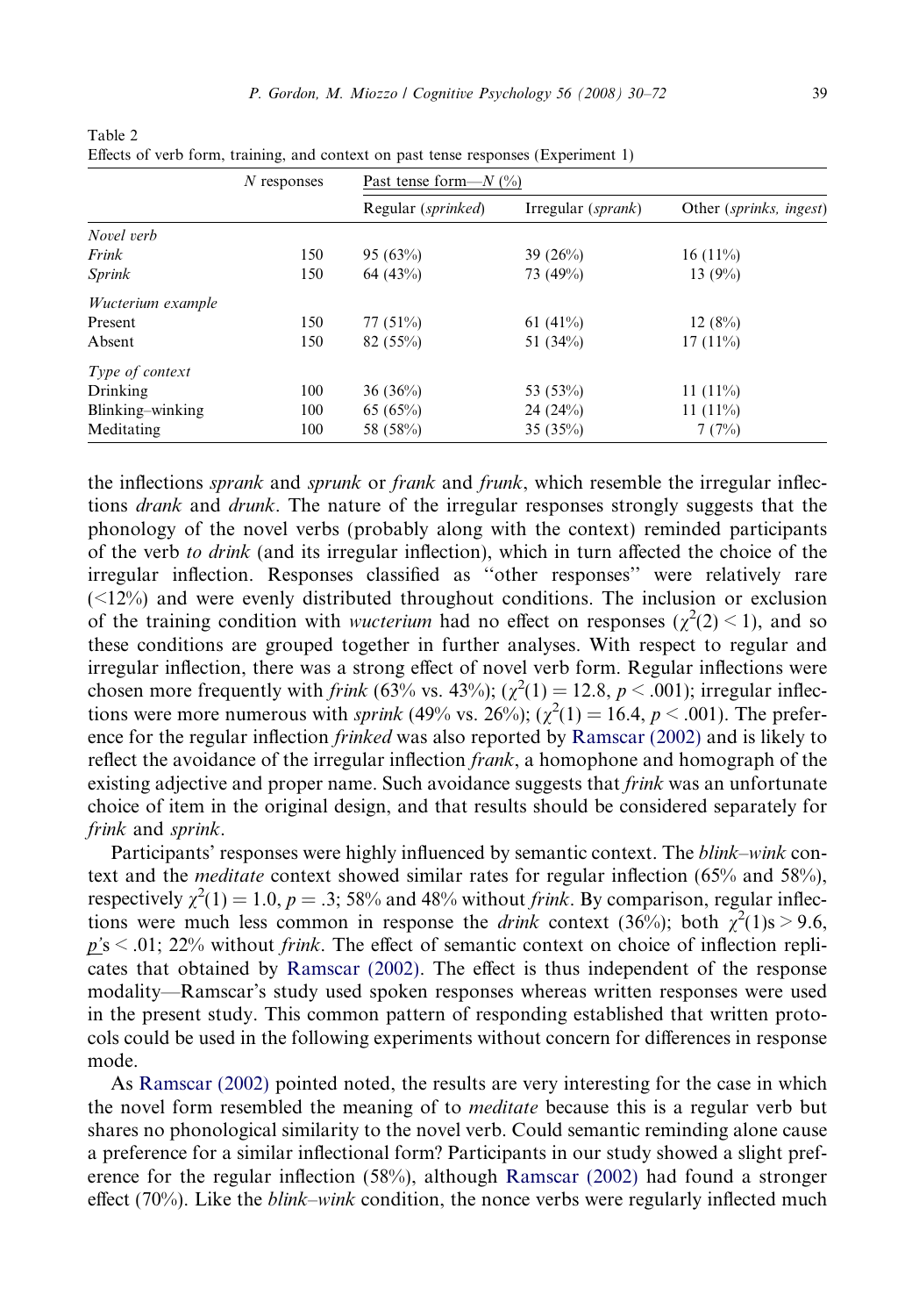Table 2
Effects of verb form, training, and context on past tense responses (Experiment 1)

| | *N* responses | Past tense form—*N* (%) | | |
|---|---|---|---|---|
| | | Regular (*sprinked*) | Irregular (*sprank*) | Other (*sprinks, ingest*) |
| *Novel verb* | | | | |
| *Frink* | 150 | 95 (63%) | 39 (26%) | 16 (11%) |
| *Sprink* | 150 | 64 (43%) | 73 (49%) | 13 (9%) |
| *Wucterium example* | | | | |
| Present | 150 | 77 (51%) | 61 (41%) | 12 (8%) |
| Absent | 150 | 82 (55%) | 51 (34%) | 17 (11%) |
| *Type of context* | | | | |
| Drinking | 100 | 36 (36%) | 53 (53%) | 11 (11%) |
| Blinking–winking | 100 | 65 (65%) | 24 (24%) | 11 (11%) |
| Meditating | 100 | 58 (58%) | 35 (35%) | 7 (7%) |

the inflections *sprank* and *sprunk* or *frank* and *frunk*, which resemble the irregular inflections *drank* and *drunk*. The nature of the irregular responses strongly suggests that the phonology of the novel verbs (probably along with the context) reminded participants of the verb *to drink* (and its irregular inflection), which in turn affected the choice of the irregular inflection. Responses classified as "other responses" were relatively rare (<12%) and were evenly distributed throughout conditions. The inclusion or exclusion of the training condition with *wucterium* had no effect on responses ($\chi^2(2) < 1$), and so these conditions are grouped together in further analyses. With respect to regular and irregular inflection, there was a strong effect of novel verb form. Regular inflections were chosen more frequently with *frink* (63% vs. 43%); ($\chi^2(1) = 12.8$, $p < .001$); irregular inflections were more numerous with *sprink* (49% vs. 26%); ($\chi^2(1) = 16.4$, $p < .001$). The preference for the regular inflection *frinked* was also reported by Ramscar (2002) and is likely to reflect the avoidance of the irregular inflection *frank*, a homophone and homograph of the existing adjective and proper name. Such avoidance suggests that *frink* was an unfortunate choice of item in the original design, and that results should be considered separately for *frink* and *sprink*.

Participants' responses were highly influenced by semantic context. The *blink–wink* context and the *meditate* context showed similar rates for regular inflection (65% and 58%), respectively $\chi^2(1) = 1.0$, $p = .3$; 58% and 48% without *frink*. By comparison, regular inflections were much less common in response the *drink* context (36%); both $\chi^2(1)$s > 9.6, $p$'s < .01; 22% without *frink*. The effect of semantic context on choice of inflection replicates that obtained by Ramscar (2002). The effect is thus independent of the response modality—Ramscar's study used spoken responses whereas written responses were used in the present study. This common pattern of responding established that written protocols could be used in the following experiments without concern for differences in response mode.

As Ramscar (2002) pointed noted, the results are very interesting for the case in which the novel form resembled the meaning of to *meditate* because this is a regular verb but shares no phonological similarity to the novel verb. Could semantic reminding alone cause a preference for a similar inflectional form? Participants in our study showed a slight preference for the regular inflection (58%), although Ramscar (2002) had found a stronger effect (70%). Like the *blink–wink* condition, the nonce verbs were regularly inflected much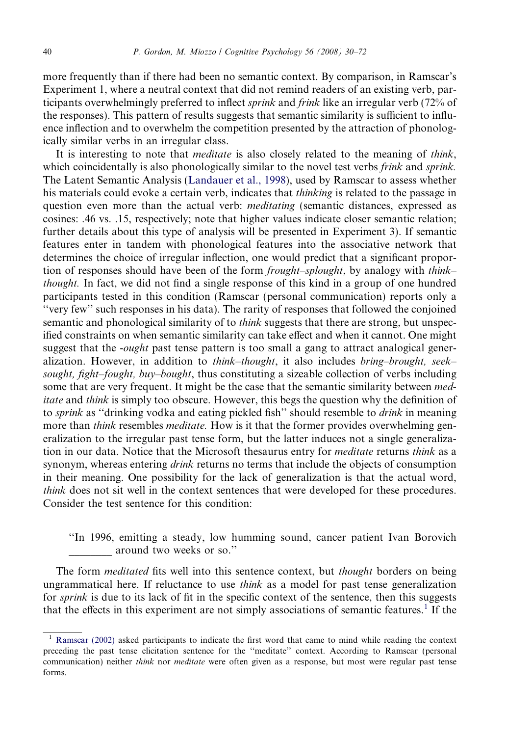more frequently than if there had been no semantic context. By comparison, in Ramscar's Experiment 1, where a neutral context that did not remind readers of an existing verb, participants overwhelmingly preferred to inflect *sprink* and *frink* like an irregular verb (72% of the responses). This pattern of results suggests that semantic similarity is sufficient to influence inflection and to overwhelm the competition presented by the attraction of phonologically similar verbs in an irregular class.

It is interesting to note that *meditate* is also closely related to the meaning of *think*, which coincidentally is also phonologically similar to the novel test verbs *frink* and *sprink.* The Latent Semantic Analysis (Landauer et al., 1998), used by Ramscar to assess whether his materials could evoke a certain verb, indicates that *thinking* is related to the passage in question even more than the actual verb: *meditating* (semantic distances, expressed as cosines: .46 vs. .15, respectively; note that higher values indicate closer semantic relation; further details about this type of analysis will be presented in Experiment 3). If semantic features enter in tandem with phonological features into the associative network that determines the choice of irregular inflection, one would predict that a significant proportion of responses should have been of the form *frought–splought*, by analogy with *think–thought.* In fact, we did not find a single response of this kind in a group of one hundred participants tested in this condition (Ramscar (personal communication) reports only a "very few" such responses in his data). The rarity of responses that followed the conjoined semantic and phonological similarity of to *think* suggests that there are strong, but unspecified constraints on when semantic similarity can take effect and when it cannot. One might suggest that the *-ought* past tense pattern is too small a gang to attract analogical generalization. However, in addition to *think–thought*, it also includes *bring–brought, seek–sought, fight–fought, buy–bought*, thus constituting a sizeable collection of verbs including some that are very frequent. It might be the case that the semantic similarity between *meditate* and *think* is simply too obscure. However, this begs the question why the definition of to *sprink* as "drinking vodka and eating pickled fish" should resemble to *drink* in meaning more than *think* resembles *meditate.* How is it that the former provides overwhelming generalization to the irregular past tense form, but the latter induces not a single generalization in our data. Notice that the Microsoft thesaurus entry for *meditate* returns *think* as a synonym, whereas entering *drink* returns no terms that include the objects of consumption in their meaning. One possibility for the lack of generalization is that the actual word, *think* does not sit well in the context sentences that were developed for these procedures. Consider the test sentence for this condition:

> "In 1996, emitting a steady, low humming sound, cancer patient Ivan Borovich ________ around two weeks or so."

The form *meditated* fits well into this sentence context, but *thought* borders on being ungrammatical here. If reluctance to use *think* as a model for past tense generalization for *sprink* is due to its lack of fit in the specific context of the sentence, then this suggests that the effects in this experiment are not simply associations of semantic features.[1] If the

[1] Ramscar (2002) asked participants to indicate the first word that came to mind while reading the context preceding the past tense elicitation sentence for the "meditate" context. According to Ramscar (personal communication) neither *think* nor *meditate* were often given as a response, but most were regular past tense forms.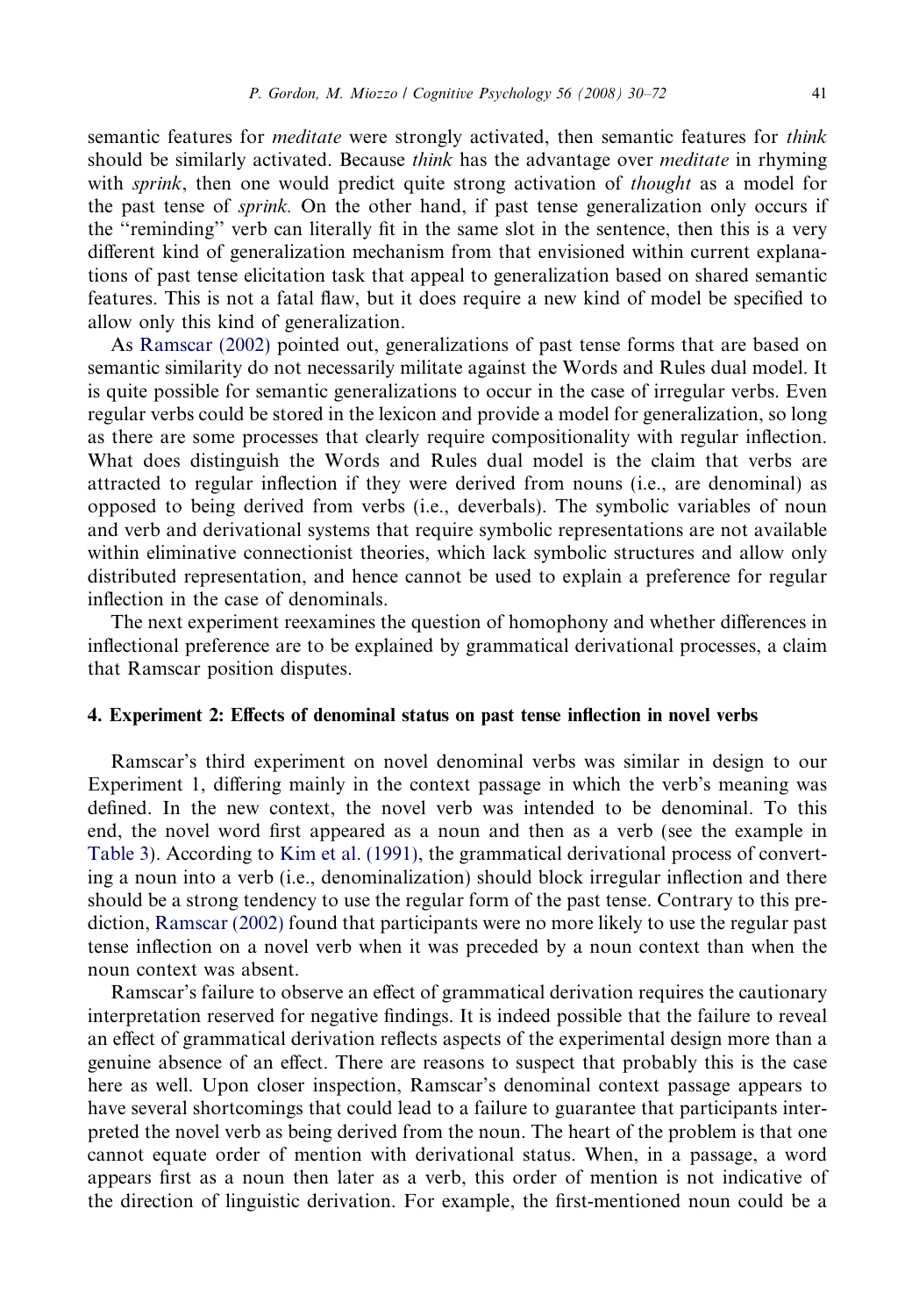semantic features for *meditate* were strongly activated, then semantic features for *think* should be similarly activated. Because *think* has the advantage over *meditate* in rhyming with *sprink*, then one would predict quite strong activation of *thought* as a model for the past tense of *sprink.* On the other hand, if past tense generalization only occurs if the "reminding" verb can literally fit in the same slot in the sentence, then this is a very different kind of generalization mechanism from that envisioned within current explanations of past tense elicitation task that appeal to generalization based on shared semantic features. This is not a fatal flaw, but it does require a new kind of model be specified to allow only this kind of generalization.

As Ramscar (2002) pointed out, generalizations of past tense forms that are based on semantic similarity do not necessarily militate against the Words and Rules dual model. It is quite possible for semantic generalizations to occur in the case of irregular verbs. Even regular verbs could be stored in the lexicon and provide a model for generalization, so long as there are some processes that clearly require compositionality with regular inflection. What does distinguish the Words and Rules dual model is the claim that verbs are attracted to regular inflection if they were derived from nouns (i.e., are denominal) as opposed to being derived from verbs (i.e., deverbals). The symbolic variables of noun and verb and derivational systems that require symbolic representations are not available within eliminative connectionist theories, which lack symbolic structures and allow only distributed representation, and hence cannot be used to explain a preference for regular inflection in the case of denominals.

The next experiment reexamines the question of homophony and whether differences in inflectional preference are to be explained by grammatical derivational processes, a claim that Ramscar position disputes.

## 4. Experiment 2: Effects of denominal status on past tense inflection in novel verbs

Ramscar's third experiment on novel denominal verbs was similar in design to our Experiment 1, differing mainly in the context passage in which the verb's meaning was defined. In the new context, the novel verb was intended to be denominal. To this end, the novel word first appeared as a noun and then as a verb (see the example in Table 3). According to Kim et al. (1991), the grammatical derivational process of converting a noun into a verb (i.e., denominalization) should block irregular inflection and there should be a strong tendency to use the regular form of the past tense. Contrary to this prediction, Ramscar (2002) found that participants were no more likely to use the regular past tense inflection on a novel verb when it was preceded by a noun context than when the noun context was absent.

Ramscar's failure to observe an effect of grammatical derivation requires the cautionary interpretation reserved for negative findings. It is indeed possible that the failure to reveal an effect of grammatical derivation reflects aspects of the experimental design more than a genuine absence of an effect. There are reasons to suspect that probably this is the case here as well. Upon closer inspection, Ramscar's denominal context passage appears to have several shortcomings that could lead to a failure to guarantee that participants interpreted the novel verb as being derived from the noun. The heart of the problem is that one cannot equate order of mention with derivational status. When, in a passage, a word appears first as a noun then later as a verb, this order of mention is not indicative of the direction of linguistic derivation. For example, the first-mentioned noun could be a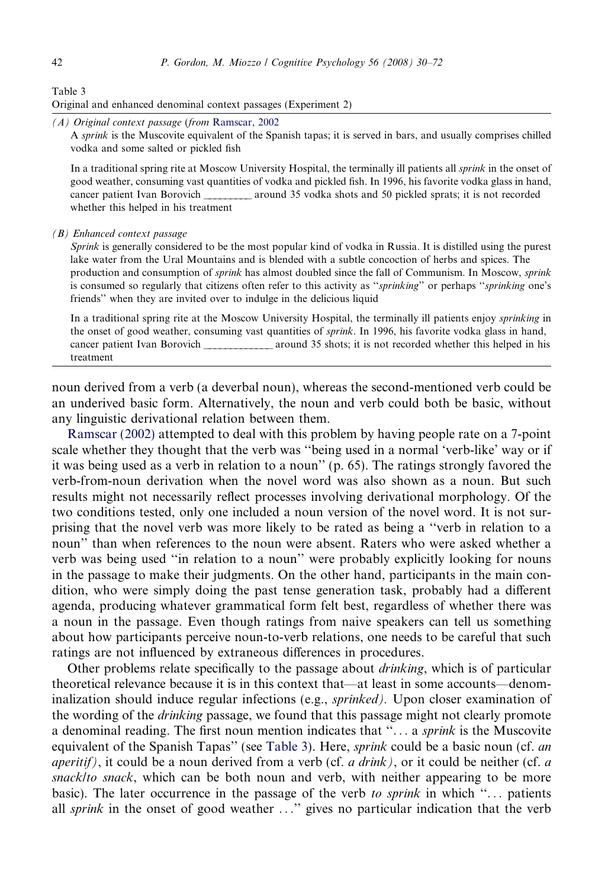Table 3
Original and enhanced denominal context passages (Experiment 2)

*(A) Original context passage (from* Ramscar, 2002

A *sprink* is the Muscovite equivalent of the Spanish tapas; it is served in bars, and usually comprises chilled vodka and some salted or pickled fish

In a traditional spring rite at Moscow University Hospital, the terminally ill patients all *sprink* in the onset of good weather, consuming vast quantities of vodka and pickled fish. In 1996, his favorite vodka glass in hand, cancer patient Ivan Borovich _________ around 35 vodka shots and 50 pickled sprats; it is not recorded whether this helped in his treatment

*(B) Enhanced context passage*

*Sprink* is generally considered to be the most popular kind of vodka in Russia. It is distilled using the purest lake water from the Ural Mountains and is blended with a subtle concoction of herbs and spices. The production and consumption of *sprink* has almost doubled since the fall of Communism. In Moscow, *sprink* is consumed so regularly that citizens often refer to this activity as ''*sprinking*'' or perhaps ''*sprinking* one's friends'' when they are invited over to indulge in the delicious liquid

In a traditional spring rite at the Moscow University Hospital, the terminally ill patients enjoy *sprinking* in the onset of good weather, consuming vast quantities of *sprink*. In 1996, his favorite vodka glass in hand, cancer patient Ivan Borovich _____________ around 35 shots; it is not recorded whether this helped in his treatment

noun derived from a verb (a deverbal noun), whereas the second-mentioned verb could be an underived basic form. Alternatively, the noun and verb could both be basic, without any linguistic derivational relation between them.

Ramscar (2002) attempted to deal with this problem by having people rate on a 7-point scale whether they thought that the verb was ''being used in a normal 'verb-like' way or if it was being used as a verb in relation to a noun'' (p. 65). The ratings strongly favored the verb-from-noun derivation when the novel word was also shown as a noun. But such results might not necessarily reflect processes involving derivational morphology. Of the two conditions tested, only one included a noun version of the novel word. It is not surprising that the novel verb was more likely to be rated as being a ''verb in relation to a noun'' than when references to the noun were absent. Raters who were asked whether a verb was being used ''in relation to a noun'' were probably explicitly looking for nouns in the passage to make their judgments. On the other hand, participants in the main condition, who were simply doing the past tense generation task, probably had a different agenda, producing whatever grammatical form felt best, regardless of whether there was a noun in the passage. Even though ratings from naive speakers can tell us something about how participants perceive noun-to-verb relations, one needs to be careful that such ratings are not influenced by extraneous differences in procedures.

Other problems relate specifically to the passage about *drinking*, which is of particular theoretical relevance because it is in this context that—at least in some accounts—denominalization should induce regular infections (e.g., *sprinked).* Upon closer examination of the wording of the *drinking* passage, we found that this passage might not clearly promote a denominal reading. The first noun mention indicates that ''... a *sprink* is the Muscovite equivalent of the Spanish Tapas'' (see Table 3). Here, *sprink* could be a basic noun (cf. *an aperitif)*, it could be a noun derived from a verb (cf. *a drink)*, or it could be neither (cf. *a snack/to snack*, which can be both noun and verb, with neither appearing to be more basic). The later occurrence in the passage of the verb *to sprink* in which ''... patients all *sprink* in the onset of good weather ...'' gives no particular indication that the verb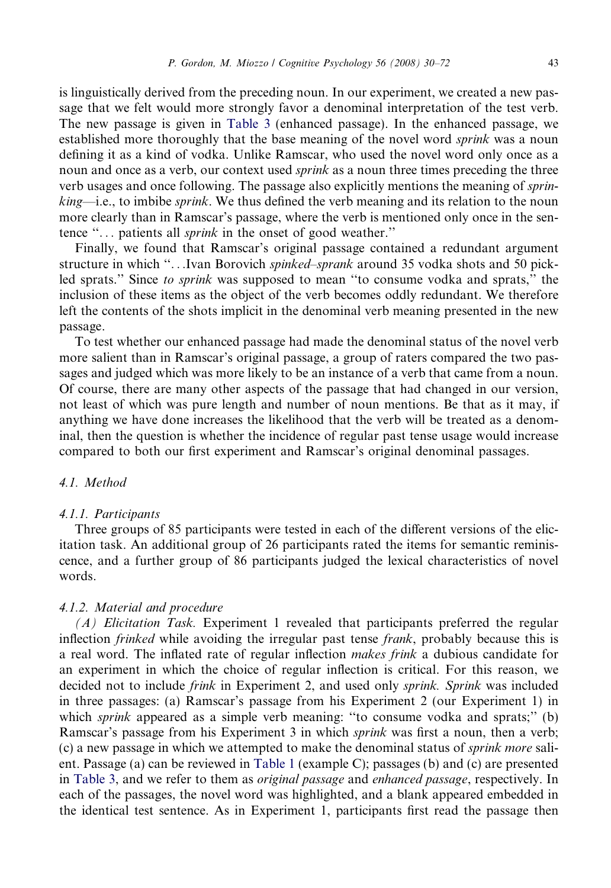is linguistically derived from the preceding noun. In our experiment, we created a new passage that we felt would more strongly favor a denominal interpretation of the test verb. The new passage is given in Table 3 (enhanced passage). In the enhanced passage, we established more thoroughly that the base meaning of the novel word *sprink* was a noun defining it as a kind of vodka. Unlike Ramscar, who used the novel word only once as a noun and once as a verb, our context used *sprink* as a noun three times preceding the three verb usages and once following. The passage also explicitly mentions the meaning of *sprinking*—i.e., to imbibe *sprink*. We thus defined the verb meaning and its relation to the noun more clearly than in Ramscar's passage, where the verb is mentioned only once in the sentence "... patients all *sprink* in the onset of good weather."

Finally, we found that Ramscar's original passage contained a redundant argument structure in which "...Ivan Borovich *spinked–sprank* around 35 vodka shots and 50 pickled sprats." Since *to sprink* was supposed to mean "to consume vodka and sprats," the inclusion of these items as the object of the verb becomes oddly redundant. We therefore left the contents of the shots implicit in the denominal verb meaning presented in the new passage.

To test whether our enhanced passage had made the denominal status of the novel verb more salient than in Ramscar's original passage, a group of raters compared the two passages and judged which was more likely to be an instance of a verb that came from a noun. Of course, there are many other aspects of the passage that had changed in our version, not least of which was pure length and number of noun mentions. Be that as it may, if anything we have done increases the likelihood that the verb will be treated as a denominal, then the question is whether the incidence of regular past tense usage would increase compared to both our first experiment and Ramscar's original denominal passages.

### 4.1. Method

#### 4.1.1. Participants

Three groups of 85 participants were tested in each of the different versions of the elicitation task. An additional group of 26 participants rated the items for semantic reminiscence, and a further group of 86 participants judged the lexical characteristics of novel words.

#### 4.1.2. Material and procedure

*(A) Elicitation Task.* Experiment 1 revealed that participants preferred the regular inflection *frinked* while avoiding the irregular past tense *frank*, probably because this is a real word. The inflated rate of regular inflection *makes frink* a dubious candidate for an experiment in which the choice of regular inflection is critical. For this reason, we decided not to include *frink* in Experiment 2, and used only *sprink. Sprink* was included in three passages: (a) Ramscar's passage from his Experiment 2 (our Experiment 1) in which *sprink* appeared as a simple verb meaning: "to consume vodka and sprats;" (b) Ramscar's passage from his Experiment 3 in which *sprink* was first a noun, then a verb; (c) a new passage in which we attempted to make the denominal status of *sprink more* salient. Passage (a) can be reviewed in Table 1 (example C); passages (b) and (c) are presented in Table 3, and we refer to them as *original passage* and *enhanced passage*, respectively. In each of the passages, the novel word was highlighted, and a blank appeared embedded in the identical test sentence. As in Experiment 1, participants first read the passage then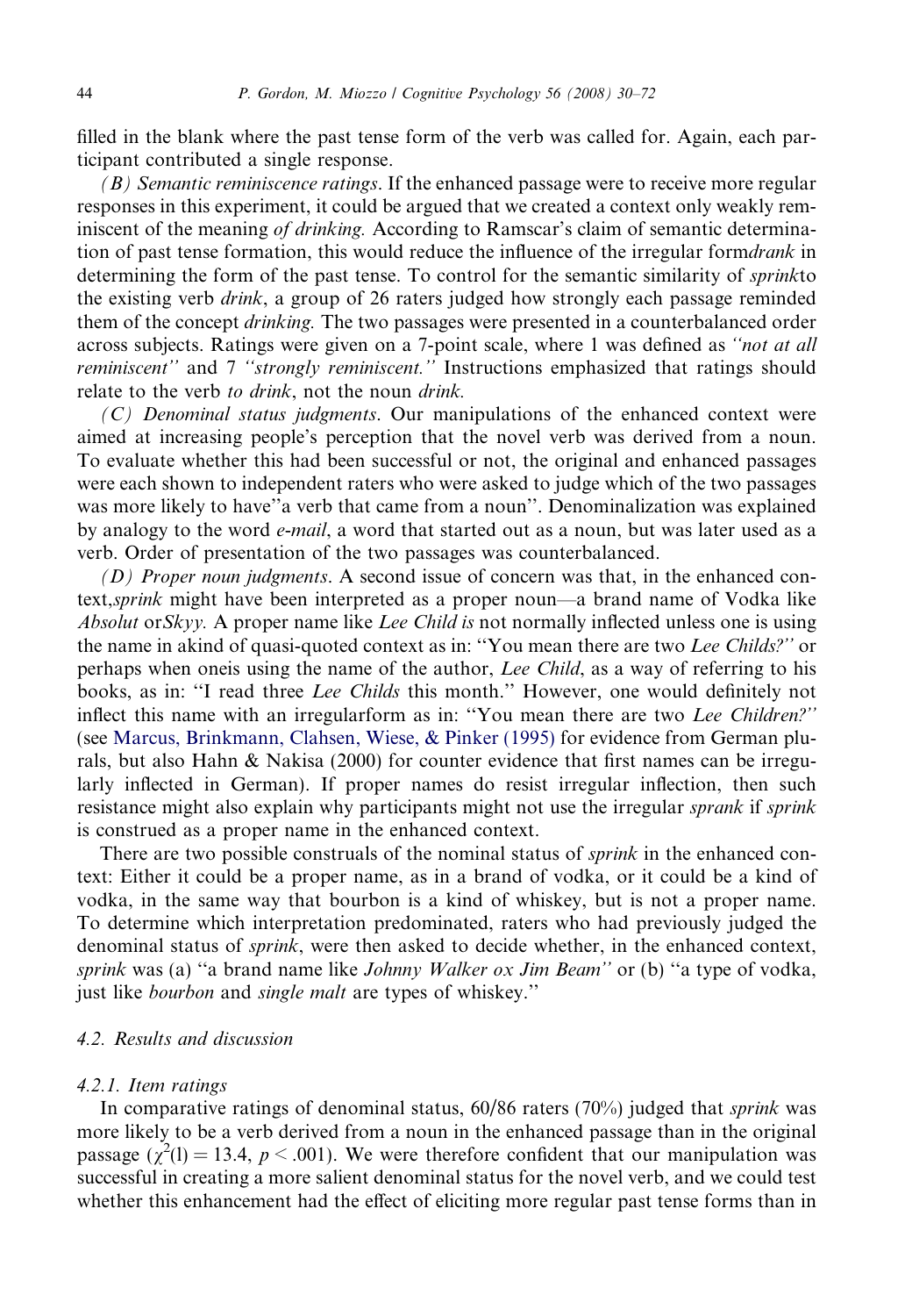filled in the blank where the past tense form of the verb was called for. Again, each participant contributed a single response.

*(B) Semantic reminiscence ratings*. If the enhanced passage were to receive more regular responses in this experiment, it could be argued that we created a context only weakly reminiscent of the meaning *of drinking.* According to Ramscar's claim of semantic determination of past tense formation, this would reduce the influence of the irregular form*drank* in determining the form of the past tense. To control for the semantic similarity of *sprink*to the existing verb *drink*, a group of 26 raters judged how strongly each passage reminded them of the concept *drinking.* The two passages were presented in a counterbalanced order across subjects. Ratings were given on a 7-point scale, where 1 was defined as *''not at all reminiscent''* and 7 *''strongly reminiscent.''* Instructions emphasized that ratings should relate to the verb *to drink*, not the noun *drink.*

*(C) Denominal status judgments*. Our manipulations of the enhanced context were aimed at increasing people's perception that the novel verb was derived from a noun. To evaluate whether this had been successful or not, the original and enhanced passages were each shown to independent raters who were asked to judge which of the two passages was more likely to have''a verb that came from a noun''. Denominalization was explained by analogy to the word *e-mail*, a word that started out as a noun, but was later used as a verb. Order of presentation of the two passages was counterbalanced.

*(D) Proper noun judgments*. A second issue of concern was that, in the enhanced context,*sprink* might have been interpreted as a proper noun—a brand name of Vodka like *Absolut* or*Skyy.* A proper name like *Lee Child is* not normally inflected unless one is using the name in akind of quasi-quoted context as in: ''You mean there are two *Lee Childs?''* or perhaps when oneis using the name of the author, *Lee Child*, as a way of referring to his books, as in: ''I read three *Lee Childs* this month.'' However, one would definitely not inflect this name with an irregularform as in: ''You mean there are two *Lee Children?''* (see Marcus, Brinkmann, Clahsen, Wiese, & Pinker (1995) for evidence from German plurals, but also Hahn & Nakisa (2000) for counter evidence that first names can be irregularly inflected in German). If proper names do resist irregular inflection, then such resistance might also explain why participants might not use the irregular *sprank* if *sprink* is construed as a proper name in the enhanced context.

There are two possible construals of the nominal status of *sprink* in the enhanced context: Either it could be a proper name, as in a brand of vodka, or it could be a kind of vodka, in the same way that bourbon is a kind of whiskey, but is not a proper name. To determine which interpretation predominated, raters who had previously judged the denominal status of *sprink*, were then asked to decide whether, in the enhanced context, *sprink* was (a) ''a brand name like *Johnny Walker ox Jim Beam''* or (b) ''a type of vodka, just like *bourbon* and *single malt* are types of whiskey.''

### 4.2. Results and discussion

#### 4.2.1. Item ratings

In comparative ratings of denominal status, 60/86 raters (70%) judged that *sprink* was more likely to be a verb derived from a noun in the enhanced passage than in the original passage ($\chi^2(l) = 13.4$, $p < .001$). We were therefore confident that our manipulation was successful in creating a more salient denominal status for the novel verb, and we could test whether this enhancement had the effect of eliciting more regular past tense forms than in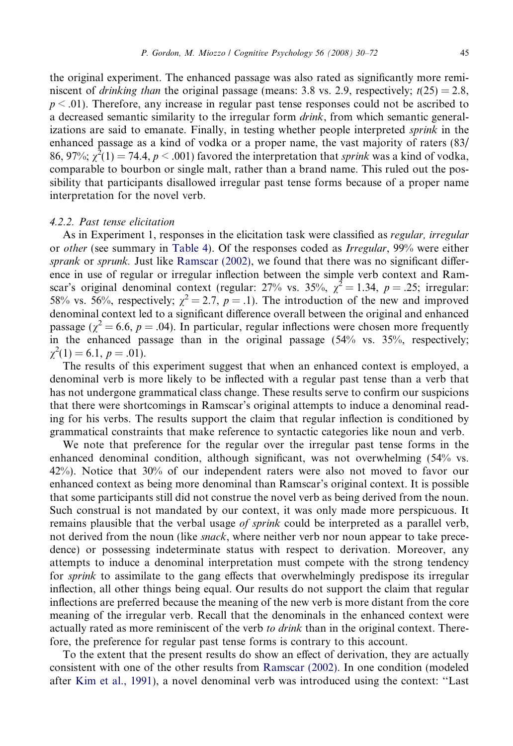the original experiment. The enhanced passage was also rated as significantly more reminiscent of *drinking than* the original passage (means: 3.8 vs. 2.9, respectively; $t(25) = 2.8$, $p < .01$). Therefore, any increase in regular past tense responses could not be ascribed to a decreased semantic similarity to the irregular form *drink*, from which semantic generalizations are said to emanate. Finally, in testing whether people interpreted *sprink* in the enhanced passage as a kind of vodka or a proper name, the vast majority of raters (83/86, 97%; $\chi^2(1) = 74.4$, $p < .001$) favored the interpretation that *sprink* was a kind of vodka, comparable to bourbon or single malt, rather than a brand name. This ruled out the possibility that participants disallowed irregular past tense forms because of a proper name interpretation for the novel verb.

#### 4.2.2. Past tense elicitation

As in Experiment 1, responses in the elicitation task were classified as *regular, irregular* or *other* (see summary in Table 4). Of the responses coded as *Irregular*, 99% were either *sprank* or *sprunk.* Just like Ramscar (2002), we found that there was no significant difference in use of regular or irregular inflection between the simple verb context and Ramscar's original denominal context (regular: 27% vs. 35%, $\chi^2 = 1.34$, $p = .25$; irregular: 58% vs. 56%, respectively; $\chi^2 = 2.7$, $p = .1$). The introduction of the new and improved denominal context led to a significant difference overall between the original and enhanced passage ($\chi^2 = 6.6$, $p = .04$). In particular, regular inflections were chosen more frequently in the enhanced passage than in the original passage (54% vs. 35%, respectively; $\chi^2(1) = 6.1$, $p = .01$).

The results of this experiment suggest that when an enhanced context is employed, a denominal verb is more likely to be inflected with a regular past tense than a verb that has not undergone grammatical class change. These results serve to confirm our suspicions that there were shortcomings in Ramscar's original attempts to induce a denominal reading for his verbs. The results support the claim that regular inflection is conditioned by grammatical constraints that make reference to syntactic categories like noun and verb.

We note that preference for the regular over the irregular past tense forms in the enhanced denominal condition, although significant, was not overwhelming (54% vs. 42%). Notice that 30% of our independent raters were also not moved to favor our enhanced context as being more denominal than Ramscar's original context. It is possible that some participants still did not construe the novel verb as being derived from the noun. Such construal is not mandated by our context, it was only made more perspicuous. It remains plausible that the verbal usage *of sprink* could be interpreted as a parallel verb, not derived from the noun (like *snack*, where neither verb nor noun appear to take precedence) or possessing indeterminate status with respect to derivation. Moreover, any attempts to induce a denominal interpretation must compete with the strong tendency for *sprink* to assimilate to the gang effects that overwhelmingly predispose its irregular inflection, all other things being equal. Our results do not support the claim that regular inflections are preferred because the meaning of the new verb is more distant from the core meaning of the irregular verb. Recall that the denominals in the enhanced context were actually rated as more reminiscent of the verb *to drink* than in the original context. Therefore, the preference for regular past tense forms is contrary to this account.

To the extent that the present results do show an effect of derivation, they are actually consistent with one of the other results from Ramscar (2002). In one condition (modeled after Kim et al., 1991), a novel denominal verb was introduced using the context: ''Last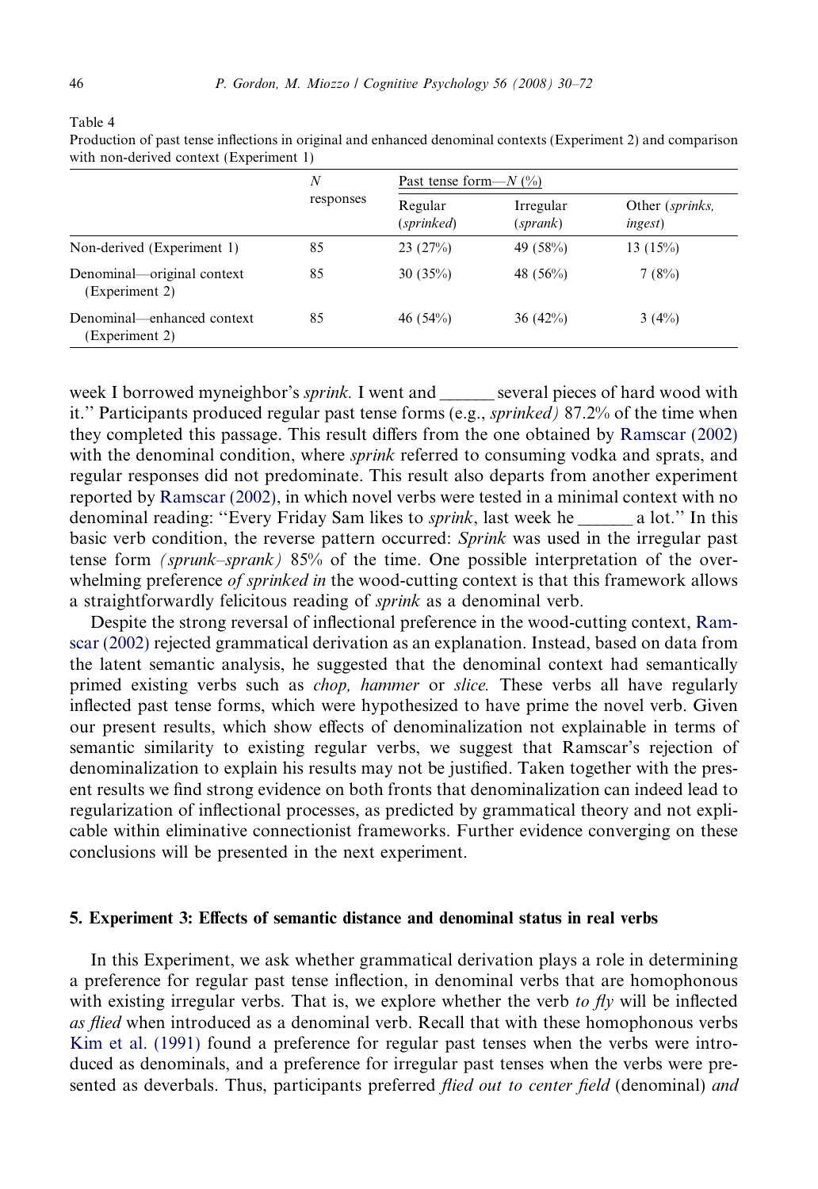Table 4
Production of past tense inflections in original and enhanced denominal contexts (Experiment 2) and comparison with non-derived context (Experiment 1)

| | N responses | Past tense form—N (%) | | |
|---|---|---|---|---|
| | | Regular (*sprinked*) | Irregular (*sprank*) | Other (*sprinks, ingest*) |
| Non-derived (Experiment 1) | 85 | 23 (27%) | 49 (58%) | 13 (15%) |
| Denominal—original context (Experiment 2) | 85 | 30 (35%) | 48 (56%) | 7 (8%) |
| Denominal—enhanced context (Experiment 2) | 85 | 46 (54%) | 36 (42%) | 3 (4%) |

week I borrowed myneighbor's *sprink.* I went and ______ several pieces of hard wood with it.'' Participants produced regular past tense forms (e.g., *sprinked)* 87.2% of the time when they completed this passage. This result differs from the one obtained by Ramscar (2002) with the denominal condition, where *sprink* referred to consuming vodka and sprats, and regular responses did not predominate. This result also departs from another experiment reported by Ramscar (2002), in which novel verbs were tested in a minimal context with no denominal reading: ''Every Friday Sam likes to *sprink*, last week he ______ a lot.'' In this basic verb condition, the reverse pattern occurred: *Sprink* was used in the irregular past tense form *(sprunk–sprank)* 85% of the time. One possible interpretation of the overwhelming preference *of sprinked in* the wood-cutting context is that this framework allows a straightforwardly felicitous reading of *sprink* as a denominal verb.

Despite the strong reversal of inflectional preference in the wood-cutting context, Ramscar (2002) rejected grammatical derivation as an explanation. Instead, based on data from the latent semantic analysis, he suggested that the denominal context had semantically primed existing verbs such as *chop, hammer* or *slice.* These verbs all have regularly inflected past tense forms, which were hypothesized to have prime the novel verb. Given our present results, which show effects of denominalization not explainable in terms of semantic similarity to existing regular verbs, we suggest that Ramscar's rejection of denominalization to explain his results may not be justified. Taken together with the present results we find strong evidence on both fronts that denominalization can indeed lead to regularization of inflectional processes, as predicted by grammatical theory and not explicable within eliminative connectionist frameworks. Further evidence converging on these conclusions will be presented in the next experiment.

## 5. Experiment 3: Effects of semantic distance and denominal status in real verbs

In this Experiment, we ask whether grammatical derivation plays a role in determining a preference for regular past tense inflection, in denominal verbs that are homophonous with existing irregular verbs. That is, we explore whether the verb *to fly* will be inflected *as flied* when introduced as a denominal verb. Recall that with these homophonous verbs Kim et al. (1991) found a preference for regular past tenses when the verbs were introduced as denominals, and a preference for irregular past tenses when the verbs were presented as deverbals. Thus, participants preferred *flied out to center field* (denominal) *and*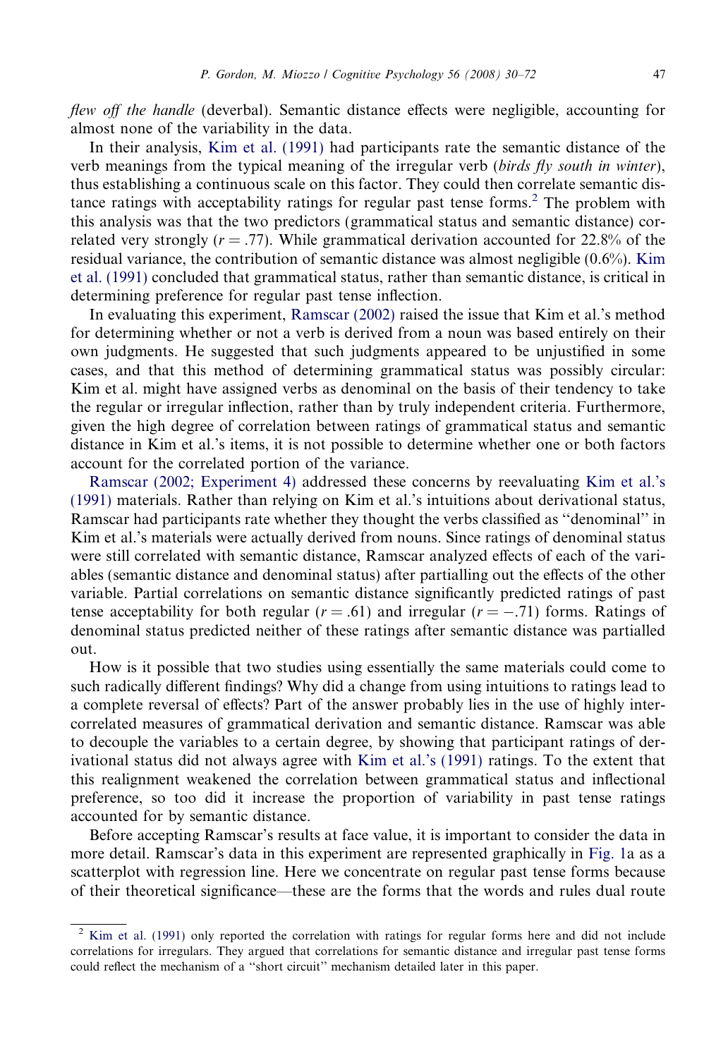*flew off the handle* (deverbal). Semantic distance effects were negligible, accounting for almost none of the variability in the data.

In their analysis, Kim et al. (1991) had participants rate the semantic distance of the verb meanings from the typical meaning of the irregular verb (*birds fly south in winter*), thus establishing a continuous scale on this factor. They could then correlate semantic distance ratings with acceptability ratings for regular past tense forms.[2] The problem with this analysis was that the two predictors (grammatical status and semantic distance) correlated very strongly ($r = .77$). While grammatical derivation accounted for 22.8% of the residual variance, the contribution of semantic distance was almost negligible (0.6%). Kim et al. (1991) concluded that grammatical status, rather than semantic distance, is critical in determining preference for regular past tense inflection.

In evaluating this experiment, Ramscar (2002) raised the issue that Kim et al.'s method for determining whether or not a verb is derived from a noun was based entirely on their own judgments. He suggested that such judgments appeared to be unjustified in some cases, and that this method of determining grammatical status was possibly circular: Kim et al. might have assigned verbs as denominal on the basis of their tendency to take the regular or irregular inflection, rather than by truly independent criteria. Furthermore, given the high degree of correlation between ratings of grammatical status and semantic distance in Kim et al.'s items, it is not possible to determine whether one or both factors account for the correlated portion of the variance.

Ramscar (2002; Experiment 4) addressed these concerns by reevaluating Kim et al.'s (1991) materials. Rather than relying on Kim et al.'s intuitions about derivational status, Ramscar had participants rate whether they thought the verbs classified as "denominal" in Kim et al.'s materials were actually derived from nouns. Since ratings of denominal status were still correlated with semantic distance, Ramscar analyzed effects of each of the variables (semantic distance and denominal status) after partialling out the effects of the other variable. Partial correlations on semantic distance significantly predicted ratings of past tense acceptability for both regular ($r = .61$) and irregular ($r = -.71$) forms. Ratings of denominal status predicted neither of these ratings after semantic distance was partialled out.

How is it possible that two studies using essentially the same materials could come to such radically different findings? Why did a change from using intuitions to ratings lead to a complete reversal of effects? Part of the answer probably lies in the use of highly intercorrelated measures of grammatical derivation and semantic distance. Ramscar was able to decouple the variables to a certain degree, by showing that participant ratings of derivational status did not always agree with Kim et al.'s (1991) ratings. To the extent that this realignment weakened the correlation between grammatical status and inflectional preference, so too did it increase the proportion of variability in past tense ratings accounted for by semantic distance.

Before accepting Ramscar's results at face value, it is important to consider the data in more detail. Ramscar's data in this experiment are represented graphically in Fig. 1a as a scatterplot with regression line. Here we concentrate on regular past tense forms because of their theoretical significance—these are the forms that the words and rules dual route

[2] Kim et al. (1991) only reported the correlation with ratings for regular forms here and did not include correlations for irregulars. They argued that correlations for semantic distance and irregular past tense forms could reflect the mechanism of a "short circuit" mechanism detailed later in this paper.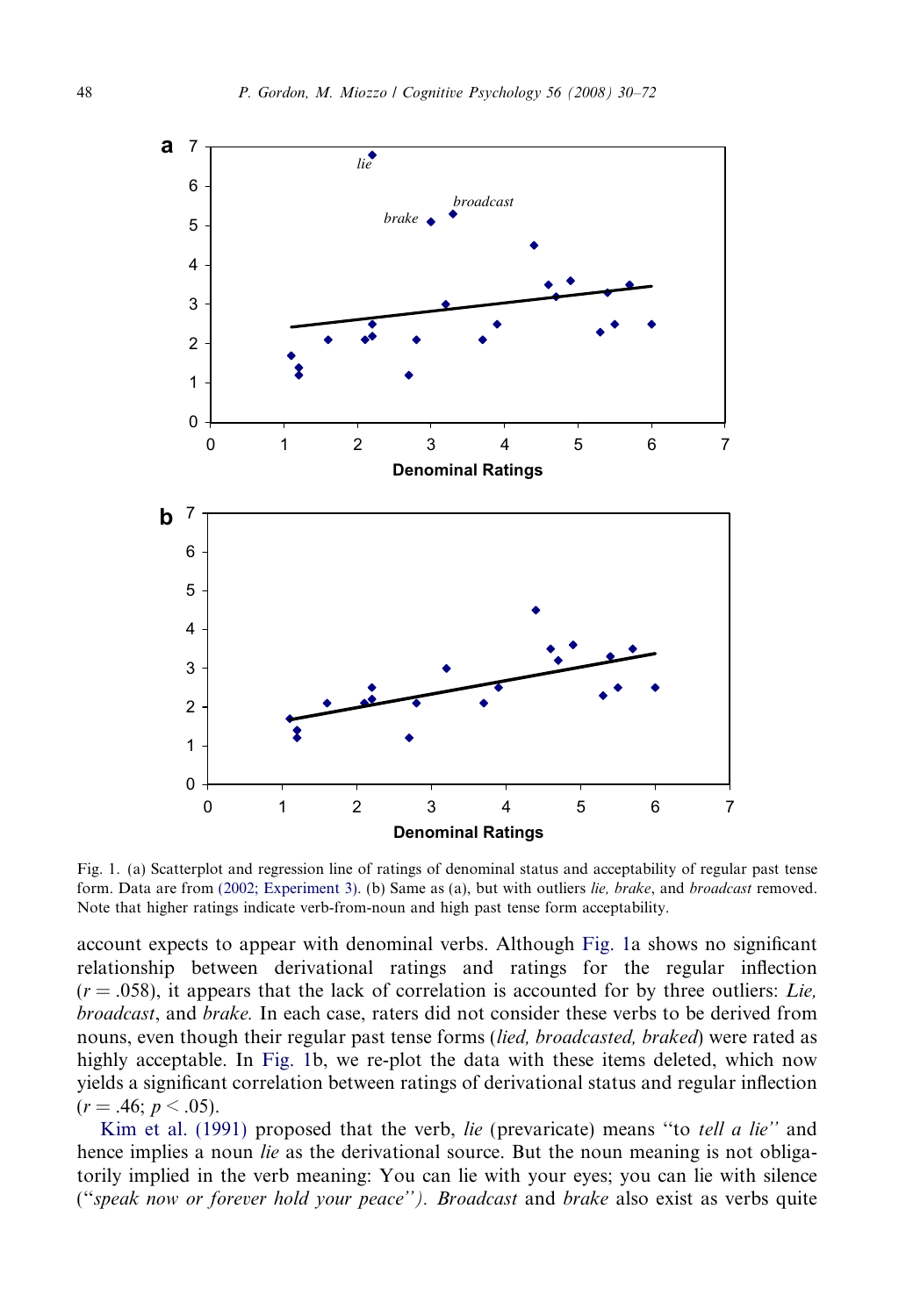Fig. 1. (a) Scatterplot and regression line of ratings of denominal status and acceptability of regular past tense form. Data are from (2002; Experiment 3). (b) Same as (a), but with outliers *lie*, *brake*, and *broadcast* removed. Note that higher ratings indicate verb-from-noun and high past tense form acceptability.

account expects to appear with denominal verbs. Although Fig. 1a shows no significant relationship between derivational ratings and ratings for the regular inflection ($r = .058$), it appears that the lack of correlation is accounted for by three outliers: *Lie*, *broadcast*, and *brake*. In each case, raters did not consider these verbs to be derived from nouns, even though their regular past tense forms (*lied, broadcasted, braked*) were rated as highly acceptable. In Fig. 1b, we re-plot the data with these items deleted, which now yields a significant correlation between ratings of derivational status and regular inflection ($r = .46$; $p < .05$).

Kim et al. (1991) proposed that the verb, *lie* (prevaricate) means "to *tell a lie*" and hence implies a noun *lie* as the derivational source. But the noun meaning is not obligatorily implied in the verb meaning: You can lie with your eyes; you can lie with silence ("*speak now or forever hold your peace*"). *Broadcast* and *brake* also exist as verbs quite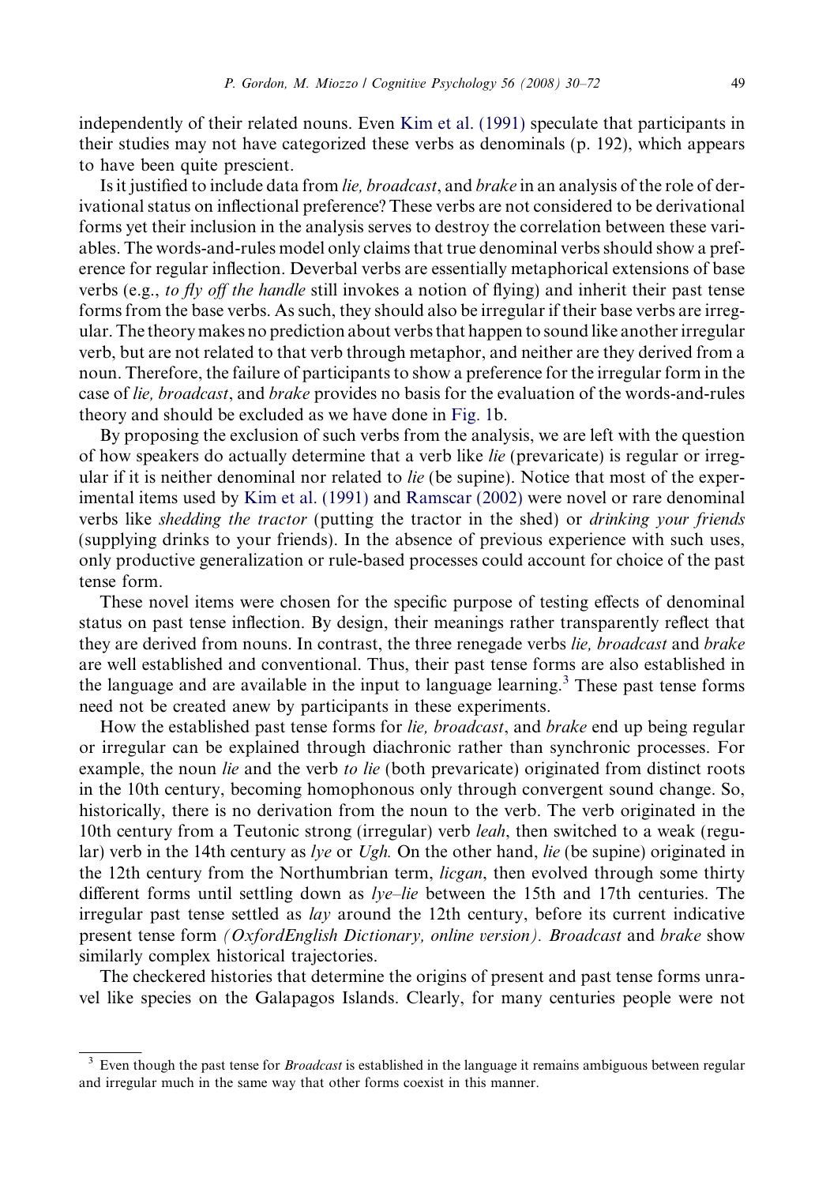independently of their related nouns. Even Kim et al. (1991) speculate that participants in their studies may not have categorized these verbs as denominals (p. 192), which appears to have been quite prescient.

Is it justified to include data from *lie, broadcast*, and *brake* in an analysis of the role of derivational status on inflectional preference? These verbs are not considered to be derivational forms yet their inclusion in the analysis serves to destroy the correlation between these variables. The words-and-rules model only claims that true denominal verbs should show a preference for regular inflection. Deverbal verbs are essentially metaphorical extensions of base verbs (e.g., *to fly off the handle* still invokes a notion of flying) and inherit their past tense forms from the base verbs. As such, they should also be irregular if their base verbs are irregular. The theory makes no prediction about verbs that happen to sound like another irregular verb, but are not related to that verb through metaphor, and neither are they derived from a noun. Therefore, the failure of participants to show a preference for the irregular form in the case of *lie, broadcast*, and *brake* provides no basis for the evaluation of the words-and-rules theory and should be excluded as we have done in Fig. 1b.

By proposing the exclusion of such verbs from the analysis, we are left with the question of how speakers do actually determine that a verb like *lie* (prevaricate) is regular or irregular if it is neither denominal nor related to *lie* (be supine). Notice that most of the experimental items used by Kim et al. (1991) and Ramscar (2002) were novel or rare denominal verbs like *shedding the tractor* (putting the tractor in the shed) or *drinking your friends* (supplying drinks to your friends). In the absence of previous experience with such uses, only productive generalization or rule-based processes could account for choice of the past tense form.

These novel items were chosen for the specific purpose of testing effects of denominal status on past tense inflection. By design, their meanings rather transparently reflect that they are derived from nouns. In contrast, the three renegade verbs *lie, broadcast* and *brake* are well established and conventional. Thus, their past tense forms are also established in the language and are available in the input to language learning.[3] These past tense forms need not be created anew by participants in these experiments.

How the established past tense forms for *lie, broadcast*, and *brake* end up being regular or irregular can be explained through diachronic rather than synchronic processes. For example, the noun *lie* and the verb *to lie* (both prevaricate) originated from distinct roots in the 10th century, becoming homophonous only through convergent sound change. So, historically, there is no derivation from the noun to the verb. The verb originated in the 10th century from a Teutonic strong (irregular) verb *leah*, then switched to a weak (regular) verb in the 14th century as *lye* or *Ugh.* On the other hand, *lie* (be supine) originated in the 12th century from the Northumbrian term, *licgan*, then evolved through some thirty different forms until settling down as *lye–lie* between the 15th and 17th centuries. The irregular past tense settled as *lay* around the 12th century, before its current indicative present tense form *(OxfordEnglish Dictionary, online version)*. *Broadcast* and *brake* show similarly complex historical trajectories.

The checkered histories that determine the origins of present and past tense forms unravel like species on the Galapagos Islands. Clearly, for many centuries people were not

[3] Even though the past tense for *Broadcast* is established in the language it remains ambiguous between regular and irregular much in the same way that other forms coexist in this manner.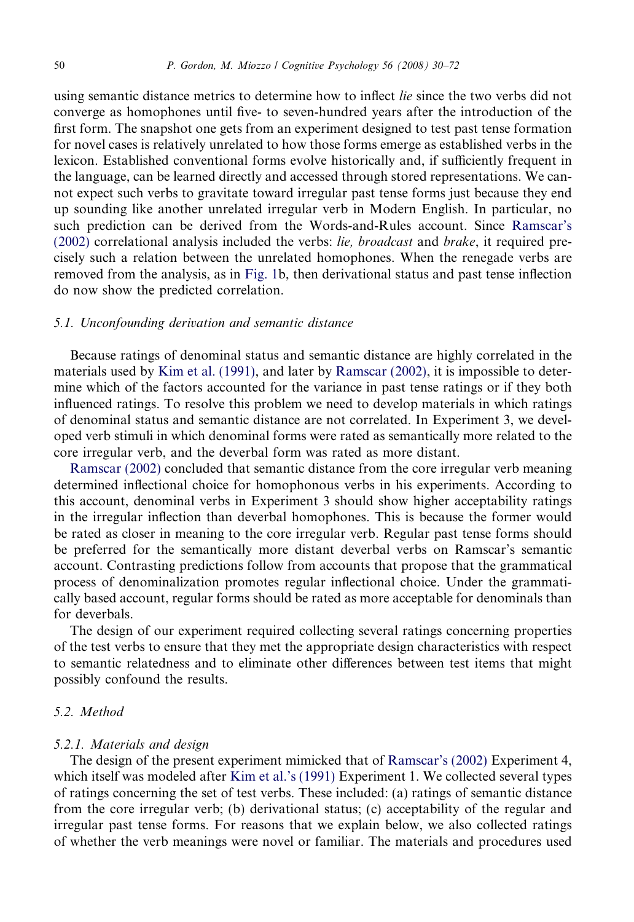using semantic distance metrics to determine how to inflect *lie* since the two verbs did not converge as homophones until five- to seven-hundred years after the introduction of the first form. The snapshot one gets from an experiment designed to test past tense formation for novel cases is relatively unrelated to how those forms emerge as established verbs in the lexicon. Established conventional forms evolve historically and, if sufficiently frequent in the language, can be learned directly and accessed through stored representations. We cannot expect such verbs to gravitate toward irregular past tense forms just because they end up sounding like another unrelated irregular verb in Modern English. In particular, no such prediction can be derived from the Words-and-Rules account. Since Ramscar's (2002) correlational analysis included the verbs: *lie, broadcast* and *brake*, it required precisely such a relation between the unrelated homophones. When the renegade verbs are removed from the analysis, as in Fig. 1b, then derivational status and past tense inflection do now show the predicted correlation.

### 5.1. Unconfounding derivation and semantic distance

Because ratings of denominal status and semantic distance are highly correlated in the materials used by Kim et al. (1991), and later by Ramscar (2002), it is impossible to determine which of the factors accounted for the variance in past tense ratings or if they both influenced ratings. To resolve this problem we need to develop materials in which ratings of denominal status and semantic distance are not correlated. In Experiment 3, we developed verb stimuli in which denominal forms were rated as semantically more related to the core irregular verb, and the deverbal form was rated as more distant.

Ramscar (2002) concluded that semantic distance from the core irregular verb meaning determined inflectional choice for homophonous verbs in his experiments. According to this account, denominal verbs in Experiment 3 should show higher acceptability ratings in the irregular inflection than deverbal homophones. This is because the former would be rated as closer in meaning to the core irregular verb. Regular past tense forms should be preferred for the semantically more distant deverbal verbs on Ramscar's semantic account. Contrasting predictions follow from accounts that propose that the grammatical process of denominalization promotes regular inflectional choice. Under the grammatically based account, regular forms should be rated as more acceptable for denominals than for deverbals.

The design of our experiment required collecting several ratings concerning properties of the test verbs to ensure that they met the appropriate design characteristics with respect to semantic relatedness and to eliminate other differences between test items that might possibly confound the results.

### 5.2. Method

#### 5.2.1. Materials and design

The design of the present experiment mimicked that of Ramscar's (2002) Experiment 4, which itself was modeled after Kim et al.'s (1991) Experiment 1. We collected several types of ratings concerning the set of test verbs. These included: (a) ratings of semantic distance from the core irregular verb; (b) derivational status; (c) acceptability of the regular and irregular past tense forms. For reasons that we explain below, we also collected ratings of whether the verb meanings were novel or familiar. The materials and procedures used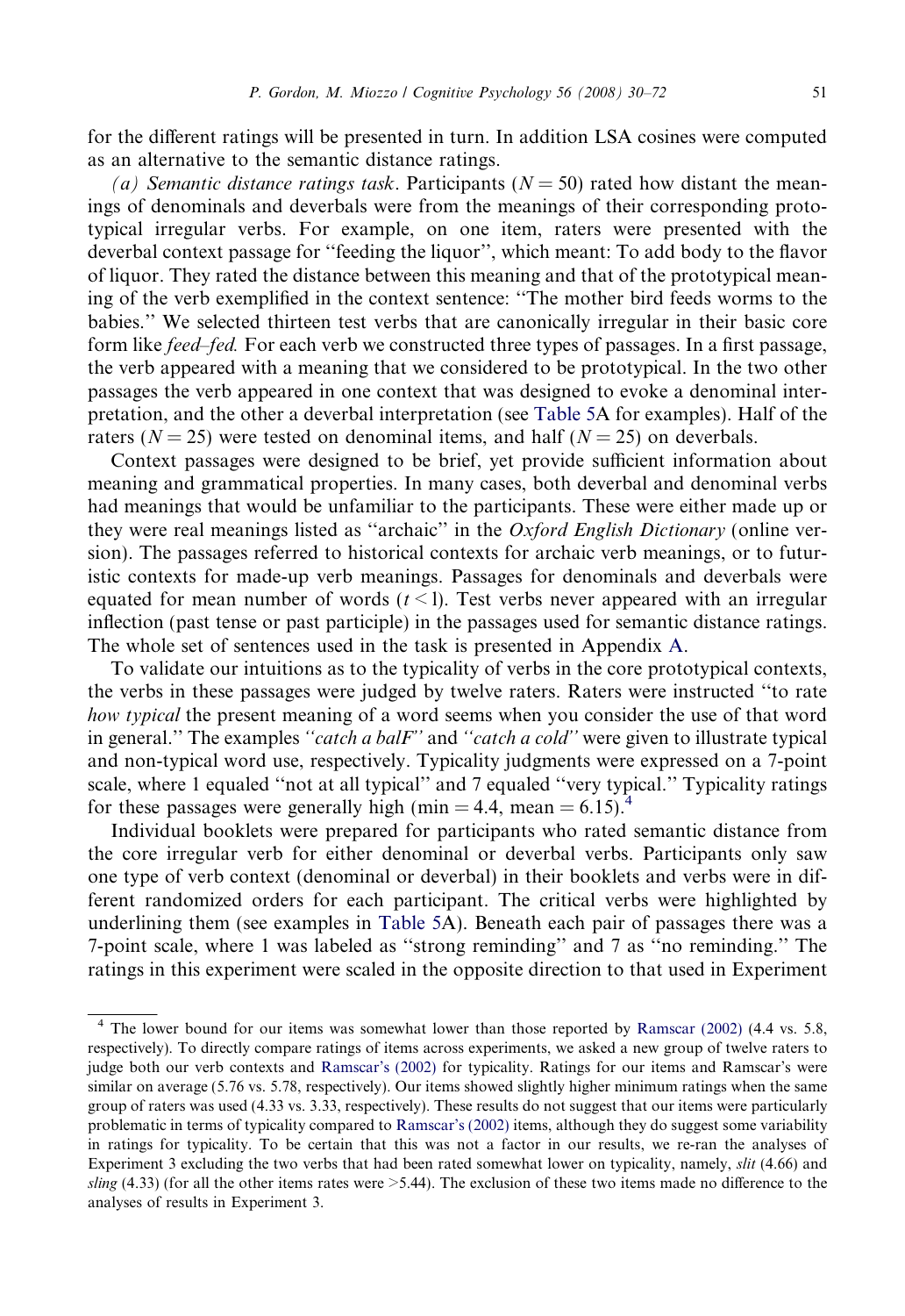for the different ratings will be presented in turn. In addition LSA cosines were computed as an alternative to the semantic distance ratings.

*(a) Semantic distance ratings task*. Participants ($N = 50$) rated how distant the meanings of denominals and deverbals were from the meanings of their corresponding prototypical irregular verbs. For example, on one item, raters were presented with the deverbal context passage for ''feeding the liquor'', which meant: To add body to the flavor of liquor. They rated the distance between this meaning and that of the prototypical meaning of the verb exemplified in the context sentence: ''The mother bird feeds worms to the babies.'' We selected thirteen test verbs that are canonically irregular in their basic core form like *feed–fed.* For each verb we constructed three types of passages. In a first passage, the verb appeared with a meaning that we considered to be prototypical. In the two other passages the verb appeared in one context that was designed to evoke a denominal interpretation, and the other a deverbal interpretation (see Table 5A for examples). Half of the raters ($N = 25$) were tested on denominal items, and half ($N = 25$) on deverbals.

Context passages were designed to be brief, yet provide sufficient information about meaning and grammatical properties. In many cases, both deverbal and denominal verbs had meanings that would be unfamiliar to the participants. These were either made up or they were real meanings listed as ''archaic'' in the *Oxford English Dictionary* (online version). The passages referred to historical contexts for archaic verb meanings, or to futuristic contexts for made-up verb meanings. Passages for denominals and deverbals were equated for mean number of words ($t < 1$). Test verbs never appeared with an irregular inflection (past tense or past participle) in the passages used for semantic distance ratings. The whole set of sentences used in the task is presented in Appendix A.

To validate our intuitions as to the typicality of verbs in the core prototypical contexts, the verbs in these passages were judged by twelve raters. Raters were instructed ''to rate *how typical* the present meaning of a word seems when you consider the use of that word in general.'' The examples *''catch a balF''* and *''catch a cold''* were given to illustrate typical and non-typical word use, respectively. Typicality judgments were expressed on a 7-point scale, where 1 equaled ''not at all typical'' and 7 equaled ''very typical.'' Typicality ratings for these passages were generally high (min = 4.4, mean = 6.15).[4]

Individual booklets were prepared for participants who rated semantic distance from the core irregular verb for either denominal or deverbal verbs. Participants only saw one type of verb context (denominal or deverbal) in their booklets and verbs were in different randomized orders for each participant. The critical verbs were highlighted by underlining them (see examples in Table 5A). Beneath each pair of passages there was a 7-point scale, where 1 was labeled as ''strong reminding'' and 7 as ''no reminding.'' The ratings in this experiment were scaled in the opposite direction to that used in Experiment

---

[4] The lower bound for our items was somewhat lower than those reported by Ramscar (2002) (4.4 vs. 5.8, respectively). To directly compare ratings of items across experiments, we asked a new group of twelve raters to judge both our verb contexts and Ramscar's (2002) for typicality. Ratings for our items and Ramscar's were similar on average (5.76 vs. 5.78, respectively). Our items showed slightly higher minimum ratings when the same group of raters was used (4.33 vs. 3.33, respectively). These results do not suggest that our items were particularly problematic in terms of typicality compared to Ramscar's (2002) items, although they do suggest some variability in ratings for typicality. To be certain that this was not a factor in our results, we re-ran the analyses of Experiment 3 excluding the two verbs that had been rated somewhat lower on typicality, namely, *slit* (4.66) and *sling* (4.33) (for all the other items rates were >5.44). The exclusion of these two items made no difference to the analyses of results in Experiment 3.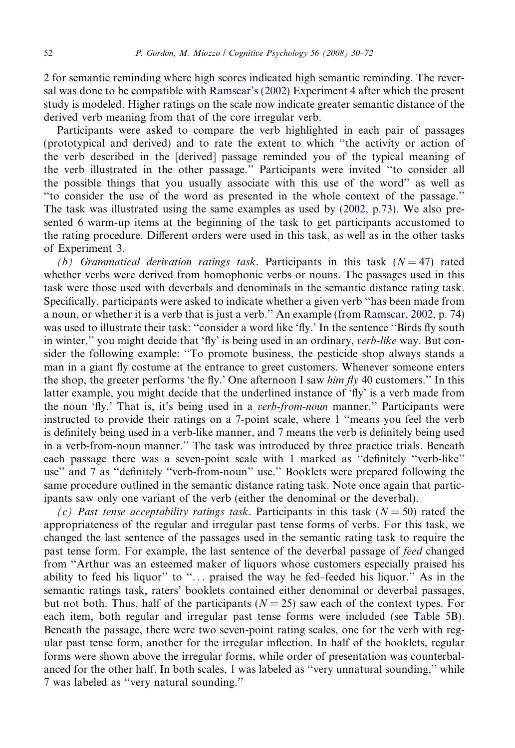2 for semantic reminding where high scores indicated high semantic reminding. The reversal was done to be compatible with Ramscar's (2002) Experiment 4 after which the present study is modeled. Higher ratings on the scale now indicate greater semantic distance of the derived verb meaning from that of the core irregular verb.

Participants were asked to compare the verb highlighted in each pair of passages (prototypical and derived) and to rate the extent to which ''the activity or action of the verb described in the [derived] passage reminded you of the typical meaning of the verb illustrated in the other passage.'' Participants were invited ''to consider all the possible things that you usually associate with this use of the word'' as well as ''to consider the use of the word as presented in the whole context of the passage.'' The task was illustrated using the same examples as used by (2002, p.73). We also presented 6 warm-up items at the beginning of the task to get participants accustomed to the rating procedure. Different orders were used in this task, as well as in the other tasks of Experiment 3.

*(b) Grammatical derivation ratings task*. Participants in this task ($N = 47$) rated whether verbs were derived from homophonic verbs or nouns. The passages used in this task were those used with deverbals and denominals in the semantic distance rating task. Specifically, participants were asked to indicate whether a given verb ''has been made from a noun, or whether it is a verb that is just a verb.'' An example (from Ramscar, 2002, p. 74) was used to illustrate their task: ''consider a word like 'fly.' In the sentence ''Birds fly south in winter,'' you might decide that 'fly' is being used in an ordinary, *verb-like* way. But consider the following example: ''To promote business, the pesticide shop always stands a man in a giant fly costume at the entrance to greet customers. Whenever someone enters the shop, the greeter performs 'the fly.' One afternoon I saw *him fly* 40 customers.'' In this latter example, you might decide that the underlined instance of 'fly' is a verb made from the noun 'fly.' That is, it's being used in a *verb-from-noun* manner.'' Participants were instructed to provide their ratings on a 7-point scale, where 1 ''means you feel the verb is definitely being used in a verb-like manner, and 7 means the verb is definitely being used in a verb-from-noun manner.'' The task was introduced by three practice trials. Beneath each passage there was a seven-point scale with 1 marked as ''definitely ''verb-like'' use'' and 7 as ''definitely ''verb-from-noun'' use.'' Booklets were prepared following the same procedure outlined in the semantic distance rating task. Note once again that participants saw only one variant of the verb (either the denominal or the deverbal).

*(c) Past tense acceptability ratings task*. Participants in this task ($N = 50$) rated the appropriateness of the regular and irregular past tense forms of verbs. For this task, we changed the last sentence of the passages used in the semantic rating task to require the past tense form. For example, the last sentence of the deverbal passage of *feed* changed from ''Arthur was an esteemed maker of liquors whose customers especially praised his ability to feed his liquor'' to ''... praised the way he fed–feeded his liquor.'' As in the semantic ratings task, raters' booklets contained either denominal or deverbal passages, but not both. Thus, half of the participants ($N = 25$) saw each of the context types. For each item, both regular and irregular past tense forms were included (see Table 5B). Beneath the passage, there were two seven-point rating scales, one for the verb with regular past tense form, another for the irregular inflection. In half of the booklets, regular forms were shown above the irregular forms, while order of presentation was counterbalanced for the other half. In both scales, 1 was labeled as ''very unnatural sounding,'' while 7 was labeled as ''very natural sounding.''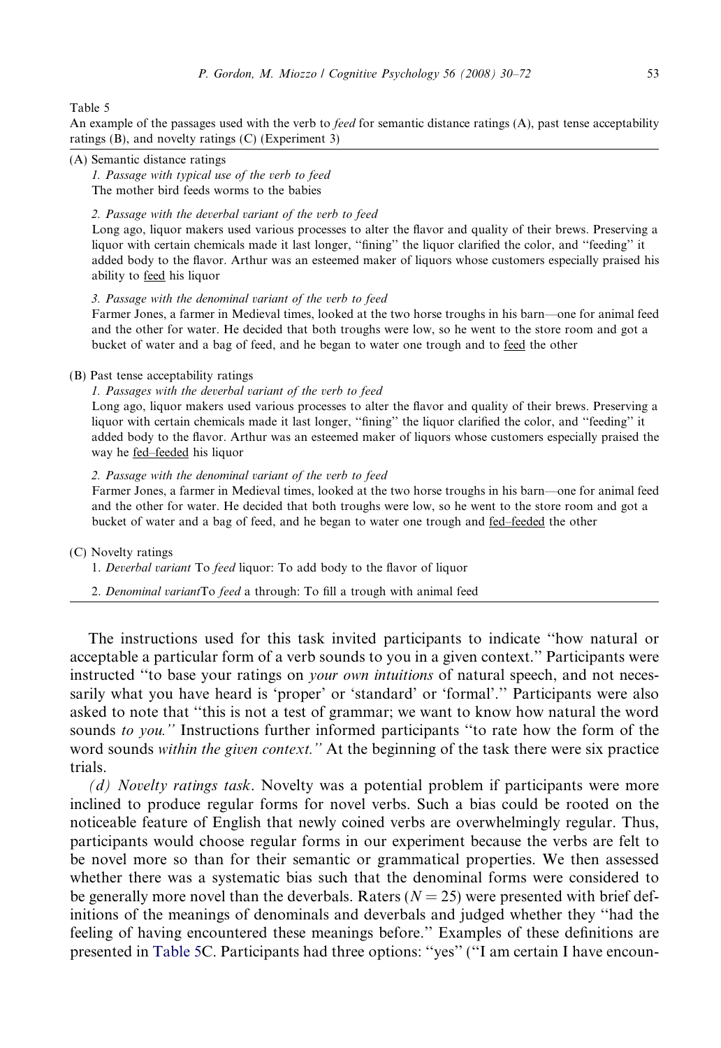Table 5
An example of the passages used with the verb to *feed* for semantic distance ratings (A), past tense acceptability ratings (B), and novelty ratings (C) (Experiment 3)

(A) Semantic distance ratings

*1. Passage with typical use of the verb to feed*
The mother bird feeds worms to the babies

*2. Passage with the deverbal variant of the verb to feed*
Long ago, liquor makers used various processes to alter the flavor and quality of their brews. Preserving a liquor with certain chemicals made it last longer, "fining" the liquor clarified the color, and "feeding" it added body to the flavor. Arthur was an esteemed maker of liquors whose customers especially praised his ability to <u>feed</u> his liquor

*3. Passage with the denominal variant of the verb to feed*
Farmer Jones, a farmer in Medieval times, looked at the two horse troughs in his barn—one for animal feed and the other for water. He decided that both troughs were low, so he went to the store room and got a bucket of water and a bag of feed, and he began to water one trough and to <u>feed</u> the other

(B) Past tense acceptability ratings

*1. Passages with the deverbal variant of the verb to feed*
Long ago, liquor makers used various processes to alter the flavor and quality of their brews. Preserving a liquor with certain chemicals made it last longer, "fining" the liquor clarified the color, and "feeding" it added body to the flavor. Arthur was an esteemed maker of liquors whose customers especially praised the way he <u>fed–feeded</u> his liquor

*2. Passage with the denominal variant of the verb to feed*
Farmer Jones, a farmer in Medieval times, looked at the two horse troughs in his barn—one for animal feed and the other for water. He decided that both troughs were low, so he went to the store room and got a bucket of water and a bag of feed, and he began to water one trough and <u>fed–feeded</u> the other

(C) Novelty ratings

1. *Deverbal variant* To *feed* liquor: To add body to the flavor of liquor

2. *Denominal variant*To *feed* a through: To fill a trough with animal feed

The instructions used for this task invited participants to indicate "how natural or acceptable a particular form of a verb sounds to you in a given context." Participants were instructed "to base your ratings on *your own intuitions* of natural speech, and not necessarily what you have heard is 'proper' or 'standard' or 'formal'." Participants were also asked to note that "this is not a test of grammar; we want to know how natural the word sounds *to you.*" Instructions further informed participants "to rate how the form of the word sounds *within the given context.*" At the beginning of the task there were six practice trials.

*(d) Novelty ratings task*. Novelty was a potential problem if participants were more inclined to produce regular forms for novel verbs. Such a bias could be rooted on the noticeable feature of English that newly coined verbs are overwhelmingly regular. Thus, participants would choose regular forms in our experiment because the verbs are felt to be novel more so than for their semantic or grammatical properties. We then assessed whether there was a systematic bias such that the denominal forms were considered to be generally more novel than the deverbals. Raters ($N = 25$) were presented with brief definitions of the meanings of denominals and deverbals and judged whether they "had the feeling of having encountered these meanings before." Examples of these definitions are presented in Table 5C. Participants had three options: "yes" ("I am certain I have encoun-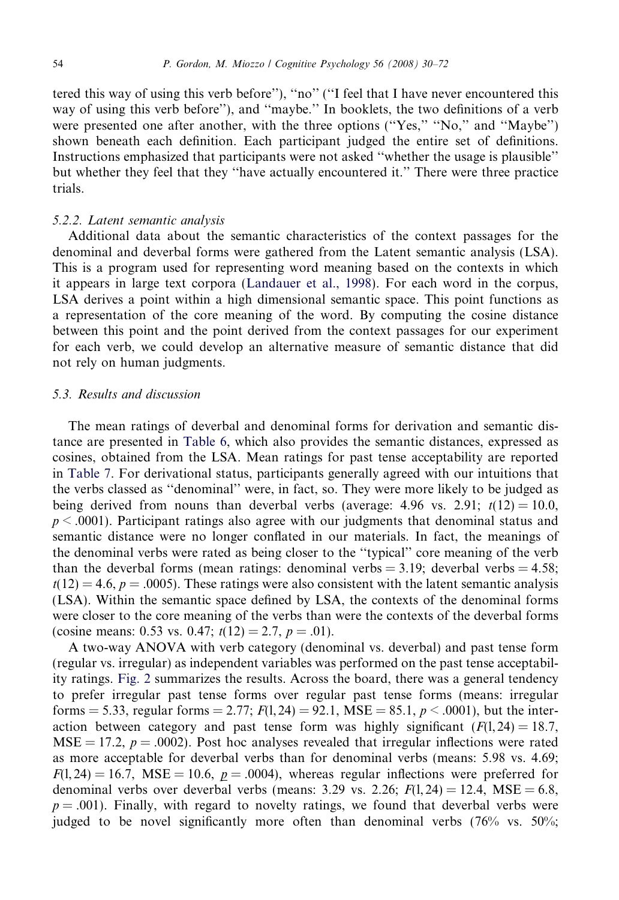tered this way of using this verb before"), "no" ("I feel that I have never encountered this way of using this verb before"), and "maybe." In booklets, the two definitions of a verb were presented one after another, with the three options ("Yes," "No," and "Maybe") shown beneath each definition. Each participant judged the entire set of definitions. Instructions emphasized that participants were not asked "whether the usage is plausible" but whether they feel that they "have actually encountered it." There were three practice trials.

### 5.2.2. Latent semantic analysis

Additional data about the semantic characteristics of the context passages for the denominal and deverbal forms were gathered from the Latent semantic analysis (LSA). This is a program used for representing word meaning based on the contexts in which it appears in large text corpora (Landauer et al., 1998). For each word in the corpus, LSA derives a point within a high dimensional semantic space. This point functions as a representation of the core meaning of the word. By computing the cosine distance between this point and the point derived from the context passages for our experiment for each verb, we could develop an alternative measure of semantic distance that did not rely on human judgments.

## 5.3. Results and discussion

The mean ratings of deverbal and denominal forms for derivation and semantic distance are presented in Table 6, which also provides the semantic distances, expressed as cosines, obtained from the LSA. Mean ratings for past tense acceptability are reported in Table 7. For derivational status, participants generally agreed with our intuitions that the verbs classed as "denominal" were, in fact, so. They were more likely to be judged as being derived from nouns than deverbal verbs (average: 4.96 vs. 2.91; $t(12) = 10.0$, $p < .0001$). Participant ratings also agree with our judgments that denominal status and semantic distance were no longer conflated in our materials. In fact, the meanings of the denominal verbs were rated as being closer to the "typical" core meaning of the verb than the deverbal forms (mean ratings: denominal verbs = 3.19; deverbal verbs = 4.58; $t(12) = 4.6$, $p = .0005$). These ratings were also consistent with the latent semantic analysis (LSA). Within the semantic space defined by LSA, the contexts of the denominal forms were closer to the core meaning of the verbs than were the contexts of the deverbal forms (cosine means: 0.53 vs. 0.47; $t(12) = 2.7$, $p = .01$).

A two-way ANOVA with verb category (denominal vs. deverbal) and past tense form (regular vs. irregular) as independent variables was performed on the past tense acceptability ratings. Fig. 2 summarizes the results. Across the board, there was a general tendency to prefer irregular past tense forms over regular past tense forms (means: irregular forms = 5.33, regular forms = 2.77; $F(1,24) = 92.1$, $\text{MSE} = 85.1$, $p < .0001$), but the interaction between category and past tense form was highly significant ($F(1,24) = 18.7$, $\text{MSE} = 17.2$, $p = .0002$). Post hoc analyses revealed that irregular inflections were rated as more acceptable for deverbal verbs than for denominal verbs (means: 5.98 vs. 4.69; $F(1,24) = 16.7$, $\text{MSE} = 10.6$, $p = .0004$), whereas regular inflections were preferred for denominal verbs over deverbal verbs (means: 3.29 vs. 2.26; $F(1,24) = 12.4$, $\text{MSE} = 6.8$, $p = .001$). Finally, with regard to novelty ratings, we found that deverbal verbs were judged to be novel significantly more often than denominal verbs (76% vs. 50%;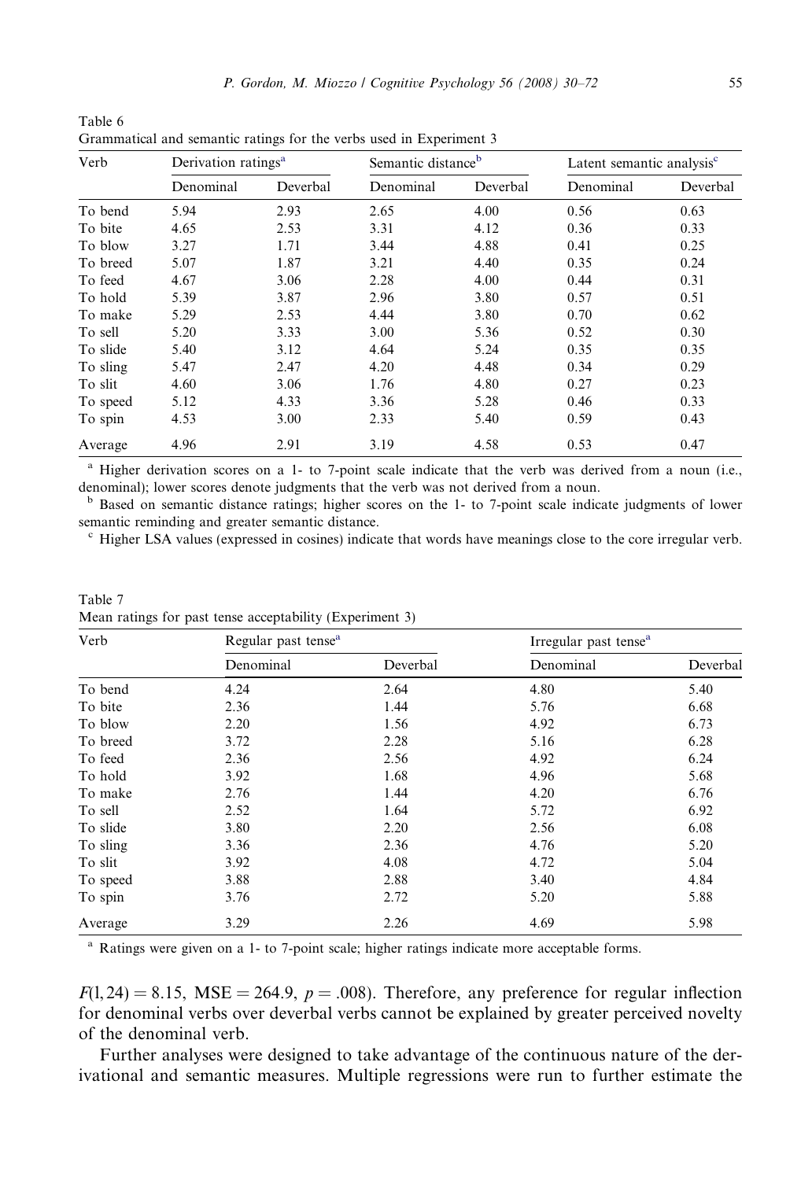Table 6
Grammatical and semantic ratings for the verbs used in Experiment 3

| Verb | Derivation ratings[a] | | Semantic distance[b] | | Latent semantic analysis[c] | |
|---|---|---|---|---|---|---|
| | Denominal | Deverbal | Denominal | Deverbal | Denominal | Deverbal |
| To bend | 5.94 | 2.93 | 2.65 | 4.00 | 0.56 | 0.63 |
| To bite | 4.65 | 2.53 | 3.31 | 4.12 | 0.36 | 0.33 |
| To blow | 3.27 | 1.71 | 3.44 | 4.88 | 0.41 | 0.25 |
| To breed | 5.07 | 1.87 | 3.21 | 4.40 | 0.35 | 0.24 |
| To feed | 4.67 | 3.06 | 2.28 | 4.00 | 0.44 | 0.31 |
| To hold | 5.39 | 3.87 | 2.96 | 3.80 | 0.57 | 0.51 |
| To make | 5.29 | 2.53 | 4.44 | 3.80 | 0.70 | 0.62 |
| To sell | 5.20 | 3.33 | 3.00 | 5.36 | 0.52 | 0.30 |
| To slide | 5.40 | 3.12 | 4.64 | 5.24 | 0.35 | 0.35 |
| To sling | 5.47 | 2.47 | 4.20 | 4.48 | 0.34 | 0.29 |
| To slit | 4.60 | 3.06 | 1.76 | 4.80 | 0.27 | 0.23 |
| To speed | 5.12 | 4.33 | 3.36 | 5.28 | 0.46 | 0.33 |
| To spin | 4.53 | 3.00 | 2.33 | 5.40 | 0.59 | 0.43 |
| Average | 4.96 | 2.91 | 3.19 | 4.58 | 0.53 | 0.47 |

[a] Higher derivation scores on a 1- to 7-point scale indicate that the verb was derived from a noun (i.e., denominal); lower scores denote judgments that the verb was not derived from a noun.
[b] Based on semantic distance ratings; higher scores on the 1- to 7-point scale indicate judgments of lower semantic reminding and greater semantic distance.
[c] Higher LSA values (expressed in cosines) indicate that words have meanings close to the core irregular verb.

Table 7
Mean ratings for past tense acceptability (Experiment 3)

| Verb | Regular past tense[a] | | Irregular past tense[a] | |
|---|---|---|---|---|
| | Denominal | Deverbal | Denominal | Deverbal |
| To bend | 4.24 | 2.64 | 4.80 | 5.40 |
| To bite | 2.36 | 1.44 | 5.76 | 6.68 |
| To blow | 2.20 | 1.56 | 4.92 | 6.73 |
| To breed | 3.72 | 2.28 | 5.16 | 6.28 |
| To feed | 2.36 | 2.56 | 4.92 | 6.24 |
| To hold | 3.92 | 1.68 | 4.96 | 5.68 |
| To make | 2.76 | 1.44 | 4.20 | 6.76 |
| To sell | 2.52 | 1.64 | 5.72 | 6.92 |
| To slide | 3.80 | 2.20 | 2.56 | 6.08 |
| To sling | 3.36 | 2.36 | 4.76 | 5.20 |
| To slit | 3.92 | 4.08 | 4.72 | 5.04 |
| To speed | 3.88 | 2.88 | 3.40 | 4.84 |
| To spin | 3.76 | 2.72 | 5.20 | 5.88 |
| Average | 3.29 | 2.26 | 4.69 | 5.98 |

[a] Ratings were given on a 1- to 7-point scale; higher ratings indicate more acceptable forms.

$F(1, 24) = 8.15$, $\text{MSE} = 264.9$, $p = .008$). Therefore, any preference for regular inflection for denominal verbs over deverbal verbs cannot be explained by greater perceived novelty of the denominal verb.

Further analyses were designed to take advantage of the continuous nature of the derivational and semantic measures. Multiple regressions were run to further estimate the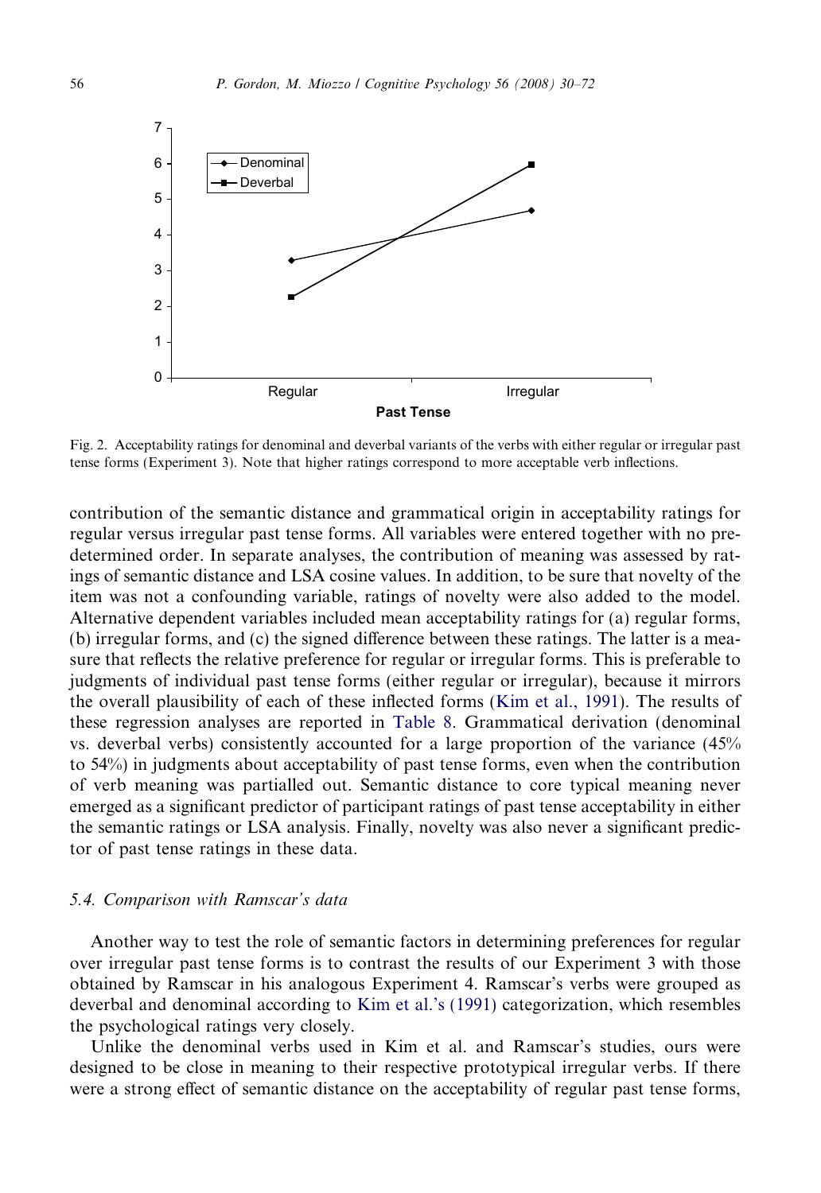Fig. 2. Acceptability ratings for denominal and deverbal variants of the verbs with either regular or irregular past tense forms (Experiment 3). Note that higher ratings correspond to more acceptable verb inflections.

contribution of the semantic distance and grammatical origin in acceptability ratings for regular versus irregular past tense forms. All variables were entered together with no predetermined order. In separate analyses, the contribution of meaning was assessed by ratings of semantic distance and LSA cosine values. In addition, to be sure that novelty of the item was not a confounding variable, ratings of novelty were also added to the model. Alternative dependent variables included mean acceptability ratings for (a) regular forms, (b) irregular forms, and (c) the signed difference between these ratings. The latter is a measure that reflects the relative preference for regular or irregular forms. This is preferable to judgments of individual past tense forms (either regular or irregular), because it mirrors the overall plausibility of each of these inflected forms (Kim et al., 1991). The results of these regression analyses are reported in Table 8. Grammatical derivation (denominal vs. deverbal verbs) consistently accounted for a large proportion of the variance (45% to 54%) in judgments about acceptability of past tense forms, even when the contribution of verb meaning was partialled out. Semantic distance to core typical meaning never emerged as a significant predictor of participant ratings of past tense acceptability in either the semantic ratings or LSA analysis. Finally, novelty was also never a significant predictor of past tense ratings in these data.

### 5.4. Comparison with Ramscar's data

Another way to test the role of semantic factors in determining preferences for regular over irregular past tense forms is to contrast the results of our Experiment 3 with those obtained by Ramscar in his analogous Experiment 4. Ramscar's verbs were grouped as deverbal and denominal according to Kim et al.'s (1991) categorization, which resembles the psychological ratings very closely.

Unlike the denominal verbs used in Kim et al. and Ramscar's studies, ours were designed to be close in meaning to their respective prototypical irregular verbs. If there were a strong effect of semantic distance on the acceptability of regular past tense forms,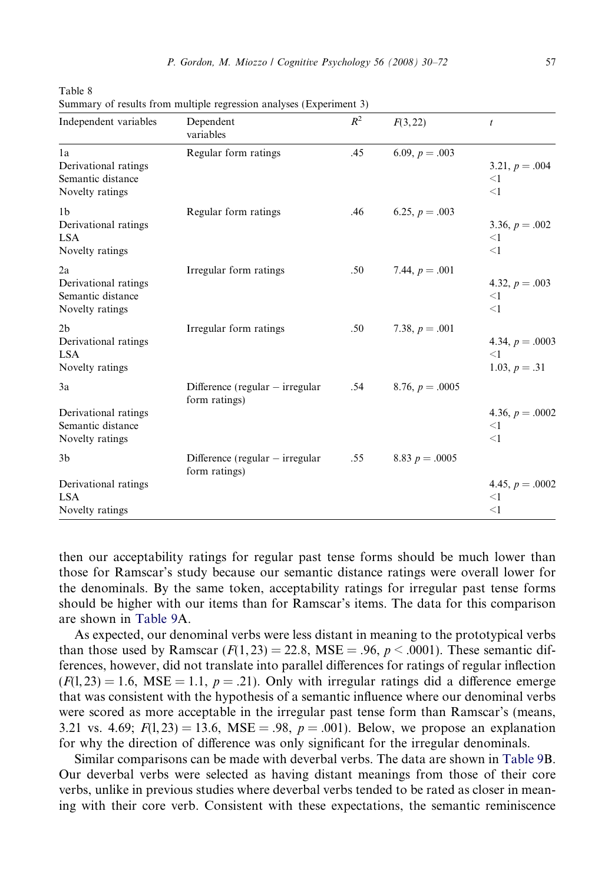Table 8
Summary of results from multiple regression analyses (Experiment 3)

| Independent variables | Dependent variables | $R^2$ | $F(3,22)$ | $t$ |
|---|---|---|---|---|
| 1a | Regular form ratings | .45 | 6.09, $p = .003$ | |
| Derivational ratings | | | | 3.21, $p = .004$ |
| Semantic distance | | | | <1 |
| Novelty ratings | | | | <1 |
| 1b | Regular form ratings | .46 | 6.25, $p = .003$ | |
| Derivational ratings | | | | 3.36, $p = .002$ |
| LSA | | | | <1 |
| Novelty ratings | | | | <1 |
| 2a | Irregular form ratings | .50 | 7.44, $p = .001$ | |
| Derivational ratings | | | | 4.32, $p = .003$ |
| Semantic distance | | | | <1 |
| Novelty ratings | | | | <1 |
| 2b | Irregular form ratings | .50 | 7.38, $p = .001$ | |
| Derivational ratings | | | | 4.34, $p = .0003$ |
| LSA | | | | <1 |
| Novelty ratings | | | | 1.03, $p = .31$ |
| 3a | Difference (regular − irregular form ratings) | .54 | 8.76, $p = .0005$ | |
| Derivational ratings | | | | 4.36, $p = .0002$ |
| Semantic distance | | | | <1 |
| Novelty ratings | | | | <1 |
| 3b | Difference (regular − irregular form ratings) | .55 | 8.83 $p = .0005$ | |
| Derivational ratings | | | | 4.45, $p = .0002$ |
| LSA | | | | <1 |
| Novelty ratings | | | | <1 |

then our acceptability ratings for regular past tense forms should be much lower than those for Ramscar's study because our semantic distance ratings were overall lower for the denominals. By the same token, acceptability ratings for irregular past tense forms should be higher with our items than for Ramscar's items. The data for this comparison are shown in Table 9A.

As expected, our denominal verbs were less distant in meaning to the prototypical verbs than those used by Ramscar ($F(1,23) = 22.8$, $\text{MSE} = .96$, $p < .0001$). These semantic differences, however, did not translate into parallel differences for ratings of regular inflection ($F(1,23) = 1.6$, $\text{MSE} = 1.1$, $p = .21$). Only with irregular ratings did a difference emerge that was consistent with the hypothesis of a semantic influence where our denominal verbs were scored as more acceptable in the irregular past tense form than Ramscar's (means, 3.21 vs. 4.69; $F(1,23) = 13.6$, $\text{MSE} = .98$, $p = .001$). Below, we propose an explanation for why the direction of difference was only significant for the irregular denominals.

Similar comparisons can be made with deverbal verbs. The data are shown in Table 9B. Our deverbal verbs were selected as having distant meanings from those of their core verbs, unlike in previous studies where deverbal verbs tended to be rated as closer in meaning with their core verb. Consistent with these expectations, the semantic reminiscence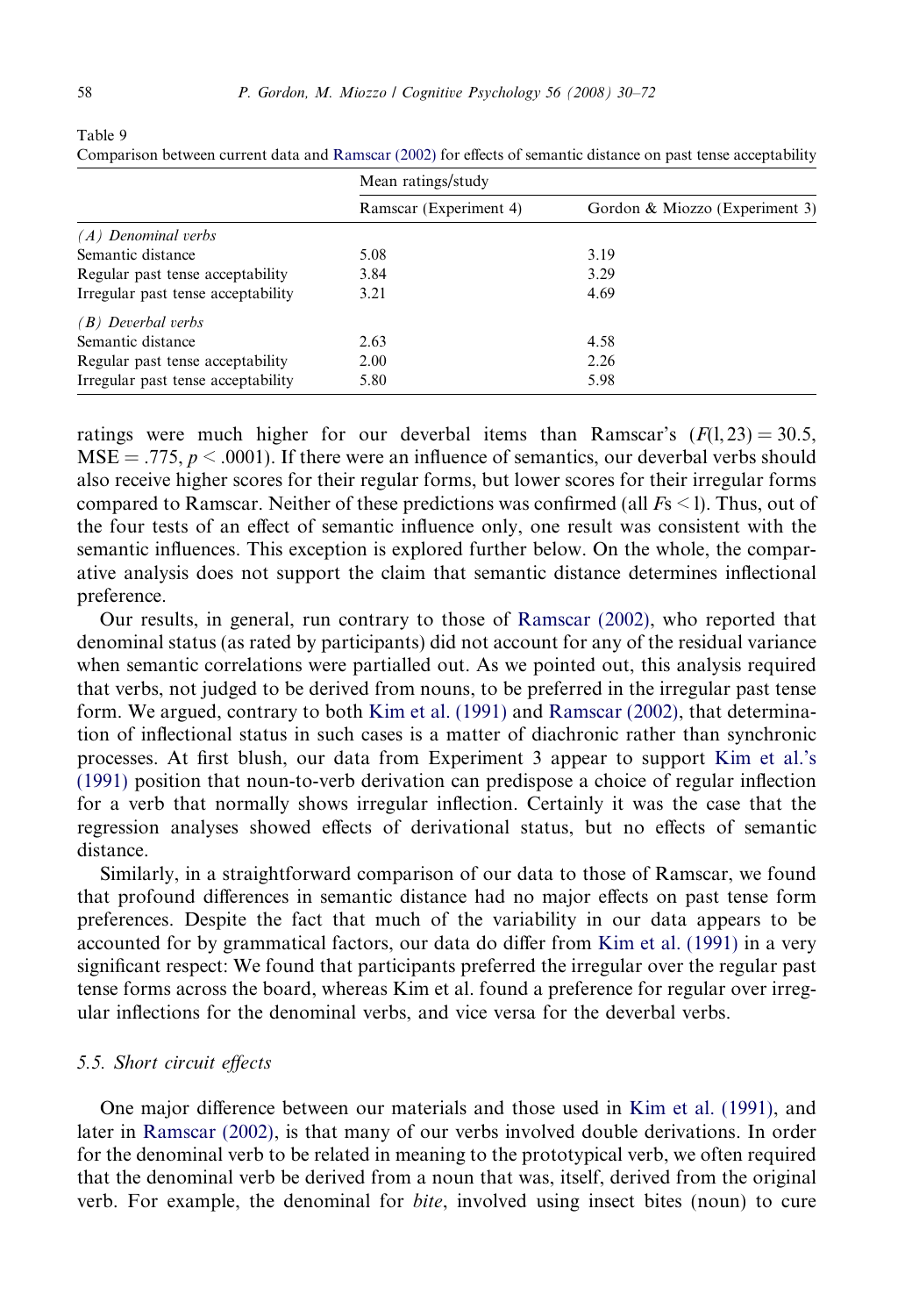Table 9

Comparison between current data and Ramscar (2002) for effects of semantic distance on past tense acceptability

| | Mean ratings/study | |
|---|---|---|
| | Ramscar (Experiment 4) | Gordon & Miozzo (Experiment 3) |
| *(A) Denominal verbs* | | |
| Semantic distance | 5.08 | 3.19 |
| Regular past tense acceptability | 3.84 | 3.29 |
| Irregular past tense acceptability | 3.21 | 4.69 |
| *(B) Deverbal verbs* | | |
| Semantic distance | 2.63 | 4.58 |
| Regular past tense acceptability | 2.00 | 2.26 |
| Irregular past tense acceptability | 5.80 | 5.98 |

ratings were much higher for our deverbal items than Ramscar's ($F(1, 23) = 30.5$, $MSE = .775$, $p < .0001$). If there were an influence of semantics, our deverbal verbs should also receive higher scores for their regular forms, but lower scores for their irregular forms compared to Ramscar. Neither of these predictions was confirmed (all $Fs < 1$). Thus, out of the four tests of an effect of semantic influence only, one result was consistent with the semantic influences. This exception is explored further below. On the whole, the comparative analysis does not support the claim that semantic distance determines inflectional preference.

Our results, in general, run contrary to those of Ramscar (2002), who reported that denominal status (as rated by participants) did not account for any of the residual variance when semantic correlations were partialled out. As we pointed out, this analysis required that verbs, not judged to be derived from nouns, to be preferred in the irregular past tense form. We argued, contrary to both Kim et al. (1991) and Ramscar (2002), that determination of inflectional status in such cases is a matter of diachronic rather than synchronic processes. At first blush, our data from Experiment 3 appear to support Kim et al.'s (1991) position that noun-to-verb derivation can predispose a choice of regular inflection for a verb that normally shows irregular inflection. Certainly it was the case that the regression analyses showed effects of derivational status, but no effects of semantic distance.

Similarly, in a straightforward comparison of our data to those of Ramscar, we found that profound differences in semantic distance had no major effects on past tense form preferences. Despite the fact that much of the variability in our data appears to be accounted for by grammatical factors, our data do differ from Kim et al. (1991) in a very significant respect: We found that participants preferred the irregular over the regular past tense forms across the board, whereas Kim et al. found a preference for regular over irregular inflections for the denominal verbs, and vice versa for the deverbal verbs.

### 5.5. Short circuit effects

One major difference between our materials and those used in Kim et al. (1991), and later in Ramscar (2002), is that many of our verbs involved double derivations. In order for the denominal verb to be related in meaning to the prototypical verb, we often required that the denominal verb be derived from a noun that was, itself, derived from the original verb. For example, the denominal for *bite*, involved using insect bites (noun) to cure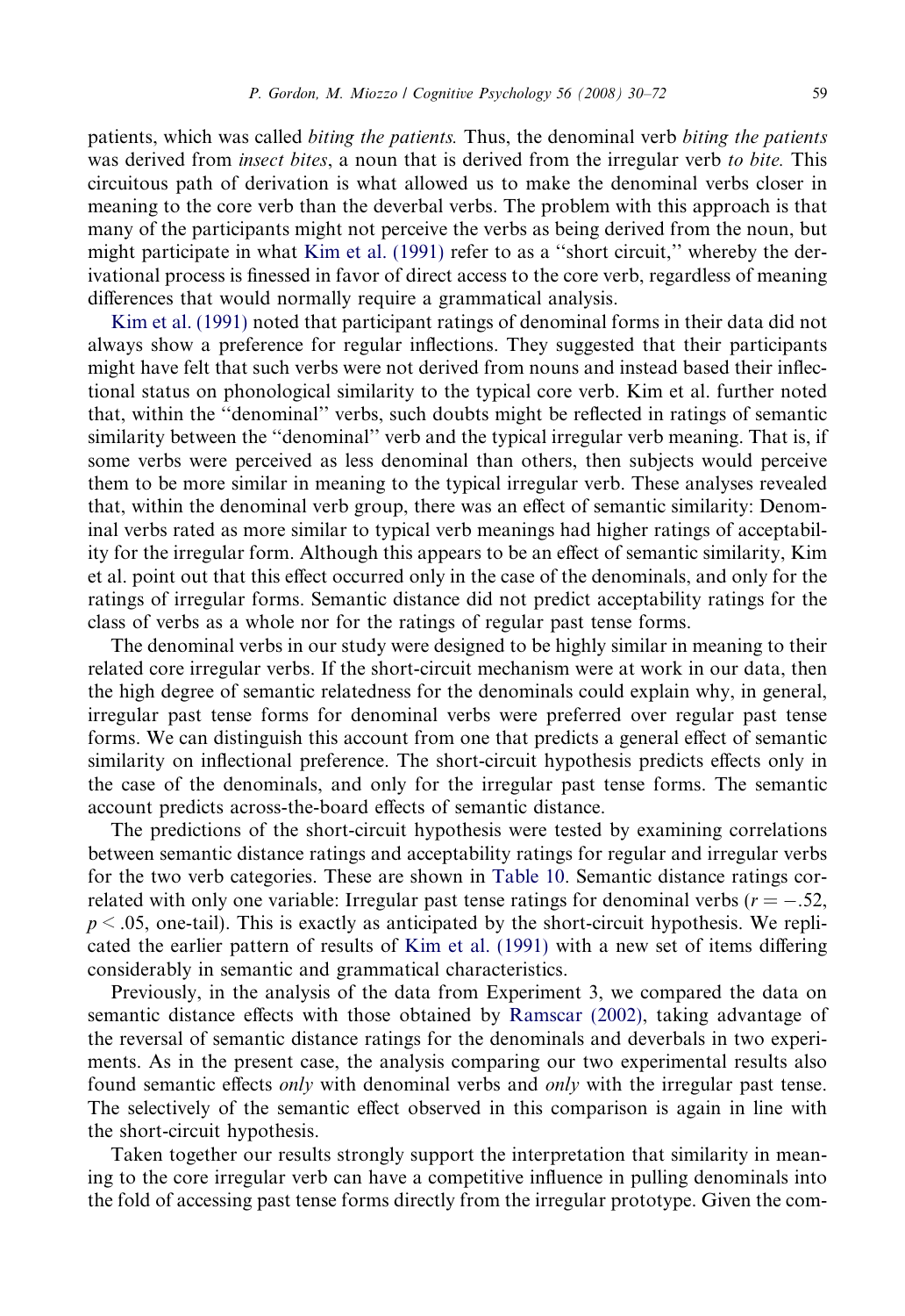patients, which was called *biting the patients.* Thus, the denominal verb *biting the patients* was derived from *insect bites*, a noun that is derived from the irregular verb *to bite.* This circuitous path of derivation is what allowed us to make the denominal verbs closer in meaning to the core verb than the deverbal verbs. The problem with this approach is that many of the participants might not perceive the verbs as being derived from the noun, but might participate in what Kim et al. (1991) refer to as a ''short circuit,'' whereby the derivational process is finessed in favor of direct access to the core verb, regardless of meaning differences that would normally require a grammatical analysis.

Kim et al. (1991) noted that participant ratings of denominal forms in their data did not always show a preference for regular inflections. They suggested that their participants might have felt that such verbs were not derived from nouns and instead based their inflectional status on phonological similarity to the typical core verb. Kim et al. further noted that, within the ''denominal'' verbs, such doubts might be reflected in ratings of semantic similarity between the ''denominal'' verb and the typical irregular verb meaning. That is, if some verbs were perceived as less denominal than others, then subjects would perceive them to be more similar in meaning to the typical irregular verb. These analyses revealed that, within the denominal verb group, there was an effect of semantic similarity: Denominal verbs rated as more similar to typical verb meanings had higher ratings of acceptability for the irregular form. Although this appears to be an effect of semantic similarity, Kim et al. point out that this effect occurred only in the case of the denominals, and only for the ratings of irregular forms. Semantic distance did not predict acceptability ratings for the class of verbs as a whole nor for the ratings of regular past tense forms.

The denominal verbs in our study were designed to be highly similar in meaning to their related core irregular verbs. If the short-circuit mechanism were at work in our data, then the high degree of semantic relatedness for the denominals could explain why, in general, irregular past tense forms for denominal verbs were preferred over regular past tense forms. We can distinguish this account from one that predicts a general effect of semantic similarity on inflectional preference. The short-circuit hypothesis predicts effects only in the case of the denominals, and only for the irregular past tense forms. The semantic account predicts across-the-board effects of semantic distance.

The predictions of the short-circuit hypothesis were tested by examining correlations between semantic distance ratings and acceptability ratings for regular and irregular verbs for the two verb categories. These are shown in Table 10. Semantic distance ratings correlated with only one variable: Irregular past tense ratings for denominal verbs ($r = -.52$, $p < .05$, one-tail). This is exactly as anticipated by the short-circuit hypothesis. We replicated the earlier pattern of results of Kim et al. (1991) with a new set of items differing considerably in semantic and grammatical characteristics.

Previously, in the analysis of the data from Experiment 3, we compared the data on semantic distance effects with those obtained by Ramscar (2002), taking advantage of the reversal of semantic distance ratings for the denominals and deverbals in two experiments. As in the present case, the analysis comparing our two experimental results also found semantic effects *only* with denominal verbs and *only* with the irregular past tense. The selectively of the semantic effect observed in this comparison is again in line with the short-circuit hypothesis.

Taken together our results strongly support the interpretation that similarity in meaning to the core irregular verb can have a competitive influence in pulling denominals into the fold of accessing past tense forms directly from the irregular prototype. Given the com-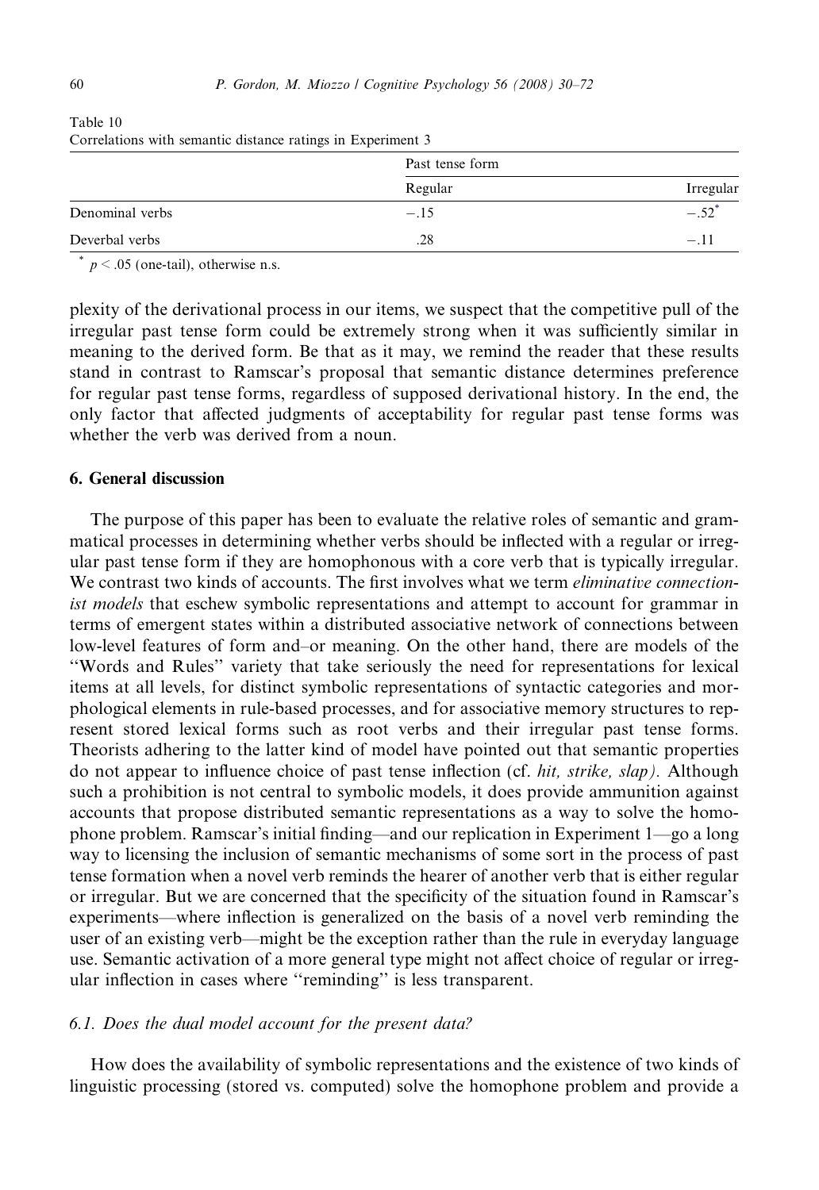Table 10
Correlations with semantic distance ratings in Experiment 3

| | Past tense form | |
|---|---|---|
| | Regular | Irregular |
| Denominal verbs | −.15 | −.52* |
| Deverbal verbs | .28 | −.11 |

* $p < .05$ (one-tail), otherwise n.s.

plexity of the derivational process in our items, we suspect that the competitive pull of the irregular past tense form could be extremely strong when it was sufficiently similar in meaning to the derived form. Be that as it may, we remind the reader that these results stand in contrast to Ramscar's proposal that semantic distance determines preference for regular past tense forms, regardless of supposed derivational history. In the end, the only factor that affected judgments of acceptability for regular past tense forms was whether the verb was derived from a noun.

## 6. General discussion

The purpose of this paper has been to evaluate the relative roles of semantic and grammatical processes in determining whether verbs should be inflected with a regular or irregular past tense form if they are homophonous with a core verb that is typically irregular. We contrast two kinds of accounts. The first involves what we term *eliminative connectionist models* that eschew symbolic representations and attempt to account for grammar in terms of emergent states within a distributed associative network of connections between low-level features of form and–or meaning. On the other hand, there are models of the ''Words and Rules'' variety that take seriously the need for representations for lexical items at all levels, for distinct symbolic representations of syntactic categories and morphological elements in rule-based processes, and for associative memory structures to represent stored lexical forms such as root verbs and their irregular past tense forms. Theorists adhering to the latter kind of model have pointed out that semantic properties do not appear to influence choice of past tense inflection (cf. *hit, strike, slap)*. Although such a prohibition is not central to symbolic models, it does provide ammunition against accounts that propose distributed semantic representations as a way to solve the homophone problem. Ramscar's initial finding—and our replication in Experiment 1—go a long way to licensing the inclusion of semantic mechanisms of some sort in the process of past tense formation when a novel verb reminds the hearer of another verb that is either regular or irregular. But we are concerned that the specificity of the situation found in Ramscar's experiments—where inflection is generalized on the basis of a novel verb reminding the user of an existing verb—might be the exception rather than the rule in everyday language use. Semantic activation of a more general type might not affect choice of regular or irregular inflection in cases where ''reminding'' is less transparent.

### 6.1. Does the dual model account for the present data?

How does the availability of symbolic representations and the existence of two kinds of linguistic processing (stored vs. computed) solve the homophone problem and provide a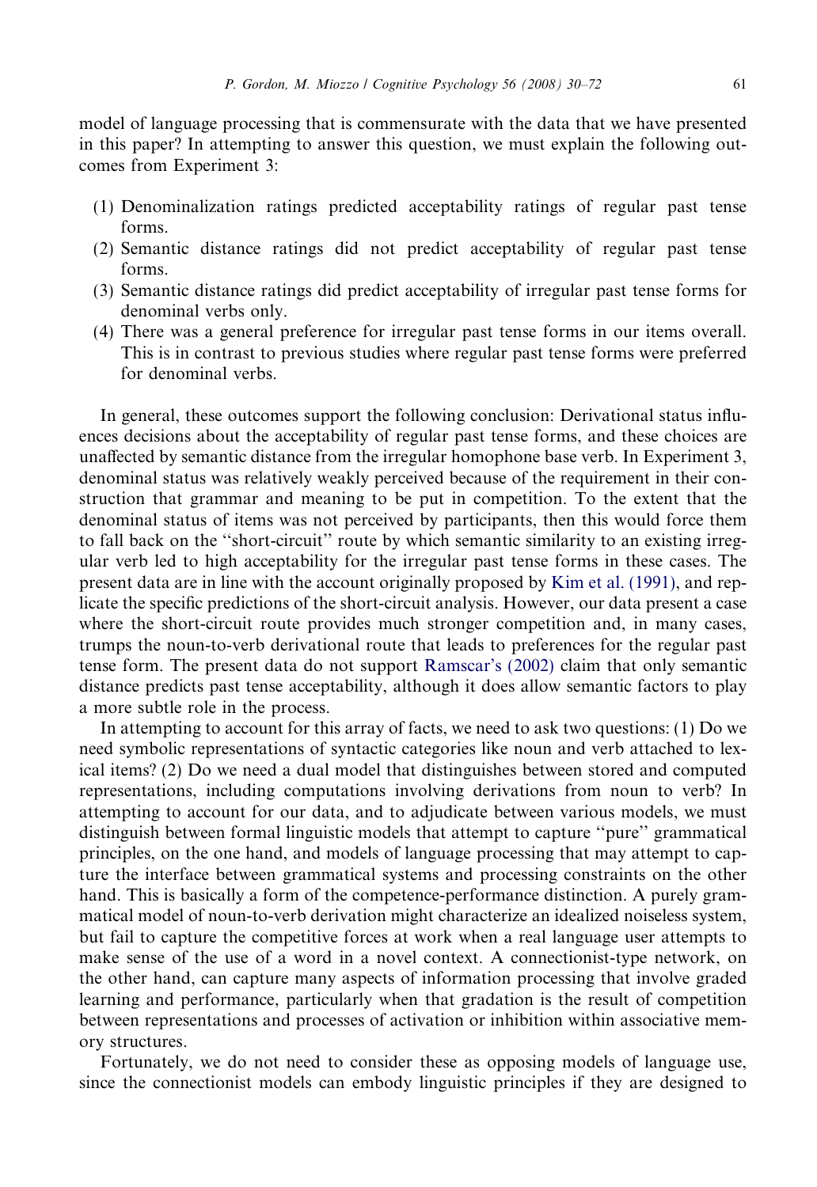model of language processing that is commensurate with the data that we have presented in this paper? In attempting to answer this question, we must explain the following outcomes from Experiment 3:

(1) Denominalization ratings predicted acceptability ratings of regular past tense forms.
(2) Semantic distance ratings did not predict acceptability of regular past tense forms.
(3) Semantic distance ratings did predict acceptability of irregular past tense forms for denominal verbs only.
(4) There was a general preference for irregular past tense forms in our items overall. This is in contrast to previous studies where regular past tense forms were preferred for denominal verbs.

In general, these outcomes support the following conclusion: Derivational status influences decisions about the acceptability of regular past tense forms, and these choices are unaffected by semantic distance from the irregular homophone base verb. In Experiment 3, denominal status was relatively weakly perceived because of the requirement in their construction that grammar and meaning to be put in competition. To the extent that the denominal status of items was not perceived by participants, then this would force them to fall back on the ''short-circuit'' route by which semantic similarity to an existing irregular verb led to high acceptability for the irregular past tense forms in these cases. The present data are in line with the account originally proposed by Kim et al. (1991), and replicate the specific predictions of the short-circuit analysis. However, our data present a case where the short-circuit route provides much stronger competition and, in many cases, trumps the noun-to-verb derivational route that leads to preferences for the regular past tense form. The present data do not support Ramscar's (2002) claim that only semantic distance predicts past tense acceptability, although it does allow semantic factors to play a more subtle role in the process.

In attempting to account for this array of facts, we need to ask two questions: (1) Do we need symbolic representations of syntactic categories like noun and verb attached to lexical items? (2) Do we need a dual model that distinguishes between stored and computed representations, including computations involving derivations from noun to verb? In attempting to account for our data, and to adjudicate between various models, we must distinguish between formal linguistic models that attempt to capture ''pure'' grammatical principles, on the one hand, and models of language processing that may attempt to capture the interface between grammatical systems and processing constraints on the other hand. This is basically a form of the competence-performance distinction. A purely grammatical model of noun-to-verb derivation might characterize an idealized noiseless system, but fail to capture the competitive forces at work when a real language user attempts to make sense of the use of a word in a novel context. A connectionist-type network, on the other hand, can capture many aspects of information processing that involve graded learning and performance, particularly when that gradation is the result of competition between representations and processes of activation or inhibition within associative memory structures.

Fortunately, we do not need to consider these as opposing models of language use, since the connectionist models can embody linguistic principles if they are designed to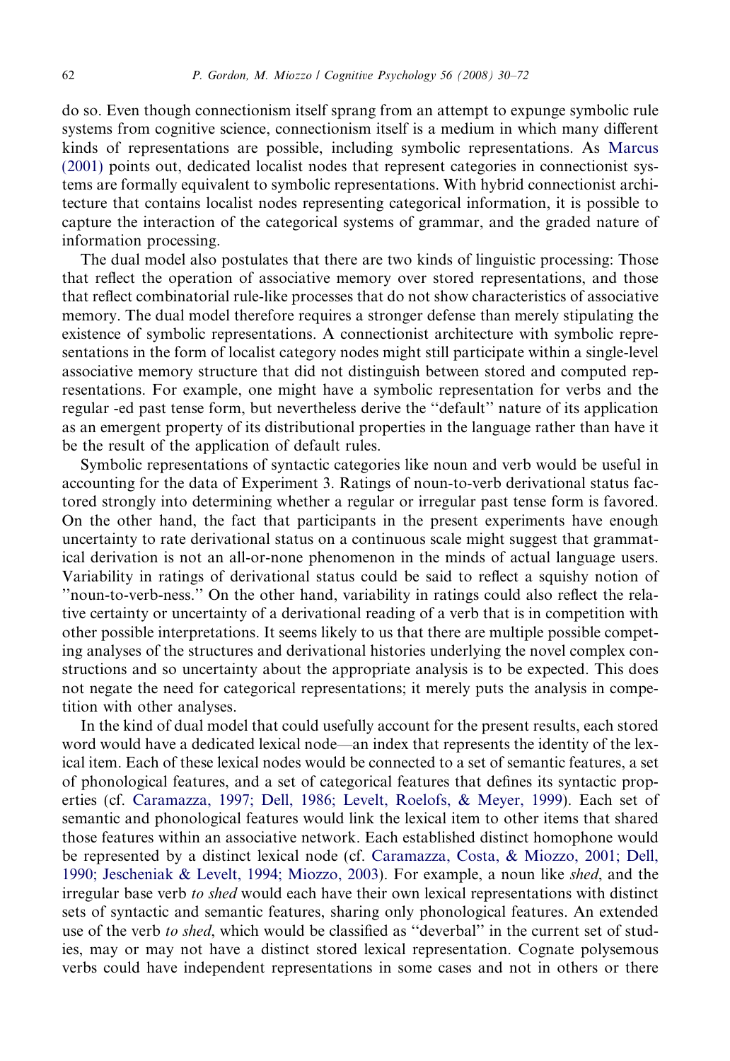do so. Even though connectionism itself sprang from an attempt to expunge symbolic rule systems from cognitive science, connectionism itself is a medium in which many different kinds of representations are possible, including symbolic representations. As Marcus (2001) points out, dedicated localist nodes that represent categories in connectionist systems are formally equivalent to symbolic representations. With hybrid connectionist architecture that contains localist nodes representing categorical information, it is possible to capture the interaction of the categorical systems of grammar, and the graded nature of information processing.

The dual model also postulates that there are two kinds of linguistic processing: Those that reflect the operation of associative memory over stored representations, and those that reflect combinatorial rule-like processes that do not show characteristics of associative memory. The dual model therefore requires a stronger defense than merely stipulating the existence of symbolic representations. A connectionist architecture with symbolic representations in the form of localist category nodes might still participate within a single-level associative memory structure that did not distinguish between stored and computed representations. For example, one might have a symbolic representation for verbs and the regular -ed past tense form, but nevertheless derive the ''default'' nature of its application as an emergent property of its distributional properties in the language rather than have it be the result of the application of default rules.

Symbolic representations of syntactic categories like noun and verb would be useful in accounting for the data of Experiment 3. Ratings of noun-to-verb derivational status factored strongly into determining whether a regular or irregular past tense form is favored. On the other hand, the fact that participants in the present experiments have enough uncertainty to rate derivational status on a continuous scale might suggest that grammatical derivation is not an all-or-none phenomenon in the minds of actual language users. Variability in ratings of derivational status could be said to reflect a squishy notion of ''noun-to-verb-ness.'' On the other hand, variability in ratings could also reflect the relative certainty or uncertainty of a derivational reading of a verb that is in competition with other possible interpretations. It seems likely to us that there are multiple possible competing analyses of the structures and derivational histories underlying the novel complex constructions and so uncertainty about the appropriate analysis is to be expected. This does not negate the need for categorical representations; it merely puts the analysis in competition with other analyses.

In the kind of dual model that could usefully account for the present results, each stored word would have a dedicated lexical node—an index that represents the identity of the lexical item. Each of these lexical nodes would be connected to a set of semantic features, a set of phonological features, and a set of categorical features that defines its syntactic properties (cf. Caramazza, 1997; Dell, 1986; Levelt, Roelofs, & Meyer, 1999). Each set of semantic and phonological features would link the lexical item to other items that shared those features within an associative network. Each established distinct homophone would be represented by a distinct lexical node (cf. Caramazza, Costa, & Miozzo, 2001; Dell, 1990; Jescheniak & Levelt, 1994; Miozzo, 2003). For example, a noun like *shed*, and the irregular base verb *to shed* would each have their own lexical representations with distinct sets of syntactic and semantic features, sharing only phonological features. An extended use of the verb *to shed*, which would be classified as ''deverbal'' in the current set of studies, may or may not have a distinct stored lexical representation. Cognate polysemous verbs could have independent representations in some cases and not in others or there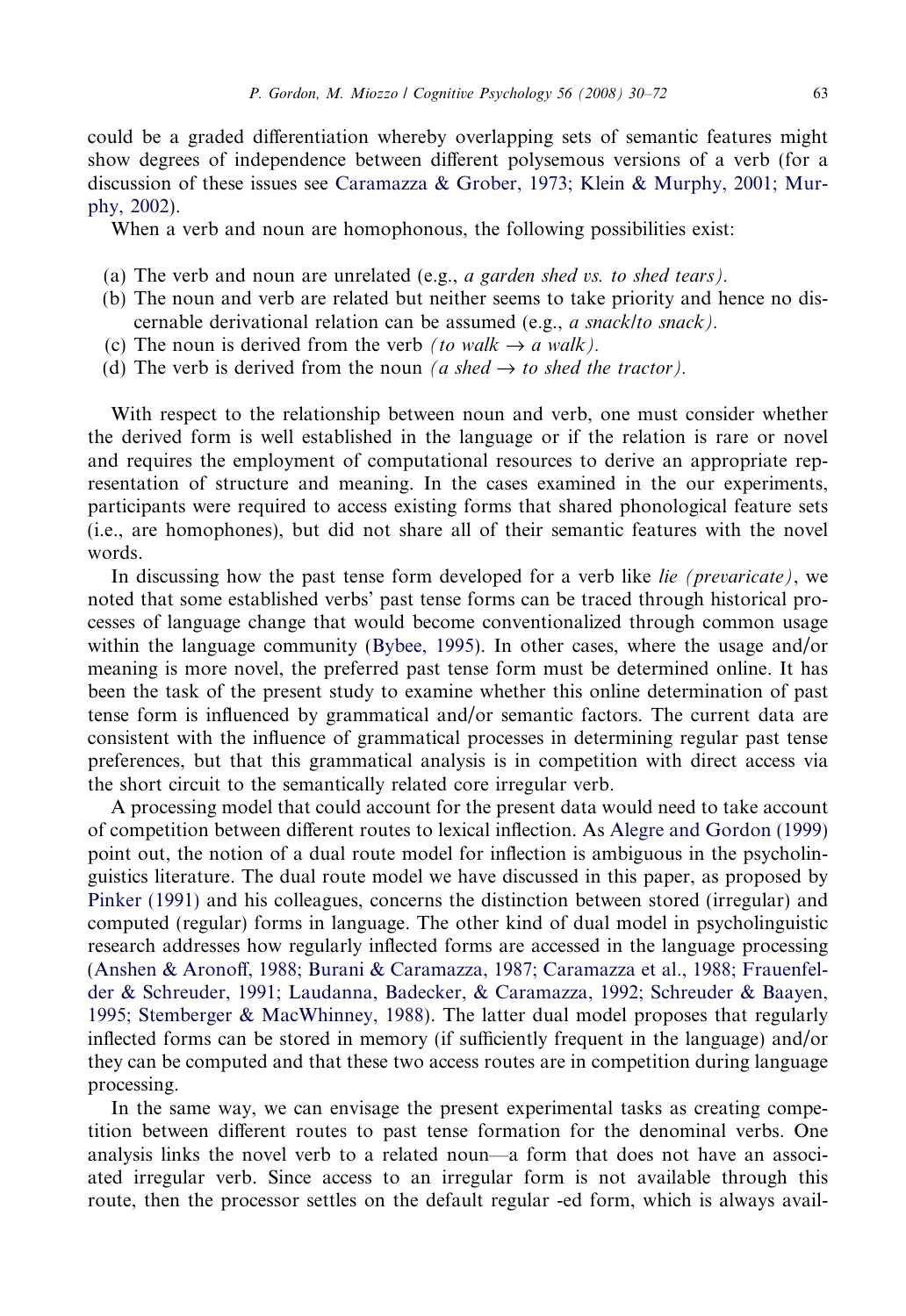could be a graded differentiation whereby overlapping sets of semantic features might show degrees of independence between different polysemous versions of a verb (for a discussion of these issues see Caramazza & Grober, 1973; Klein & Murphy, 2001; Murphy, 2002).

When a verb and noun are homophonous, the following possibilities exist:

(a) The verb and noun are unrelated (e.g., *a garden shed vs. to shed tears).*
(b) The noun and verb are related but neither seems to take priority and hence no discernable derivational relation can be assumed (e.g., *a snack/to snack).*
(c) The noun is derived from the verb *(to walk → a walk).*
(d) The verb is derived from the noun *(a shed → to shed the tractor).*

With respect to the relationship between noun and verb, one must consider whether the derived form is well established in the language or if the relation is rare or novel and requires the employment of computational resources to derive an appropriate representation of structure and meaning. In the cases examined in the our experiments, participants were required to access existing forms that shared phonological feature sets (i.e., are homophones), but did not share all of their semantic features with the novel words.

In discussing how the past tense form developed for a verb like *lie (prevaricate)*, we noted that some established verbs' past tense forms can be traced through historical processes of language change that would become conventionalized through common usage within the language community (Bybee, 1995). In other cases, where the usage and/or meaning is more novel, the preferred past tense form must be determined online. It has been the task of the present study to examine whether this online determination of past tense form is influenced by grammatical and/or semantic factors. The current data are consistent with the influence of grammatical processes in determining regular past tense preferences, but that this grammatical analysis is in competition with direct access via the short circuit to the semantically related core irregular verb.

A processing model that could account for the present data would need to take account of competition between different routes to lexical inflection. As Alegre and Gordon (1999) point out, the notion of a dual route model for inflection is ambiguous in the psycholinguistics literature. The dual route model we have discussed in this paper, as proposed by Pinker (1991) and his colleagues, concerns the distinction between stored (irregular) and computed (regular) forms in language. The other kind of dual model in psycholinguistic research addresses how regularly inflected forms are accessed in the language processing (Anshen & Aronoff, 1988; Burani & Caramazza, 1987; Caramazza et al., 1988; Frauenfelder & Schreuder, 1991; Laudanna, Badecker, & Caramazza, 1992; Schreuder & Baayen, 1995; Stemberger & MacWhinney, 1988). The latter dual model proposes that regularly inflected forms can be stored in memory (if sufficiently frequent in the language) and/or they can be computed and that these two access routes are in competition during language processing.

In the same way, we can envisage the present experimental tasks as creating competition between different routes to past tense formation for the denominal verbs. One analysis links the novel verb to a related noun—a form that does not have an associated irregular verb. Since access to an irregular form is not available through this route, then the processor settles on the default regular -ed form, which is always avail-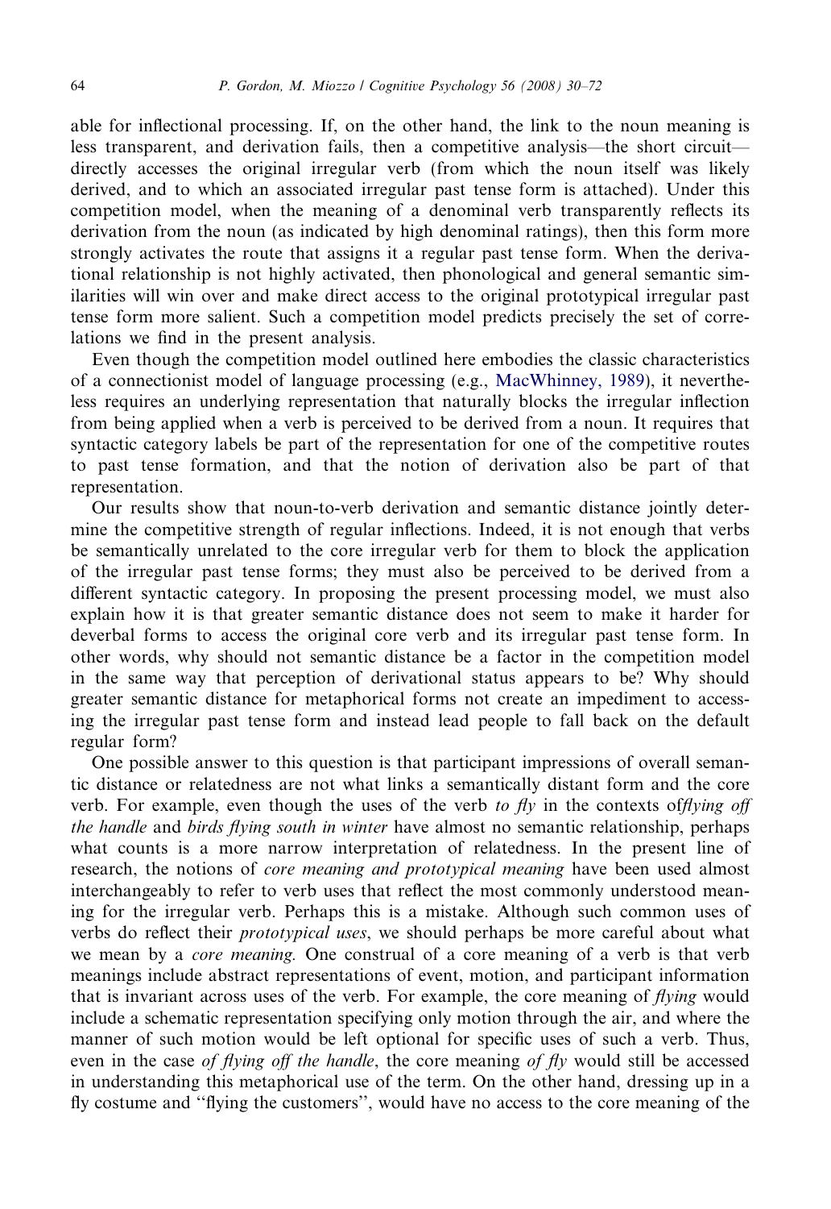able for inflectional processing. If, on the other hand, the link to the noun meaning is less transparent, and derivation fails, then a competitive analysis—the short circuit—directly accesses the original irregular verb (from which the noun itself was likely derived, and to which an associated irregular past tense form is attached). Under this competition model, when the meaning of a denominal verb transparently reflects its derivation from the noun (as indicated by high denominal ratings), then this form more strongly activates the route that assigns it a regular past tense form. When the derivational relationship is not highly activated, then phonological and general semantic similarities will win over and make direct access to the original prototypical irregular past tense form more salient. Such a competition model predicts precisely the set of correlations we find in the present analysis.

Even though the competition model outlined here embodies the classic characteristics of a connectionist model of language processing (e.g., MacWhinney, 1989), it nevertheless requires an underlying representation that naturally blocks the irregular inflection from being applied when a verb is perceived to be derived from a noun. It requires that syntactic category labels be part of the representation for one of the competitive routes to past tense formation, and that the notion of derivation also be part of that representation.

Our results show that noun-to-verb derivation and semantic distance jointly determine the competitive strength of regular inflections. Indeed, it is not enough that verbs be semantically unrelated to the core irregular verb for them to block the application of the irregular past tense forms; they must also be perceived to be derived from a different syntactic category. In proposing the present processing model, we must also explain how it is that greater semantic distance does not seem to make it harder for deverbal forms to access the original core verb and its irregular past tense form. In other words, why should not semantic distance be a factor in the competition model in the same way that perception of derivational status appears to be? Why should greater semantic distance for metaphorical forms not create an impediment to accessing the irregular past tense form and instead lead people to fall back on the default regular form?

One possible answer to this question is that participant impressions of overall semantic distance or relatedness are not what links a semantically distant form and the core verb. For example, even though the uses of the verb *to fly* in the contexts of*flying off the handle* and *birds flying south in winter* have almost no semantic relationship, perhaps what counts is a more narrow interpretation of relatedness. In the present line of research, the notions of *core meaning and prototypical meaning* have been used almost interchangeably to refer to verb uses that reflect the most commonly understood meaning for the irregular verb. Perhaps this is a mistake. Although such common uses of verbs do reflect their *prototypical uses*, we should perhaps be more careful about what we mean by a *core meaning.* One construal of a core meaning of a verb is that verb meanings include abstract representations of event, motion, and participant information that is invariant across uses of the verb. For example, the core meaning of *flying* would include a schematic representation specifying only motion through the air, and where the manner of such motion would be left optional for specific uses of such a verb. Thus, even in the case *of flying off the handle*, the core meaning *of fly* would still be accessed in understanding this metaphorical use of the term. On the other hand, dressing up in a fly costume and "flying the customers", would have no access to the core meaning of the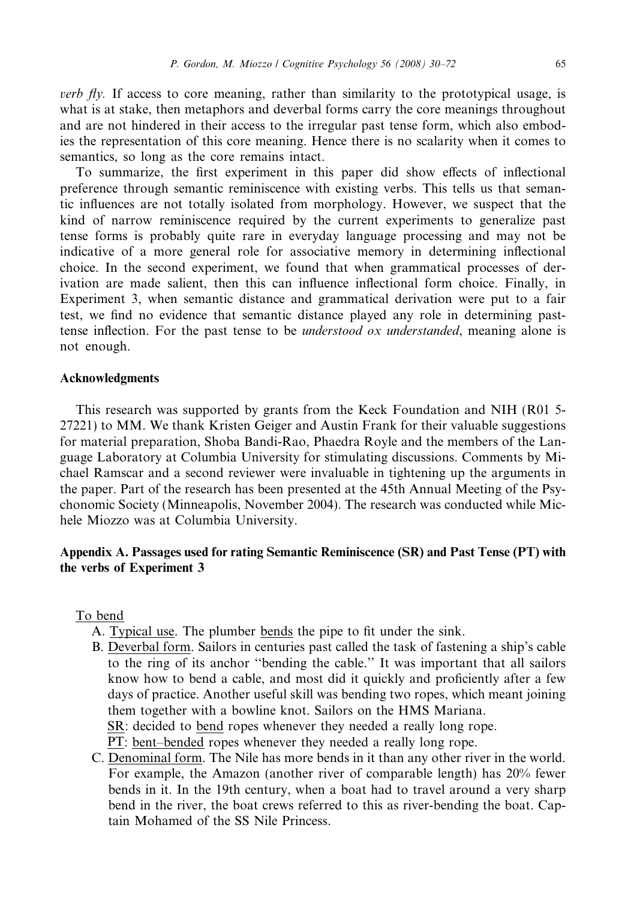*verb fly*. If access to core meaning, rather than similarity to the prototypical usage, is what is at stake, then metaphors and deverbal forms carry the core meanings throughout and are not hindered in their access to the irregular past tense form, which also embodies the representation of this core meaning. Hence there is no scalarity when it comes to semantics, so long as the core remains intact.

To summarize, the first experiment in this paper did show effects of inflectional preference through semantic reminiscence with existing verbs. This tells us that semantic influences are not totally isolated from morphology. However, we suspect that the kind of narrow reminiscence required by the current experiments to generalize past tense forms is probably quite rare in everyday language processing and may not be indicative of a more general role for associative memory in determining inflectional choice. In the second experiment, we found that when grammatical processes of derivation are made salient, then this can influence inflectional form choice. Finally, in Experiment 3, when semantic distance and grammatical derivation were put to a fair test, we find no evidence that semantic distance played any role in determining past-tense inflection. For the past tense to be *understood ox understanded*, meaning alone is not enough.

## Acknowledgments

This research was supported by grants from the Keck Foundation and NIH (R01 5-27221) to MM. We thank Kristen Geiger and Austin Frank for their valuable suggestions for material preparation, Shoba Bandi-Rao, Phaedra Royle and the members of the Language Laboratory at Columbia University for stimulating discussions. Comments by Michael Ramscar and a second reviewer were invaluable in tightening up the arguments in the paper. Part of the research has been presented at the 45th Annual Meeting of the Psychonomic Society (Minneapolis, November 2004). The research was conducted while Michele Miozzo was at Columbia University.

## Appendix A. Passages used for rating Semantic Reminiscence (SR) and Past Tense (PT) with the verbs of Experiment 3

To bend

A. Typical use. The plumber bends the pipe to fit under the sink.

B. Deverbal form. Sailors in centuries past called the task of fastening a ship's cable to the ring of its anchor "bending the cable." It was important that all sailors know how to bend a cable, and most did it quickly and proficiently after a few days of practice. Another useful skill was bending two ropes, which meant joining them together with a bowline knot. Sailors on the HMS Mariana.

SR: decided to bend ropes whenever they needed a really long rope.

PT: bent–bended ropes whenever they needed a really long rope.

C. Denominal form. The Nile has more bends in it than any other river in the world. For example, the Amazon (another river of comparable length) has 20% fewer bends in it. In the 19th century, when a boat had to travel around a very sharp bend in the river, the boat crews referred to this as river-bending the boat. Captain Mohamed of the SS Nile Princess.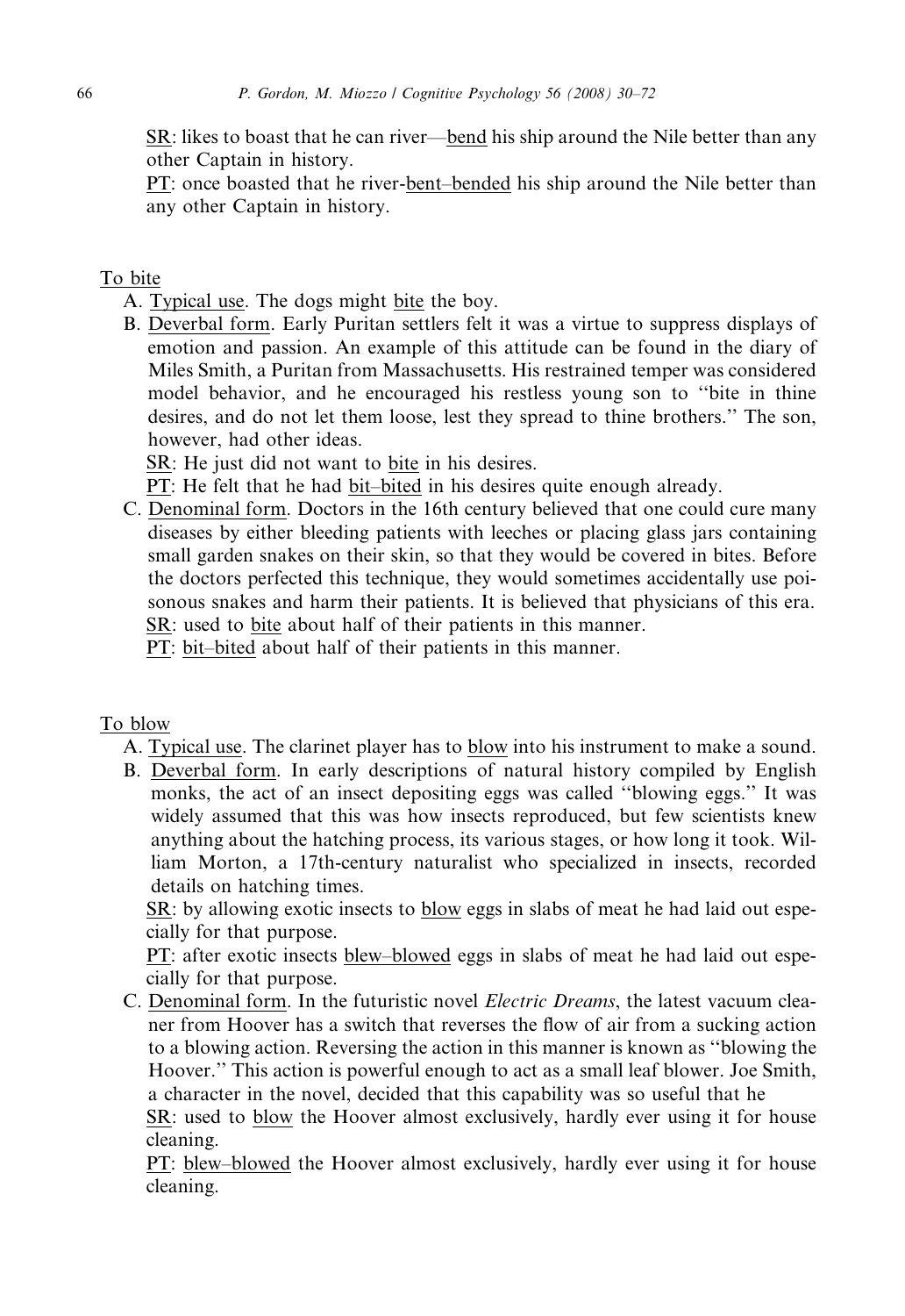SR: likes to boast that he can river—bend his ship around the Nile better than any other Captain in history.

PT: once boasted that he river-bent–bended his ship around the Nile better than any other Captain in history.

To bite

A. Typical use. The dogs might bite the boy.

B. Deverbal form. Early Puritan settlers felt it was a virtue to suppress displays of emotion and passion. An example of this attitude can be found in the diary of Miles Smith, a Puritan from Massachusetts. His restrained temper was considered model behavior, and he encouraged his restless young son to ''bite in thine desires, and do not let them loose, lest they spread to thine brothers.'' The son, however, had other ideas.

SR: He just did not want to bite in his desires.

PT: He felt that he had bit–bited in his desires quite enough already.

C. Denominal form. Doctors in the 16th century believed that one could cure many diseases by either bleeding patients with leeches or placing glass jars containing small garden snakes on their skin, so that they would be covered in bites. Before the doctors perfected this technique, they would sometimes accidentally use poisonous snakes and harm their patients. It is believed that physicians of this era.

SR: used to bite about half of their patients in this manner.

PT: bit–bited about half of their patients in this manner.

To blow

A. Typical use. The clarinet player has to blow into his instrument to make a sound.

B. Deverbal form. In early descriptions of natural history compiled by English monks, the act of an insect depositing eggs was called ''blowing eggs.'' It was widely assumed that this was how insects reproduced, but few scientists knew anything about the hatching process, its various stages, or how long it took. William Morton, a 17th-century naturalist who specialized in insects, recorded details on hatching times.

SR: by allowing exotic insects to blow eggs in slabs of meat he had laid out especially for that purpose.

PT: after exotic insects blew–blowed eggs in slabs of meat he had laid out especially for that purpose.

C. Denominal form. In the futuristic novel *Electric Dreams*, the latest vacuum cleaner from Hoover has a switch that reverses the flow of air from a sucking action to a blowing action. Reversing the action in this manner is known as ''blowing the Hoover.'' This action is powerful enough to act as a small leaf blower. Joe Smith, a character in the novel, decided that this capability was so useful that he

SR: used to blow the Hoover almost exclusively, hardly ever using it for house cleaning.

PT: blew–blowed the Hoover almost exclusively, hardly ever using it for house cleaning.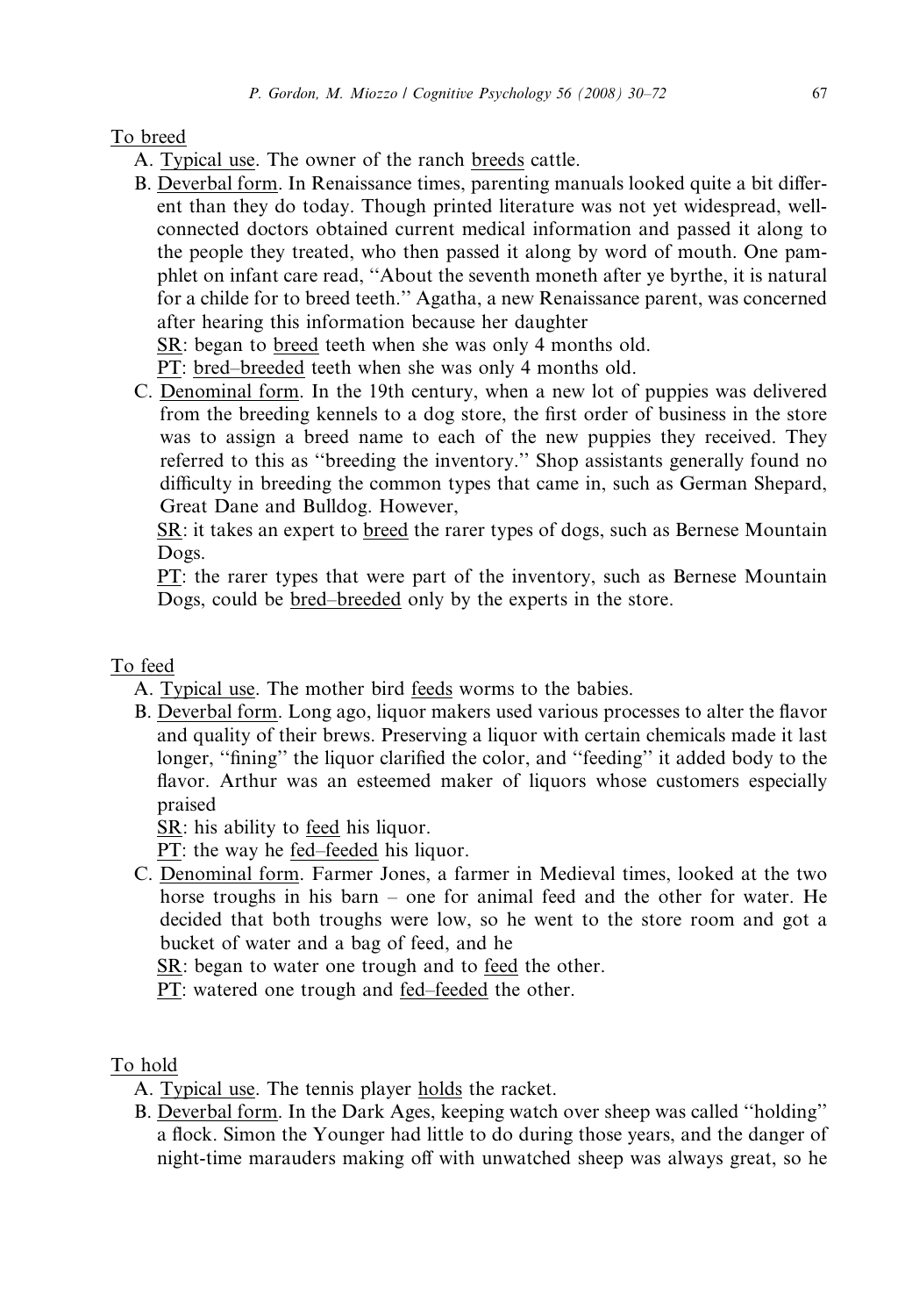To breed

A. Typical use. The owner of the ranch breeds cattle.

B. Deverbal form. In Renaissance times, parenting manuals looked quite a bit different than they do today. Though printed literature was not yet widespread, well-connected doctors obtained current medical information and passed it along to the people they treated, who then passed it along by word of mouth. One pamphlet on infant care read, ''About the seventh moneth after ye byrthe, it is natural for a childe for to breed teeth.'' Agatha, a new Renaissance parent, was concerned after hearing this information because her daughter

SR: began to breed teeth when she was only 4 months old.

PT: bred–breeded teeth when she was only 4 months old.

C. Denominal form. In the 19th century, when a new lot of puppies was delivered from the breeding kennels to a dog store, the first order of business in the store was to assign a breed name to each of the new puppies they received. They referred to this as ''breeding the inventory.'' Shop assistants generally found no difficulty in breeding the common types that came in, such as German Shepard, Great Dane and Bulldog. However,

SR: it takes an expert to breed the rarer types of dogs, such as Bernese Mountain Dogs.

PT: the rarer types that were part of the inventory, such as Bernese Mountain Dogs, could be bred–breeded only by the experts in the store.

To feed

A. Typical use. The mother bird feeds worms to the babies.

B. Deverbal form. Long ago, liquor makers used various processes to alter the flavor and quality of their brews. Preserving a liquor with certain chemicals made it last longer, ''fining'' the liquor clarified the color, and ''feeding'' it added body to the flavor. Arthur was an esteemed maker of liquors whose customers especially praised

SR: his ability to feed his liquor.

PT: the way he fed–feeded his liquor.

C. Denominal form. Farmer Jones, a farmer in Medieval times, looked at the two horse troughs in his barn – one for animal feed and the other for water. He decided that both troughs were low, so he went to the store room and got a bucket of water and a bag of feed, and he

SR: began to water one trough and to feed the other.

PT: watered one trough and fed–feeded the other.

To hold

A. Typical use. The tennis player holds the racket.

B. Deverbal form. In the Dark Ages, keeping watch over sheep was called ''holding'' a flock. Simon the Younger had little to do during those years, and the danger of night-time marauders making off with unwatched sheep was always great, so he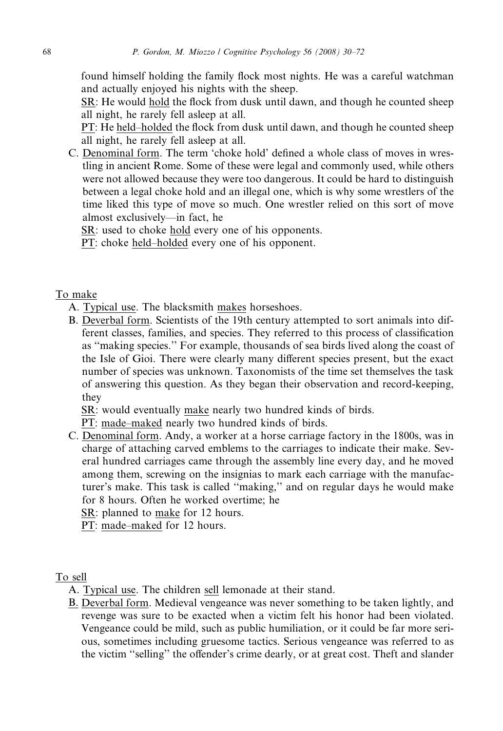found himself holding the family flock most nights. He was a careful watchman and actually enjoyed his nights with the sheep.

<u>SR</u>: He would <u>hold</u> the flock from dusk until dawn, and though he counted sheep all night, he rarely fell asleep at all.

<u>PT</u>: He <u>held–holded</u> the flock from dusk until dawn, and though he counted sheep all night, he rarely fell asleep at all.

C. <u>Denominal form</u>. The term 'choke hold' defined a whole class of moves in wrestling in ancient Rome. Some of these were legal and commonly used, while others were not allowed because they were too dangerous. It could be hard to distinguish between a legal choke hold and an illegal one, which is why some wrestlers of the time liked this type of move so much. One wrestler relied on this sort of move almost exclusively—in fact, he

<u>SR</u>: used to choke <u>hold</u> every one of his opponents.

<u>PT</u>: choke <u>held–holded</u> every one of his opponent.

<u>To make</u>

A. <u>Typical use</u>. The blacksmith <u>makes</u> horseshoes.

B. <u>Deverbal form</u>. Scientists of the 19th century attempted to sort animals into different classes, families, and species. They referred to this process of classification as "making species." For example, thousands of sea birds lived along the coast of the Isle of Gioi. There were clearly many different species present, but the exact number of species was unknown. Taxonomists of the time set themselves the task of answering this question. As they began their observation and record-keeping, they

<u>SR</u>: would eventually <u>make</u> nearly two hundred kinds of birds.

<u>PT</u>: <u>made–maked</u> nearly two hundred kinds of birds.

C. <u>Denominal form</u>. Andy, a worker at a horse carriage factory in the 1800s, was in charge of attaching carved emblems to the carriages to indicate their make. Several hundred carriages came through the assembly line every day, and he moved among them, screwing on the insignias to mark each carriage with the manufacturer's make. This task is called "making," and on regular days he would make for 8 hours. Often he worked overtime; he

<u>SR</u>: planned to <u>make</u> for 12 hours.

<u>PT</u>: <u>made–maked</u> for 12 hours.

<u>To sell</u>

A. <u>Typical use</u>. The children <u>sell</u> lemonade at their stand.

<u>B.</u> <u>Deverbal form</u>. Medieval vengeance was never something to be taken lightly, and revenge was sure to be exacted when a victim felt his honor had been violated. Vengeance could be mild, such as public humiliation, or it could be far more serious, sometimes including gruesome tactics. Serious vengeance was referred to as the victim "selling" the offender's crime dearly, or at great cost. Theft and slander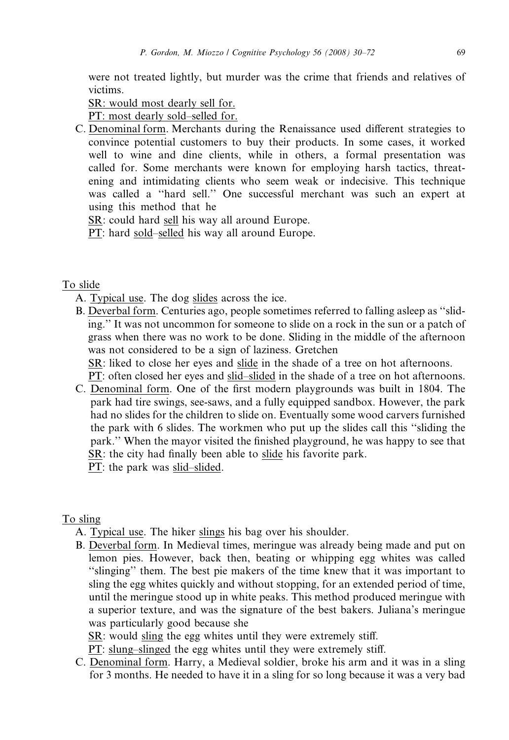were not treated lightly, but murder was the crime that friends and relatives of victims.

SR: would most dearly sell for.

PT: most dearly sold–selled for.

C. Denominal form. Merchants during the Renaissance used different strategies to convince potential customers to buy their products. In some cases, it worked well to wine and dine clients, while in others, a formal presentation was called for. Some merchants were known for employing harsh tactics, threatening and intimidating clients who seem weak or indecisive. This technique was called a ''hard sell.'' One successful merchant was such an expert at using this method that he

SR: could hard sell his way all around Europe.

PT: hard sold–selled his way all around Europe.

To slide

A. Typical use. The dog slides across the ice.

B. Deverbal form. Centuries ago, people sometimes referred to falling asleep as ''sliding.'' It was not uncommon for someone to slide on a rock in the sun or a patch of grass when there was no work to be done. Sliding in the middle of the afternoon was not considered to be a sign of laziness. Gretchen

SR: liked to close her eyes and slide in the shade of a tree on hot afternoons.

PT: often closed her eyes and slid–slided in the shade of a tree on hot afternoons.

C. Denominal form. One of the first modern playgrounds was built in 1804. The park had tire swings, see-saws, and a fully equipped sandbox. However, the park had no slides for the children to slide on. Eventually some wood carvers furnished the park with 6 slides. The workmen who put up the slides call this ''sliding the park.'' When the mayor visited the finished playground, he was happy to see that

SR: the city had finally been able to slide his favorite park.

PT: the park was slid–slided.

To sling

A. Typical use. The hiker slings his bag over his shoulder.

B. Deverbal form. In Medieval times, meringue was already being made and put on lemon pies. However, back then, beating or whipping egg whites was called ''slinging'' them. The best pie makers of the time knew that it was important to sling the egg whites quickly and without stopping, for an extended period of time, until the meringue stood up in white peaks. This method produced meringue with a superior texture, and was the signature of the best bakers. Juliana's meringue was particularly good because she

SR: would sling the egg whites until they were extremely stiff.

PT: slung–slinged the egg whites until they were extremely stiff.

C. Denominal form. Harry, a Medieval soldier, broke his arm and it was in a sling for 3 months. He needed to have it in a sling for so long because it was a very bad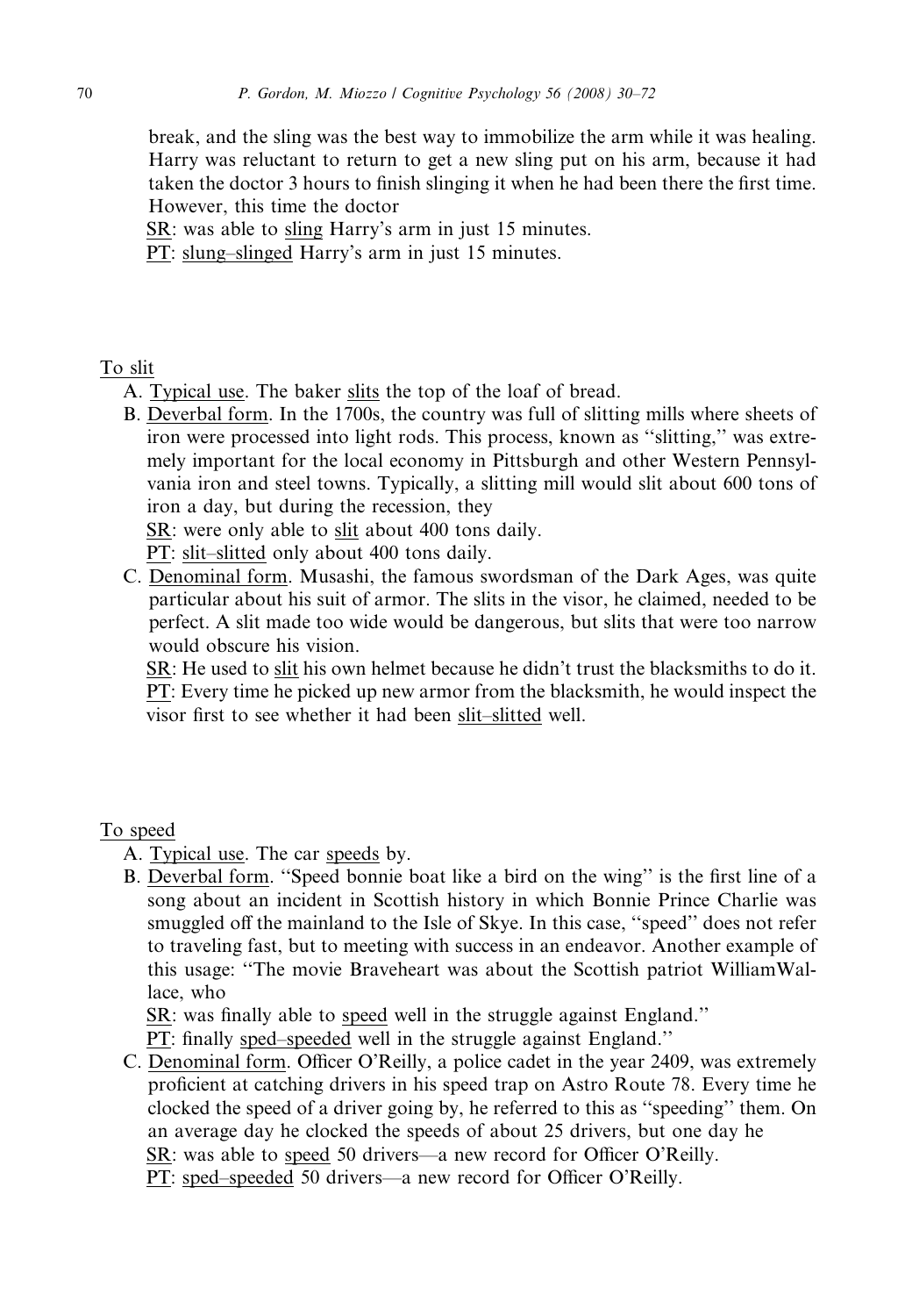break, and the sling was the best way to immobilize the arm while it was healing. Harry was reluctant to return to get a new sling put on his arm, because it had taken the doctor 3 hours to finish slinging it when he had been there the first time. However, this time the doctor

<u>SR</u>: was able to <u>sling</u> Harry's arm in just 15 minutes.

<u>PT</u>: <u>slung–slinged</u> Harry's arm in just 15 minutes.

<u>To slit</u>

A. <u>Typical use</u>. The baker <u>slits</u> the top of the loaf of bread.

B. <u>Deverbal form</u>. In the 1700s, the country was full of slitting mills where sheets of iron were processed into light rods. This process, known as ''slitting,'' was extremely important for the local economy in Pittsburgh and other Western Pennsylvania iron and steel towns. Typically, a slitting mill would slit about 600 tons of iron a day, but during the recession, they

<u>SR</u>: were only able to <u>slit</u> about 400 tons daily.

<u>PT</u>: <u>slit–slitted</u> only about 400 tons daily.

C. <u>Denominal form</u>. Musashi, the famous swordsman of the Dark Ages, was quite particular about his suit of armor. The slits in the visor, he claimed, needed to be perfect. A slit made too wide would be dangerous, but slits that were too narrow would obscure his vision.

<u>SR</u>: He used to <u>slit</u> his own helmet because he didn't trust the blacksmiths to do it.

<u>PT</u>: Every time he picked up new armor from the blacksmith, he would inspect the visor first to see whether it had been <u>slit–slitted</u> well.

<u>To speed</u>

A. <u>Typical use</u>. The car <u>speeds</u> by.

B. <u>Deverbal form</u>. ''Speed bonnie boat like a bird on the wing'' is the first line of a song about an incident in Scottish history in which Bonnie Prince Charlie was smuggled off the mainland to the Isle of Skye. In this case, ''speed'' does not refer to traveling fast, but to meeting with success in an endeavor. Another example of this usage: ''The movie Braveheart was about the Scottish patriot WilliamWallace, who

<u>SR</u>: was finally able to <u>speed</u> well in the struggle against England.''

<u>PT</u>: finally <u>sped–speeded</u> well in the struggle against England.''

C. <u>Denominal form</u>. Officer O'Reilly, a police cadet in the year 2409, was extremely proficient at catching drivers in his speed trap on Astro Route 78. Every time he clocked the speed of a driver going by, he referred to this as ''speeding'' them. On an average day he clocked the speeds of about 25 drivers, but one day he

<u>SR</u>: was able to <u>speed</u> 50 drivers—a new record for Officer O'Reilly.

<u>PT</u>: <u>sped–speeded</u> 50 drivers—a new record for Officer O'Reilly.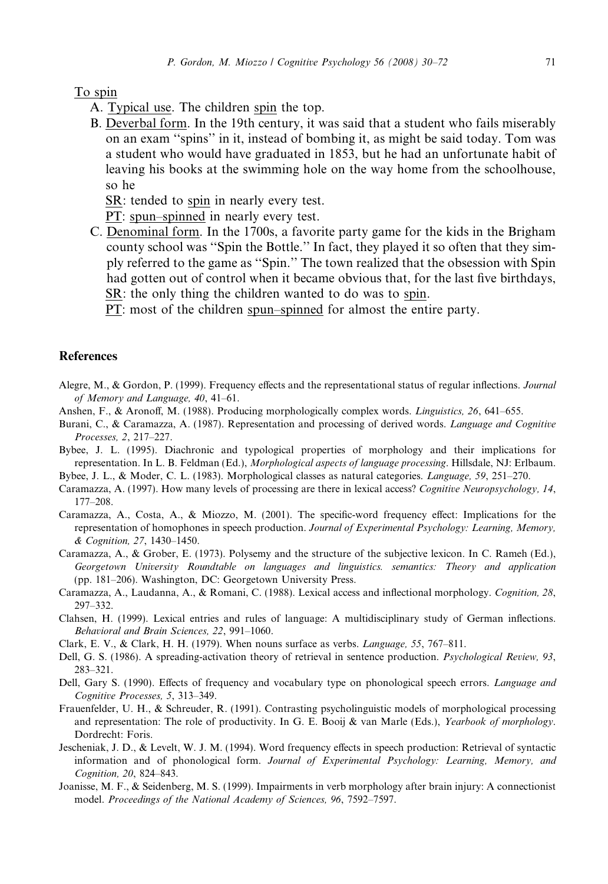To spin

A. Typical use. The children spin the top.

B. Deverbal form. In the 19th century, it was said that a student who fails miserably on an exam ‘‘spins’’ in it, instead of bombing it, as might be said today. Tom was a student who would have graduated in 1853, but he had an unfortunate habit of leaving his books at the swimming hole on the way home from the schoolhouse, so he

SR: tended to spin in nearly every test.

PT: spun–spinned in nearly every test.

C. Denominal form. In the 1700s, a favorite party game for the kids in the Brigham county school was ‘‘Spin the Bottle.’’ In fact, they played it so often that they simply referred to the game as ‘‘Spin.’’ The town realized that the obsession with Spin had gotten out of control when it became obvious that, for the last five birthdays,

SR: the only thing the children wanted to do was to spin.

PT: most of the children spun–spinned for almost the entire party.

## References

Alegre, M., & Gordon, P. (1999). Frequency effects and the representational status of regular inflections. *Journal of Memory and Language, 40*, 41–61.

Anshen, F., & Aronoff, M. (1988). Producing morphologically complex words. *Linguistics, 26*, 641–655.

Burani, C., & Caramazza, A. (1987). Representation and processing of derived words. *Language and Cognitive Processes, 2*, 217–227.

Bybee, J. L. (1995). Diachronic and typological properties of morphology and their implications for representation. In L. B. Feldman (Ed.), *Morphological aspects of language processing*. Hillsdale, NJ: Erlbaum.

Bybee, J. L., & Moder, C. L. (1983). Morphological classes as natural categories. *Language, 59*, 251–270.

Caramazza, A. (1997). How many levels of processing are there in lexical access? *Cognitive Neuropsychology, 14*, 177–208.

Caramazza, A., Costa, A., & Miozzo, M. (2001). The specific-word frequency effect: Implications for the representation of homophones in speech production. *Journal of Experimental Psychology: Learning, Memory, & Cognition, 27*, 1430–1450.

Caramazza, A., & Grober, E. (1973). Polysemy and the structure of the subjective lexicon. In C. Rameh (Ed.), *Georgetown University Roundtable on languages and linguistics. semantics: Theory and application* (pp. 181–206). Washington, DC: Georgetown University Press.

Caramazza, A., Laudanna, A., & Romani, C. (1988). Lexical access and inflectional morphology. *Cognition, 28*, 297–332.

Clahsen, H. (1999). Lexical entries and rules of language: A multidisciplinary study of German inflections. *Behavioral and Brain Sciences, 22*, 991–1060.

Clark, E. V., & Clark, H. H. (1979). When nouns surface as verbs. *Language, 55*, 767–811.

Dell, G. S. (1986). A spreading-activation theory of retrieval in sentence production. *Psychological Review, 93*, 283–321.

Dell, Gary S. (1990). Effects of frequency and vocabulary type on phonological speech errors. *Language and Cognitive Processes, 5*, 313–349.

Frauenfelder, U. H., & Schreuder, R. (1991). Contrasting psycholinguistic models of morphological processing and representation: The role of productivity. In G. E. Booij & van Marle (Eds.), *Yearbook of morphology*. Dordrecht: Foris.

Jescheniak, J. D., & Levelt, W. J. M. (1994). Word frequency effects in speech production: Retrieval of syntactic information and of phonological form. *Journal of Experimental Psychology: Learning, Memory, and Cognition, 20*, 824–843.

Joanisse, M. F., & Seidenberg, M. S. (1999). Impairments in verb morphology after brain injury: A connectionist model. *Proceedings of the National Academy of Sciences, 96*, 7592–7597.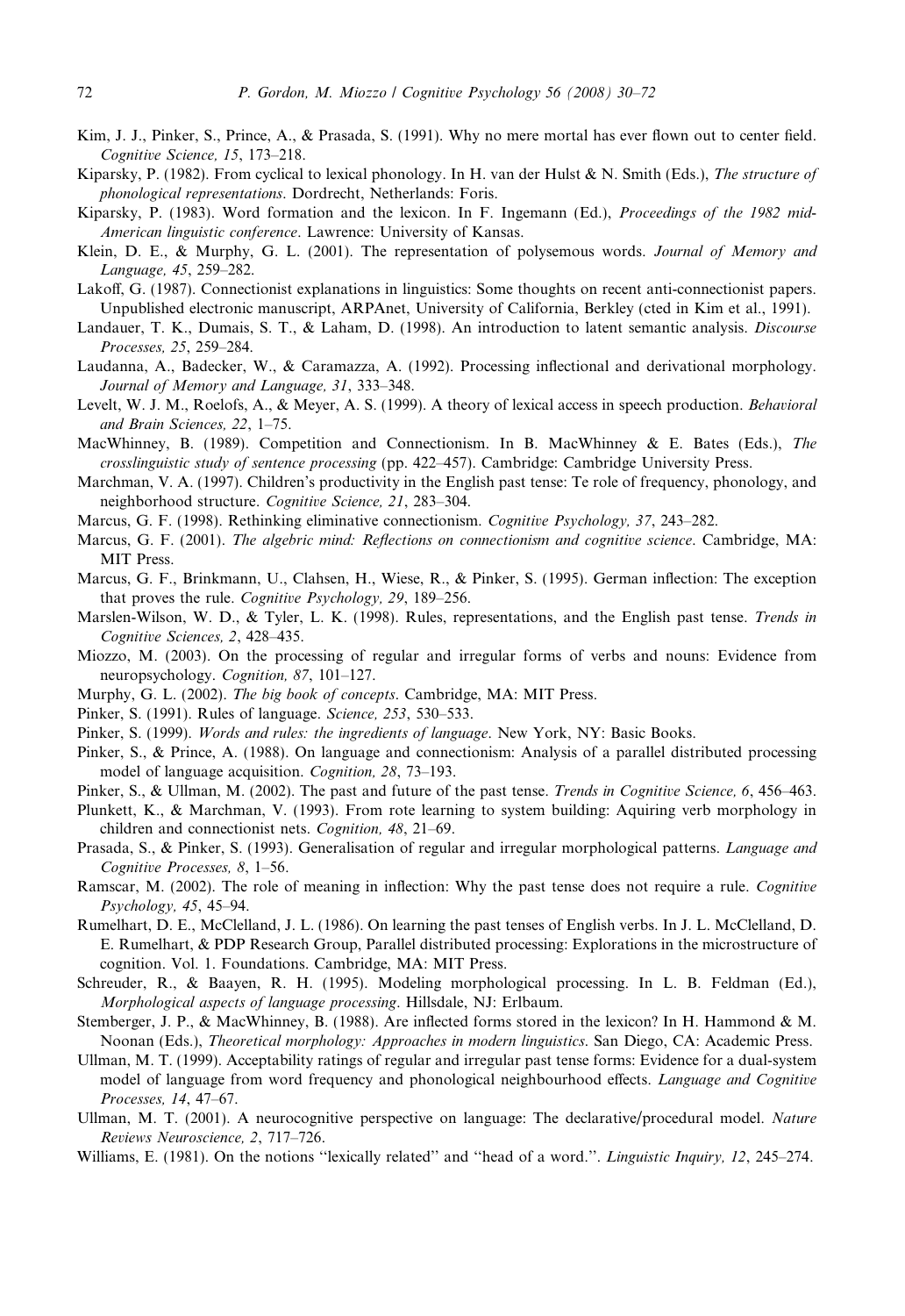Kim, J. J., Pinker, S., Prince, A., & Prasada, S. (1991). Why no mere mortal has ever flown out to center field. *Cognitive Science, 15*, 173–218.

Kiparsky, P. (1982). From cyclical to lexical phonology. In H. van der Hulst & N. Smith (Eds.), *The structure of phonological representations*. Dordrecht, Netherlands: Foris.

Kiparsky, P. (1983). Word formation and the lexicon. In F. Ingemann (Ed.), *Proceedings of the 1982 mid-American linguistic conference*. Lawrence: University of Kansas.

Klein, D. E., & Murphy, G. L. (2001). The representation of polysemous words. *Journal of Memory and Language, 45*, 259–282.

Lakoff, G. (1987). Connectionist explanations in linguistics: Some thoughts on recent anti-connectionist papers. Unpublished electronic manuscript, ARPAnet, University of California, Berkley (cted in Kim et al., 1991).

Landauer, T. K., Dumais, S. T., & Laham, D. (1998). An introduction to latent semantic analysis. *Discourse Processes, 25*, 259–284.

Laudanna, A., Badecker, W., & Caramazza, A. (1992). Processing inflectional and derivational morphology. *Journal of Memory and Language, 31*, 333–348.

Levelt, W. J. M., Roelofs, A., & Meyer, A. S. (1999). A theory of lexical access in speech production. *Behavioral and Brain Sciences, 22*, 1–75.

MacWhinney, B. (1989). Competition and Connectionism. In B. MacWhinney & E. Bates (Eds.), *The crosslinguistic study of sentence processing* (pp. 422–457). Cambridge: Cambridge University Press.

Marchman, V. A. (1997). Children's productivity in the English past tense: Te role of frequency, phonology, and neighborhood structure. *Cognitive Science, 21*, 283–304.

Marcus, G. F. (1998). Rethinking eliminative connectionism. *Cognitive Psychology, 37*, 243–282.

Marcus, G. F. (2001). *The algebric mind: Reflections on connectionism and cognitive science*. Cambridge, MA: MIT Press.

Marcus, G. F., Brinkmann, U., Clahsen, H., Wiese, R., & Pinker, S. (1995). German inflection: The exception that proves the rule. *Cognitive Psychology, 29*, 189–256.

Marslen-Wilson, W. D., & Tyler, L. K. (1998). Rules, representations, and the English past tense. *Trends in Cognitive Sciences, 2*, 428–435.

Miozzo, M. (2003). On the processing of regular and irregular forms of verbs and nouns: Evidence from neuropsychology. *Cognition, 87*, 101–127.

Murphy, G. L. (2002). *The big book of concepts*. Cambridge, MA: MIT Press.

Pinker, S. (1991). Rules of language. *Science, 253*, 530–533.

Pinker, S. (1999). *Words and rules: the ingredients of language*. New York, NY: Basic Books.

Pinker, S., & Prince, A. (1988). On language and connectionism: Analysis of a parallel distributed processing model of language acquisition. *Cognition, 28*, 73–193.

Pinker, S., & Ullman, M. (2002). The past and future of the past tense. *Trends in Cognitive Science, 6*, 456–463.

Plunkett, K., & Marchman, V. (1993). From rote learning to system building: Aquiring verb morphology in children and connectionist nets. *Cognition, 48*, 21–69.

Prasada, S., & Pinker, S. (1993). Generalisation of regular and irregular morphological patterns. *Language and Cognitive Processes, 8*, 1–56.

Ramscar, M. (2002). The role of meaning in inflection: Why the past tense does not require a rule. *Cognitive Psychology, 45*, 45–94.

Rumelhart, D. E., McClelland, J. L. (1986). On learning the past tenses of English verbs. In J. L. McClelland, D. E. Rumelhart, & PDP Research Group, Parallel distributed processing: Explorations in the microstructure of cognition. Vol. 1. Foundations. Cambridge, MA: MIT Press.

Schreuder, R., & Baayen, R. H. (1995). Modeling morphological processing. In L. B. Feldman (Ed.), *Morphological aspects of language processing*. Hillsdale, NJ: Erlbaum.

Stemberger, J. P., & MacWhinney, B. (1988). Are inflected forms stored in the lexicon? In H. Hammond & M. Noonan (Eds.), *Theoretical morphology: Approaches in modern linguistics*. San Diego, CA: Academic Press.

Ullman, M. T. (1999). Acceptability ratings of regular and irregular past tense forms: Evidence for a dual-system model of language from word frequency and phonological neighbourhood effects. *Language and Cognitive Processes, 14*, 47–67.

Ullman, M. T. (2001). A neurocognitive perspective on language: The declarative/procedural model. *Nature Reviews Neuroscience, 2*, 717–726.

Williams, E. (1981). On the notions ''lexically related'' and ''head of a word.''. *Linguistic Inquiry, 12*, 245–274.